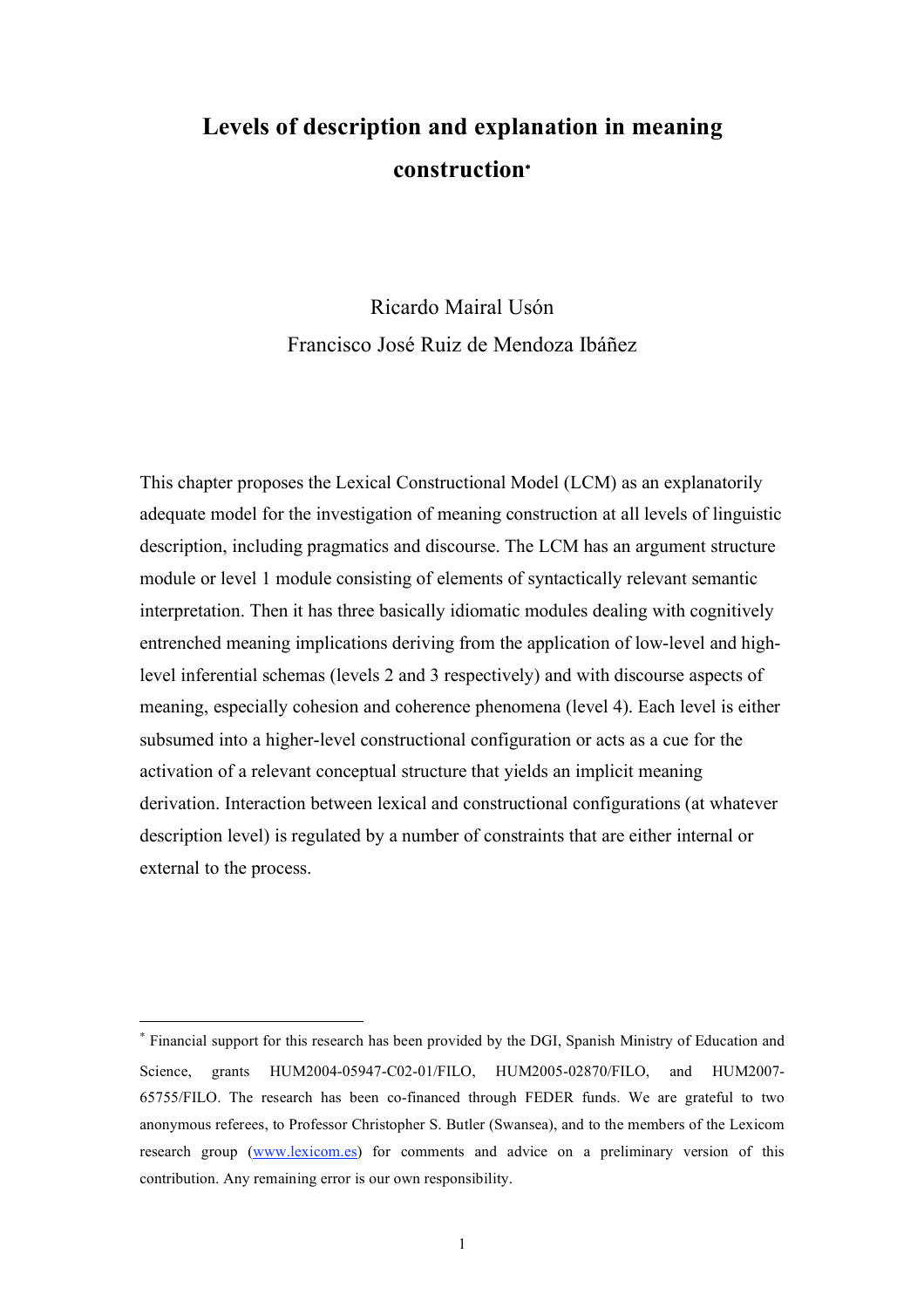# Levels of description and explanation in meaning construction*

Ricardo Mairal Usón
Francisco José Ruiz de Mendoza Ibáñez

This chapter proposes the Lexical Constructional Model (LCM) as an explanatorily adequate model for the investigation of meaning construction at all levels of linguistic description, including pragmatics and discourse. The LCM has an argument structure module or level 1 module consisting of elements of syntactically relevant semantic interpretation. Then it has three basically idiomatic modules dealing with cognitively entrenched meaning implications deriving from the application of low-level and high-level inferential schemas (levels 2 and 3 respectively) and with discourse aspects of meaning, especially cohesion and coherence phenomena (level 4). Each level is either subsumed into a higher-level constructional configuration or acts as a cue for the activation of a relevant conceptual structure that yields an implicit meaning derivation. Interaction between lexical and constructional configurations (at whatever description level) is regulated by a number of constraints that are either internal or external to the process.

---

* Financial support for this research has been provided by the DGI, Spanish Ministry of Education and Science, grants HUM2004-05947-C02-01/FILO, HUM2005-02870/FILO, and HUM2007-65755/FILO. The research has been co-financed through FEDER funds. We are grateful to two anonymous referees, to Professor Christopher S. Butler (Swansea), and to the members of the Lexicom research group (www.lexicom.es) for comments and advice on a preliminary version of this contribution. Any remaining error is our own responsibility.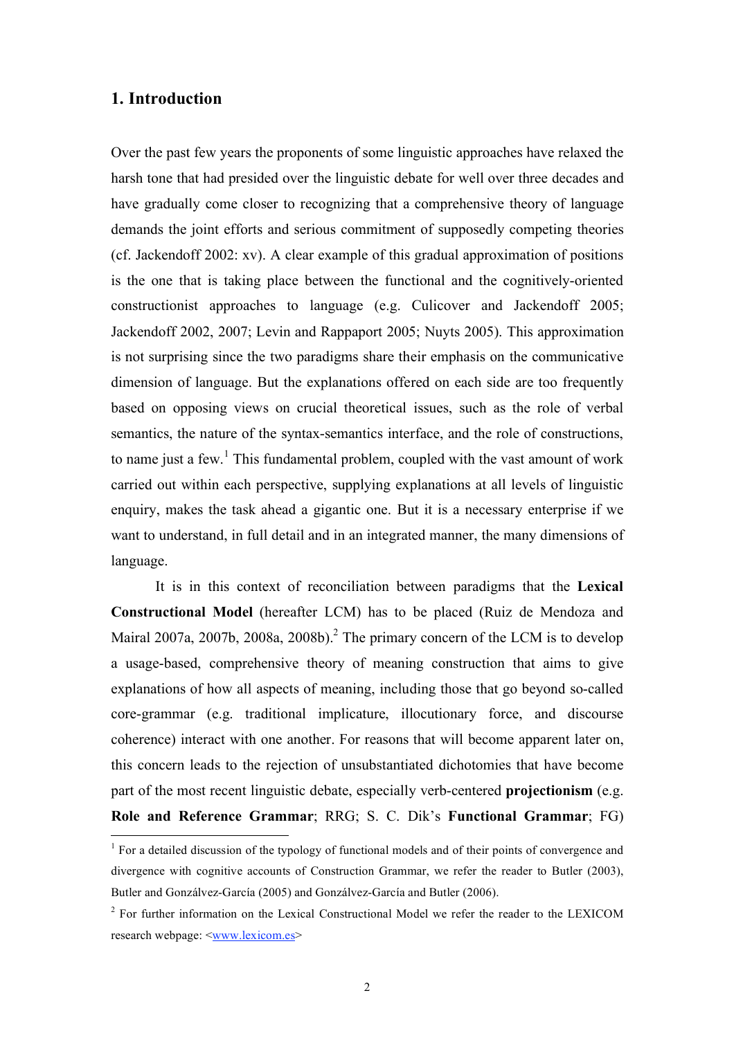## 1. Introduction

Over the past few years the proponents of some linguistic approaches have relaxed the harsh tone that had presided over the linguistic debate for well over three decades and have gradually come closer to recognizing that a comprehensive theory of language demands the joint efforts and serious commitment of supposedly competing theories (cf. Jackendoff 2002: xv). A clear example of this gradual approximation of positions is the one that is taking place between the functional and the cognitively-oriented constructionist approaches to language (e.g. Culicover and Jackendoff 2005; Jackendoff 2002, 2007; Levin and Rappaport 2005; Nuyts 2005). This approximation is not surprising since the two paradigms share their emphasis on the communicative dimension of language. But the explanations offered on each side are too frequently based on opposing views on crucial theoretical issues, such as the role of verbal semantics, the nature of the syntax-semantics interface, and the role of constructions, to name just a few.[1] This fundamental problem, coupled with the vast amount of work carried out within each perspective, supplying explanations at all levels of linguistic enquiry, makes the task ahead a gigantic one. But it is a necessary enterprise if we want to understand, in full detail and in an integrated manner, the many dimensions of language.

It is in this context of reconciliation between paradigms that the **Lexical Constructional Model** (hereafter LCM) has to be placed (Ruiz de Mendoza and Mairal 2007a, 2007b, 2008a, 2008b).[2] The primary concern of the LCM is to develop a usage-based, comprehensive theory of meaning construction that aims to give explanations of how all aspects of meaning, including those that go beyond so-called core-grammar (e.g. traditional implicature, illocutionary force, and discourse coherence) interact with one another. For reasons that will become apparent later on, this concern leads to the rejection of unsubstantiated dichotomies that have become part of the most recent linguistic debate, especially verb-centered **projectionism** (e.g. **Role and Reference Grammar**; RRG; S. C. Dik's **Functional Grammar**; FG)

[1] For a detailed discussion of the typology of functional models and of their points of convergence and divergence with cognitive accounts of Construction Grammar, we refer the reader to Butler (2003), Butler and Gonzálvez-García (2005) and Gonzálvez-García and Butler (2006).

[2] For further information on the Lexical Constructional Model we refer the reader to the LEXICOM research webpage: <www.lexicom.es>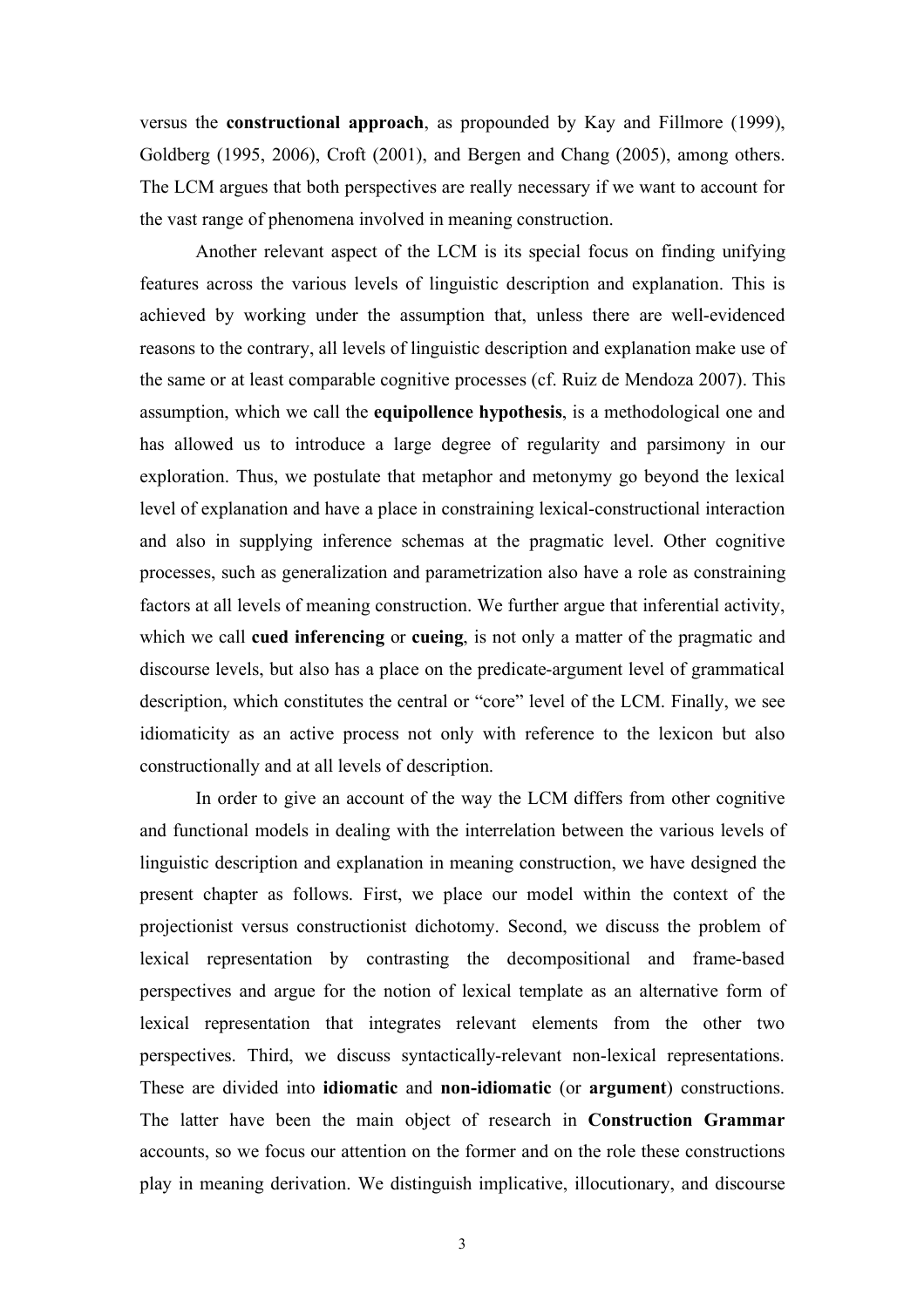versus the **constructional approach**, as propounded by Kay and Fillmore (1999), Goldberg (1995, 2006), Croft (2001), and Bergen and Chang (2005), among others. The LCM argues that both perspectives are really necessary if we want to account for the vast range of phenomena involved in meaning construction.

Another relevant aspect of the LCM is its special focus on finding unifying features across the various levels of linguistic description and explanation. This is achieved by working under the assumption that, unless there are well-evidenced reasons to the contrary, all levels of linguistic description and explanation make use of the same or at least comparable cognitive processes (cf. Ruiz de Mendoza 2007). This assumption, which we call the **equipollence hypothesis**, is a methodological one and has allowed us to introduce a large degree of regularity and parsimony in our exploration. Thus, we postulate that metaphor and metonymy go beyond the lexical level of explanation and have a place in constraining lexical-constructional interaction and also in supplying inference schemas at the pragmatic level. Other cognitive processes, such as generalization and parametrization also have a role as constraining factors at all levels of meaning construction. We further argue that inferential activity, which we call **cued inferencing** or **cueing**, is not only a matter of the pragmatic and discourse levels, but also has a place on the predicate-argument level of grammatical description, which constitutes the central or "core" level of the LCM. Finally, we see idiomaticity as an active process not only with reference to the lexicon but also constructionally and at all levels of description.

In order to give an account of the way the LCM differs from other cognitive and functional models in dealing with the interrelation between the various levels of linguistic description and explanation in meaning construction, we have designed the present chapter as follows. First, we place our model within the context of the projectionist versus constructionist dichotomy. Second, we discuss the problem of lexical representation by contrasting the decompositional and frame-based perspectives and argue for the notion of lexical template as an alternative form of lexical representation that integrates relevant elements from the other two perspectives. Third, we discuss syntactically-relevant non-lexical representations. These are divided into **idiomatic** and **non-idiomatic** (or **argument**) constructions. The latter have been the main object of research in **Construction Grammar** accounts, so we focus our attention on the former and on the role these constructions play in meaning derivation. We distinguish implicative, illocutionary, and discourse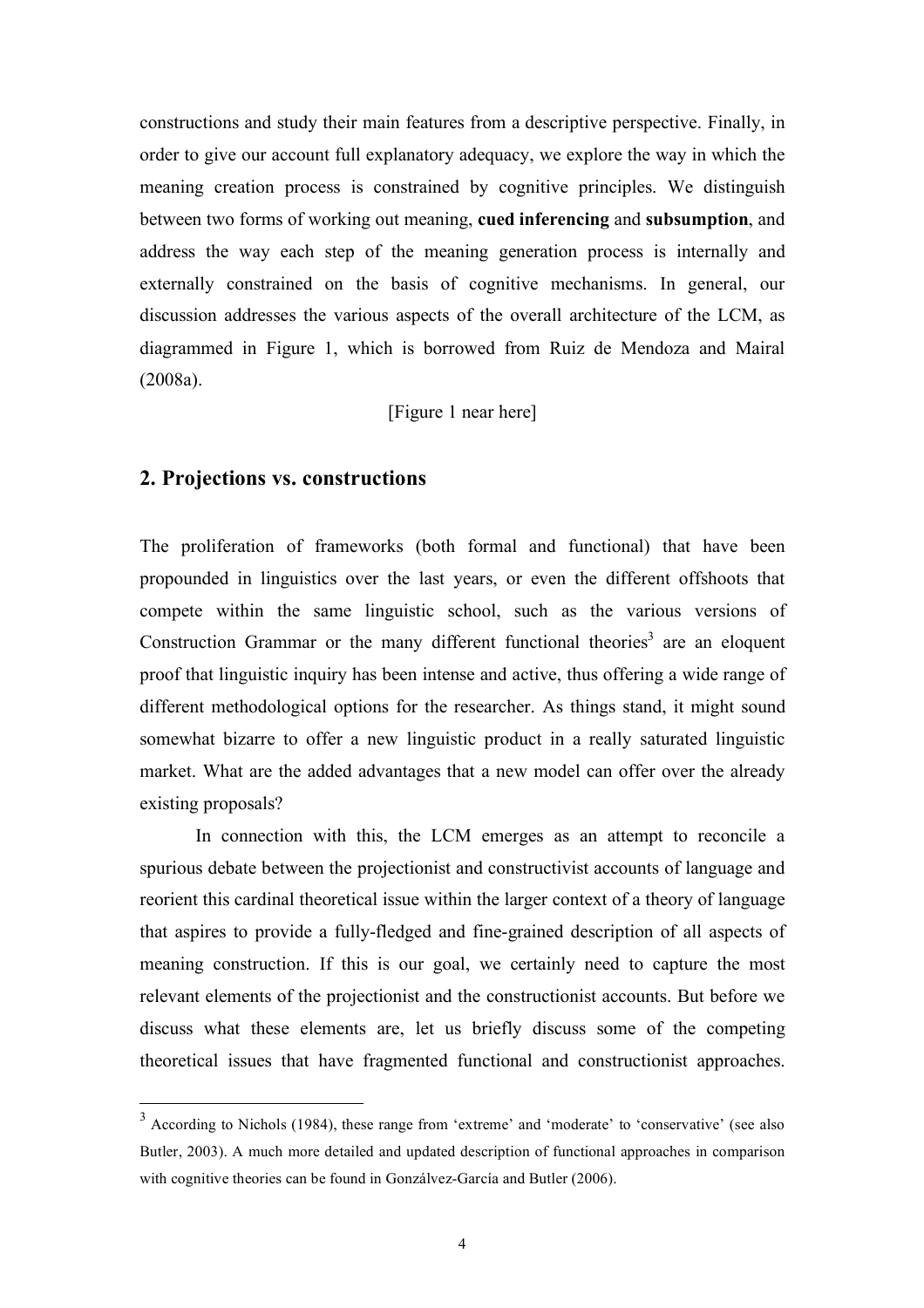constructions and study their main features from a descriptive perspective. Finally, in order to give our account full explanatory adequacy, we explore the way in which the meaning creation process is constrained by cognitive principles. We distinguish between two forms of working out meaning, **cued inferencing** and **subsumption**, and address the way each step of the meaning generation process is internally and externally constrained on the basis of cognitive mechanisms. In general, our discussion addresses the various aspects of the overall architecture of the LCM, as diagrammed in Figure 1, which is borrowed from Ruiz de Mendoza and Mairal (2008a).

[Figure 1 near here]

## 2. Projections vs. constructions

The proliferation of frameworks (both formal and functional) that have been propounded in linguistics over the last years, or even the different offshoots that compete within the same linguistic school, such as the various versions of Construction Grammar or the many different functional theories[3] are an eloquent proof that linguistic inquiry has been intense and active, thus offering a wide range of different methodological options for the researcher. As things stand, it might sound somewhat bizarre to offer a new linguistic product in a really saturated linguistic market. What are the added advantages that a new model can offer over the already existing proposals?

In connection with this, the LCM emerges as an attempt to reconcile a spurious debate between the projectionist and constructivist accounts of language and reorient this cardinal theoretical issue within the larger context of a theory of language that aspires to provide a fully-fledged and fine-grained description of all aspects of meaning construction. If this is our goal, we certainly need to capture the most relevant elements of the projectionist and the constructionist accounts. But before we discuss what these elements are, let us briefly discuss some of the competing theoretical issues that have fragmented functional and constructionist approaches.

[3] According to Nichols (1984), these range from 'extreme' and 'moderate' to 'conservative' (see also Butler, 2003). A much more detailed and updated description of functional approaches in comparison with cognitive theories can be found in Gonzálvez-García and Butler (2006).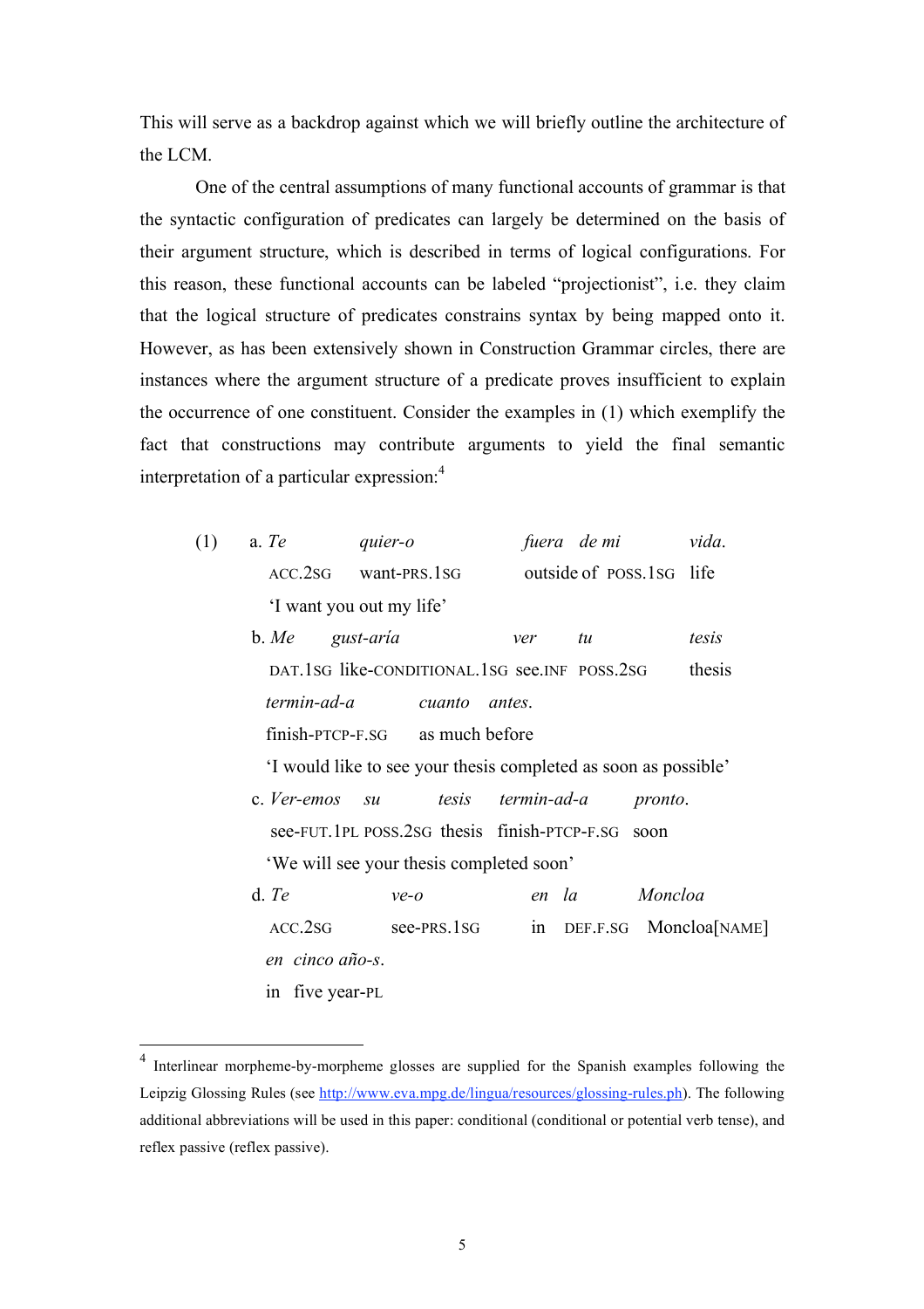This will serve as a backdrop against which we will briefly outline the architecture of the LCM.

One of the central assumptions of many functional accounts of grammar is that the syntactic configuration of predicates can largely be determined on the basis of their argument structure, which is described in terms of logical configurations. For this reason, these functional accounts can be labeled "projectionist", i.e. they claim that the logical structure of predicates constrains syntax by being mapped onto it. However, as has been extensively shown in Construction Grammar circles, there are instances where the argument structure of a predicate proves insufficient to explain the occurrence of one constituent. Consider the examples in (1) which exemplify the fact that constructions may contribute arguments to yield the final semantic interpretation of a particular expression:[4]

(1) a. *Te quier-o fuera de mi vida.*
ACC.2SG want-PRS.1SG outside of POSS.1SG life
'I want you out my life'

b. *Me gust-aría ver tu tesis termin-ad-a cuanto antes.*
DAT.1SG like-CONDITIONAL.1SG see.INF POSS.2SG thesis finish-PTCP-F.SG as much before
'I would like to see your thesis completed as soon as possible'

c. *Ver-emos su tesis termin-ad-a pronto.*
see-FUT.1PL POSS.2SG thesis finish-PTCP-F.SG soon
'We will see your thesis completed soon'

d. *Te ve-o en la Moncloa en cinco año-s.*
ACC.2SG see-PRS.1SG in DEF.F.SG Moncloa[NAME] in five year-PL

---

[4] Interlinear morpheme-by-morpheme glosses are supplied for the Spanish examples following the Leipzig Glossing Rules (see http://www.eva.mpg.de/lingua/resources/glossing-rules.ph). The following additional abbreviations will be used in this paper: conditional (conditional or potential verb tense), and reflex passive (reflex passive).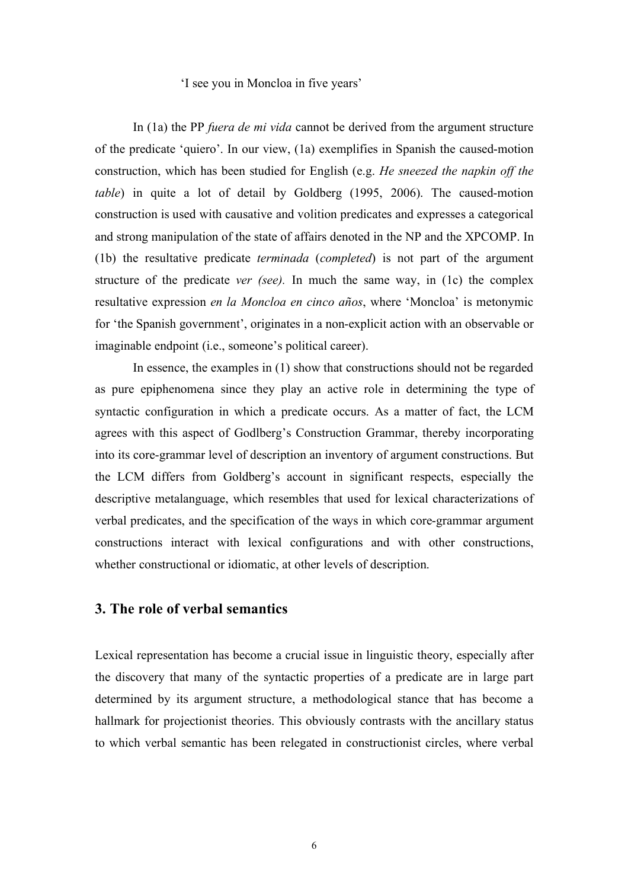'I see you in Moncloa in five years'

In (1a) the PP *fuera de mi vida* cannot be derived from the argument structure of the predicate 'quiero'. In our view, (1a) exemplifies in Spanish the caused-motion construction, which has been studied for English (e.g. *He sneezed the napkin off the table*) in quite a lot of detail by Goldberg (1995, 2006). The caused-motion construction is used with causative and volition predicates and expresses a categorical and strong manipulation of the state of affairs denoted in the NP and the XPCOMP. In (1b) the resultative predicate *terminada* (*completed*) is not part of the argument structure of the predicate *ver (see).* In much the same way, in (1c) the complex resultative expression *en la Moncloa en cinco años*, where 'Moncloa' is metonymic for 'the Spanish government', originates in a non-explicit action with an observable or imaginable endpoint (i.e., someone's political career).

In essence, the examples in (1) show that constructions should not be regarded as pure epiphenomena since they play an active role in determining the type of syntactic configuration in which a predicate occurs. As a matter of fact, the LCM agrees with this aspect of Godlberg's Construction Grammar, thereby incorporating into its core-grammar level of description an inventory of argument constructions. But the LCM differs from Goldberg's account in significant respects, especially the descriptive metalanguage, which resembles that used for lexical characterizations of verbal predicates, and the specification of the ways in which core-grammar argument constructions interact with lexical configurations and with other constructions, whether constructional or idiomatic, at other levels of description.

## 3. The role of verbal semantics

Lexical representation has become a crucial issue in linguistic theory, especially after the discovery that many of the syntactic properties of a predicate are in large part determined by its argument structure, a methodological stance that has become a hallmark for projectionist theories. This obviously contrasts with the ancillary status to which verbal semantic has been relegated in constructionist circles, where verbal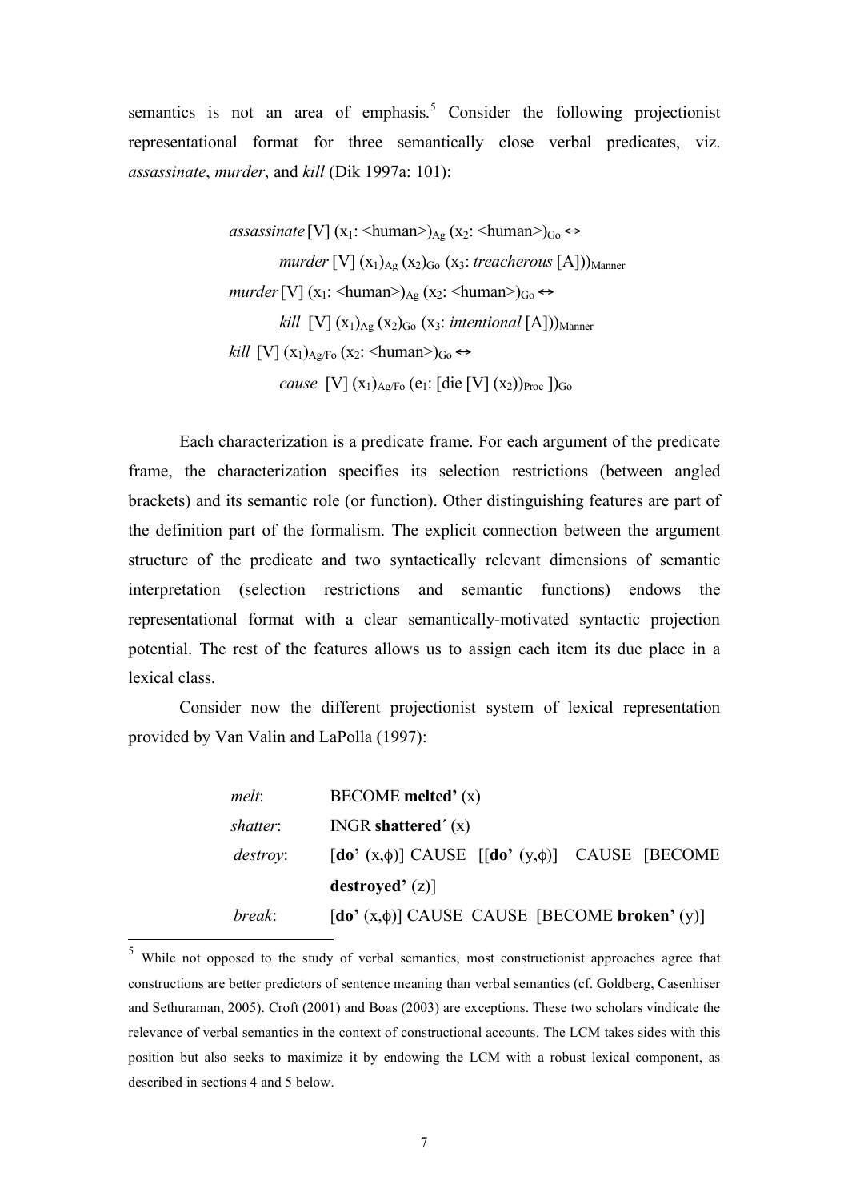semantics is not an area of emphasis.[5] Consider the following projectionist representational format for three semantically close verbal predicates, viz. *assassinate*, *murder*, and *kill* (Dik 1997a: 101):

> *assassinate* [V] ($x_1$: <human>)$_{Ag}$ ($x_2$: <human>)$_{Go}$ ↔
>
> *murder* [V] ($x_1$)$_{Ag}$ ($x_2$)$_{Go}$ ($x_3$: *treacherous* [A]))$_{Manner}$
>
> *murder* [V] ($x_1$: <human>)$_{Ag}$ ($x_2$: <human>)$_{Go}$ ↔
>
> *kill* [V] ($x_1$)$_{Ag}$ ($x_2$)$_{Go}$ ($x_3$: *intentional* [A]))$_{Manner}$
>
> *kill* [V] ($x_1$)$_{Ag/Fo}$ ($x_2$: <human>)$_{Go}$ ↔
>
> *cause* [V] ($x_1$)$_{Ag/Fo}$ ($e_1$: [die [V] ($x_2$))$_{Proc}$ ])$_{Go}$

Each characterization is a predicate frame. For each argument of the predicate frame, the characterization specifies its selection restrictions (between angled brackets) and its semantic role (or function). Other distinguishing features are part of the definition part of the formalism. The explicit connection between the argument structure of the predicate and two syntactically relevant dimensions of semantic interpretation (selection restrictions and semantic functions) endows the representational format with a clear semantically-motivated syntactic projection potential. The rest of the features allows us to assign each item its due place in a lexical class.

Consider now the different projectionist system of lexical representation provided by Van Valin and LaPolla (1997):

> *melt*: BECOME **melted’** (x)
>
> *shattter*: INGR **shattered´** (x)
>
> *destroy*: [**do’** (x,ϕ)] CAUSE [[**do’** (y,ϕ)] CAUSE [BECOME **destroyed’** (z)]
>
> *break*: [**do’** (x,ϕ)] CAUSE CAUSE [BECOME **broken’** (y)]

[5] While not opposed to the study of verbal semantics, most constructionist approaches agree that constructions are better predictors of sentence meaning than verbal semantics (cf. Goldberg, Casenhiser and Sethuraman, 2005). Croft (2001) and Boas (2003) are exceptions. These two scholars vindicate the relevance of verbal semantics in the context of constructional accounts. The LCM takes sides with this position but also seeks to maximize it by endowing the LCM with a robust lexical component, as described in sections 4 and 5 below.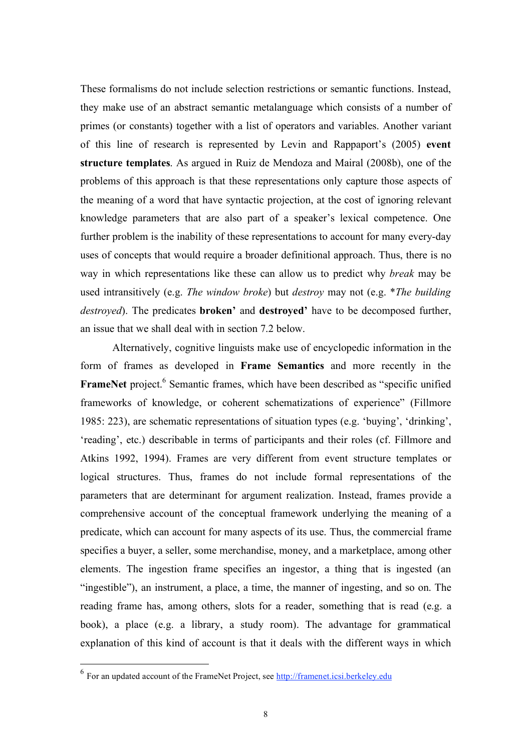These formalisms do not include selection restrictions or semantic functions. Instead, they make use of an abstract semantic metalanguage which consists of a number of primes (or constants) together with a list of operators and variables. Another variant of this line of research is represented by Levin and Rappaport's (2005) **event structure templates**. As argued in Ruiz de Mendoza and Mairal (2008b), one of the problems of this approach is that these representations only capture those aspects of the meaning of a word that have syntactic projection, at the cost of ignoring relevant knowledge parameters that are also part of a speaker's lexical competence. One further problem is the inability of these representations to account for many every-day uses of concepts that would require a broader definitional approach. Thus, there is no way in which representations like these can allow us to predict why *break* may be used intransitively (e.g. *The window broke*) but *destroy* may not (e.g. \**The building destroyed*). The predicates **broken'** and **destroyed'** have to be decomposed further, an issue that we shall deal with in section 7.2 below.

Alternatively, cognitive linguists make use of encyclopedic information in the form of frames as developed in **Frame Semantics** and more recently in the **FrameNet** project.[6] Semantic frames, which have been described as "specific unified frameworks of knowledge, or coherent schematizations of experience" (Fillmore 1985: 223), are schematic representations of situation types (e.g. 'buying', 'drinking', 'reading', etc.) describable in terms of participants and their roles (cf. Fillmore and Atkins 1992, 1994). Frames are very different from event structure templates or logical structures. Thus, frames do not include formal representations of the parameters that are determinant for argument realization. Instead, frames provide a comprehensive account of the conceptual framework underlying the meaning of a predicate, which can account for many aspects of its use. Thus, the commercial frame specifies a buyer, a seller, some merchandise, money, and a marketplace, among other elements. The ingestion frame specifies an ingestor, a thing that is ingested (an "ingestible"), an instrument, a place, a time, the manner of ingesting, and so on. The reading frame has, among others, slots for a reader, something that is read (e.g. a book), a place (e.g. a library, a study room). The advantage for grammatical explanation of this kind of account is that it deals with the different ways in which

[6] For an updated account of the FrameNet Project, see http://framenet.icsi.berkeley.edu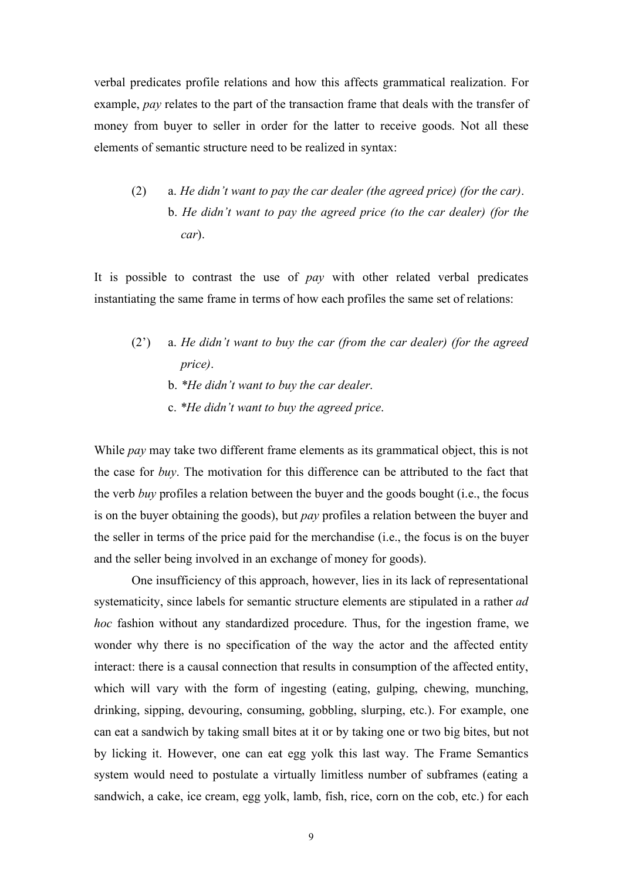verbal predicates profile relations and how this affects grammatical realization. For example, *pay* relates to the part of the transaction frame that deals with the transfer of money from buyer to seller in order for the latter to receive goods. Not all these elements of semantic structure need to be realized in syntax:

(2) a. *He didn't want to pay the car dealer (the agreed price) (for the car)*.
   b. *He didn't want to pay the agreed price (to the car dealer) (for the car)*.

It is possible to contrast the use of *pay* with other related verbal predicates instantiating the same frame in terms of how each profiles the same set of relations:

(2') a. *He didn't want to buy the car (from the car dealer) (for the agreed price)*.
   b. *\*He didn't want to buy the car dealer*.
   c. *\*He didn't want to buy the agreed price*.

While *pay* may take two different frame elements as its grammatical object, this is not the case for *buy*. The motivation for this difference can be attributed to the fact that the verb *buy* profiles a relation between the buyer and the goods bought (i.e., the focus is on the buyer obtaining the goods), but *pay* profiles a relation between the buyer and the seller in terms of the price paid for the merchandise (i.e., the focus is on the buyer and the seller being involved in an exchange of money for goods).

One insufficiency of this approach, however, lies in its lack of representational systematicity, since labels for semantic structure elements are stipulated in a rather *ad hoc* fashion without any standardized procedure. Thus, for the ingestion frame, we wonder why there is no specification of the way the actor and the affected entity interact: there is a causal connection that results in consumption of the affected entity, which will vary with the form of ingesting (eating, gulping, chewing, munching, drinking, sipping, devouring, consuming, gobbling, slurping, etc.). For example, one can eat a sandwich by taking small bites at it or by taking one or two big bites, but not by licking it. However, one can eat egg yolk this last way. The Frame Semantics system would need to postulate a virtually limitless number of subframes (eating a sandwich, a cake, ice cream, egg yolk, lamb, fish, rice, corn on the cob, etc.) for each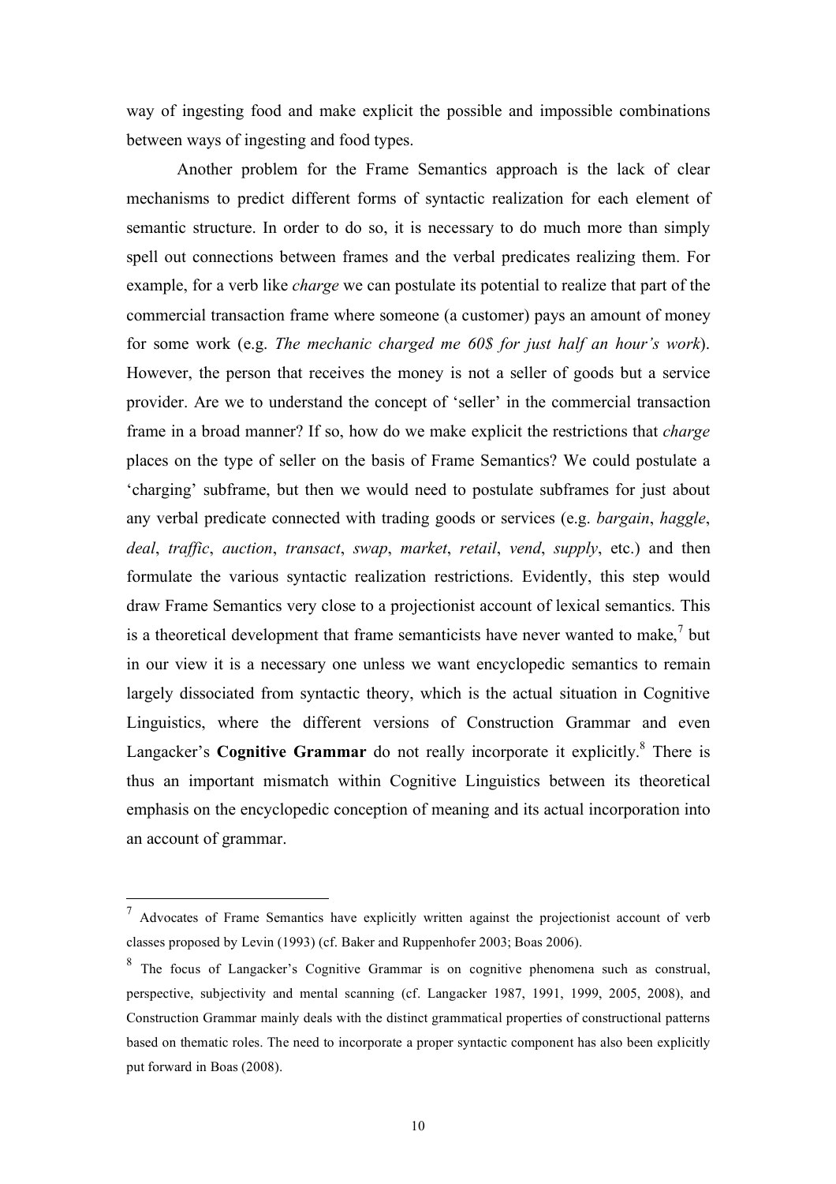way of ingesting food and make explicit the possible and impossible combinations between ways of ingesting and food types.

Another problem for the Frame Semantics approach is the lack of clear mechanisms to predict different forms of syntactic realization for each element of semantic structure. In order to do so, it is necessary to do much more than simply spell out connections between frames and the verbal predicates realizing them. For example, for a verb like *charge* we can postulate its potential to realize that part of the commercial transaction frame where someone (a customer) pays an amount of money for some work (e.g. *The mechanic charged me 60$ for just half an hour's work*). However, the person that receives the money is not a seller of goods but a service provider. Are we to understand the concept of 'seller' in the commercial transaction frame in a broad manner? If so, how do we make explicit the restrictions that *charge* places on the type of seller on the basis of Frame Semantics? We could postulate a 'charging' subframe, but then we would need to postulate subframes for just about any verbal predicate connected with trading goods or services (e.g. *bargain*, *haggle*, *deal*, *traffic*, *auction*, *transact*, *swap*, *market*, *retail*, *vend*, *supply*, etc.) and then formulate the various syntactic realization restrictions. Evidently, this step would draw Frame Semantics very close to a projectionist account of lexical semantics. This is a theoretical development that frame semanticists have never wanted to make,[7] but in our view it is a necessary one unless we want encyclopedic semantics to remain largely dissociated from syntactic theory, which is the actual situation in Cognitive Linguistics, where the different versions of Construction Grammar and even Langacker's **Cognitive Grammar** do not really incorporate it explicitly.[8] There is thus an important mismatch within Cognitive Linguistics between its theoretical emphasis on the encyclopedic conception of meaning and its actual incorporation into an account of grammar.

[7] Advocates of Frame Semantics have explicitly written against the projectionist account of verb classes proposed by Levin (1993) (cf. Baker and Ruppenhofer 2003; Boas 2006).

[8] The focus of Langacker's Cognitive Grammar is on cognitive phenomena such as construal, perspective, subjectivity and mental scanning (cf. Langacker 1987, 1991, 1999, 2005, 2008), and Construction Grammar mainly deals with the distinct grammatical properties of constructional patterns based on thematic roles. The need to incorporate a proper syntactic component has also been explicitly put forward in Boas (2008).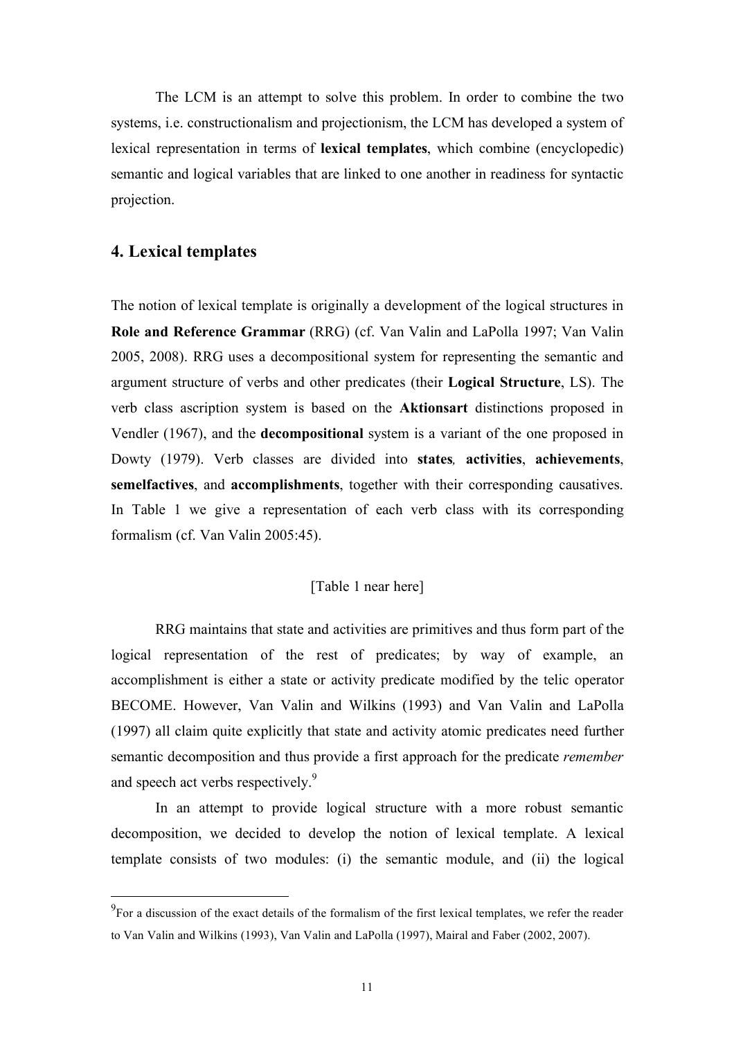The LCM is an attempt to solve this problem. In order to combine the two systems, i.e. constructionalism and projectionism, the LCM has developed a system of lexical representation in terms of **lexical templates**, which combine (encyclopedic) semantic and logical variables that are linked to one another in readiness for syntactic projection.

## 4. Lexical templates

The notion of lexical template is originally a development of the logical structures in **Role and Reference Grammar** (RRG) (cf. Van Valin and LaPolla 1997; Van Valin 2005, 2008). RRG uses a decompositional system for representing the semantic and argument structure of verbs and other predicates (their **Logical Structure**, LS). The verb class ascription system is based on the **Aktionsart** distinctions proposed in Vendler (1967), and the **decompositional** system is a variant of the one proposed in Dowty (1979). Verb classes are divided into **states***,* **activities**, **achievements**, **semelfactives**, and **accomplishments**, together with their corresponding causatives. In Table 1 we give a representation of each verb class with its corresponding formalism (cf. Van Valin 2005:45).

[Table 1 near here]

RRG maintains that state and activities are primitives and thus form part of the logical representation of the rest of predicates; by way of example, an accomplishment is either a state or activity predicate modified by the telic operator BECOME. However, Van Valin and Wilkins (1993) and Van Valin and LaPolla (1997) all claim quite explicitly that state and activity atomic predicates need further semantic decomposition and thus provide a first approach for the predicate *remember* and speech act verbs respectively.[9]

In an attempt to provide logical structure with a more robust semantic decomposition, we decided to develop the notion of lexical template. A lexical template consists of two modules: (i) the semantic module, and (ii) the logical

[9] For a discussion of the exact details of the formalism of the first lexical templates, we refer the reader to Van Valin and Wilkins (1993), Van Valin and LaPolla (1997), Mairal and Faber (2002, 2007).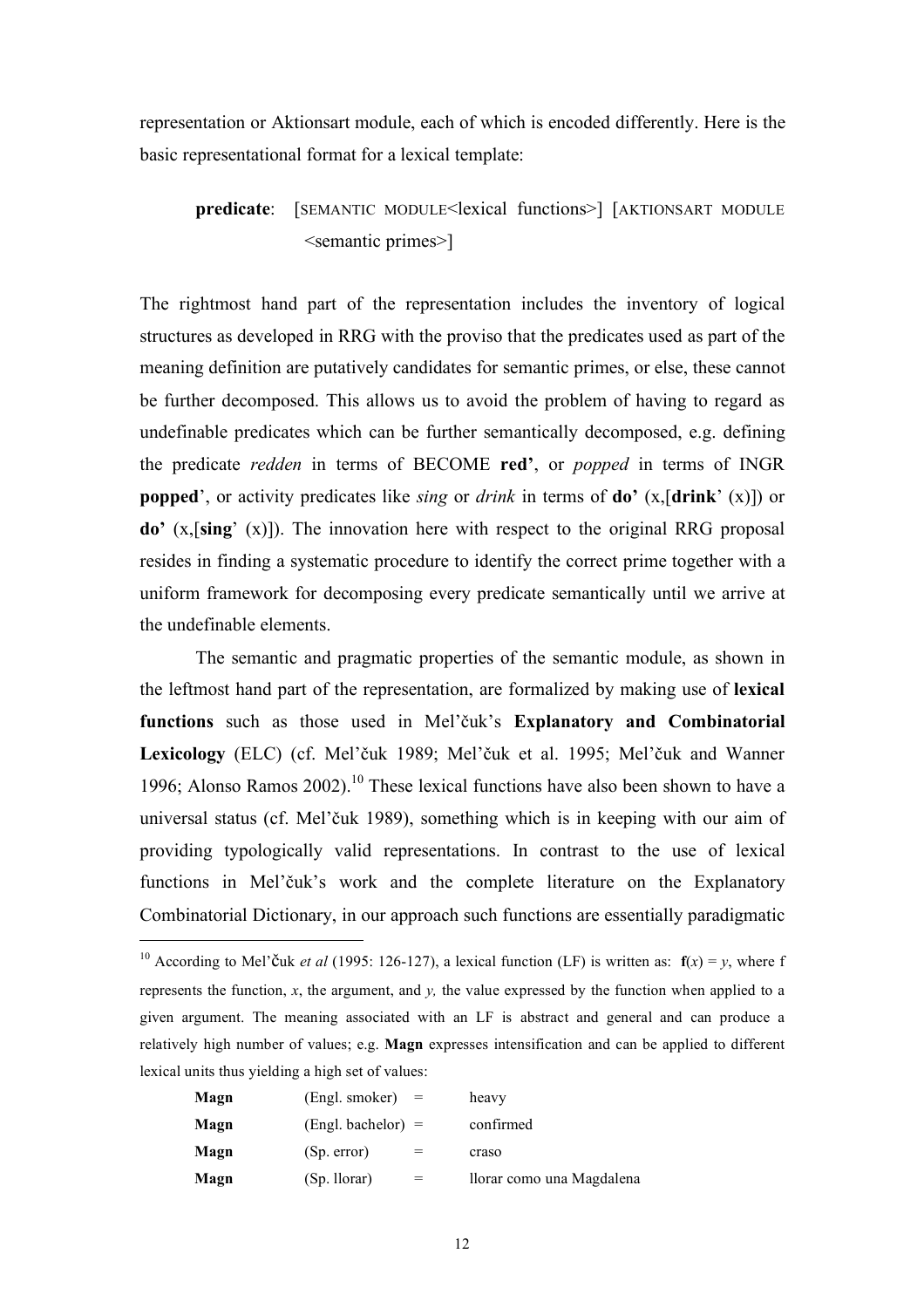representation or Aktionsart module, each of which is encoded differently. Here is the basic representational format for a lexical template:

> **predicate**: [SEMANTIC MODULE<lexical functions>] [AKTIONSART MODULE <semantic primes>]

The rightmost hand part of the representation includes the inventory of logical structures as developed in RRG with the proviso that the predicates used as part of the meaning definition are putatively candidates for semantic primes, or else, these cannot be further decomposed. This allows us to avoid the problem of having to regard as undefinable predicates which can be further semantically decomposed, e.g. defining the predicate *redden* in terms of BECOME **red'**, or *popped* in terms of INGR **popped**', or activity predicates like *sing* or *drink* in terms of **do'** (x,[**drink**' (x)]) or **do'** (x,[**sing**' (x)]). The innovation here with respect to the original RRG proposal resides in finding a systematic procedure to identify the correct prime together with a uniform framework for decomposing every predicate semantically until we arrive at the undefinable elements.

The semantic and pragmatic properties of the semantic module, as shown in the leftmost hand part of the representation, are formalized by making use of **lexical functions** such as those used in Mel'čuk's **Explanatory and Combinatorial Lexicology** (ELC) (cf. Mel'čuk 1989; Mel'čuk et al. 1995; Mel'čuk and Wanner 1996; Alonso Ramos 2002).[10] These lexical functions have also been shown to have a universal status (cf. Mel'čuk 1989), something which is in keeping with our aim of providing typologically valid representations. In contrast to the use of lexical functions in Mel'čuk's work and the complete literature on the Explanatory Combinatorial Dictionary, in our approach such functions are essentially paradigmatic

---

[10] According to Mel'čuk *et al* (1995: 126-127), a lexical function (LF) is written as: **f**(*x*) = *y*, where f represents the function, *x*, the argument, and *y,* the value expressed by the function when applied to a given argument. The meaning associated with an LF is abstract and general and can produce a relatively high number of values; e.g. **Magn** expresses intensification and can be applied to different lexical units thus yielding a high set of values:

| | | | |
|---|---|---|---|
| **Magn** | (Engl. smoker) | = | heavy |
| **Magn** | (Engl. bachelor) | = | confirmed |
| **Magn** | (Sp. error) | = | craso |
| **Magn** | (Sp. llorar) | = | llorar como una Magdalena |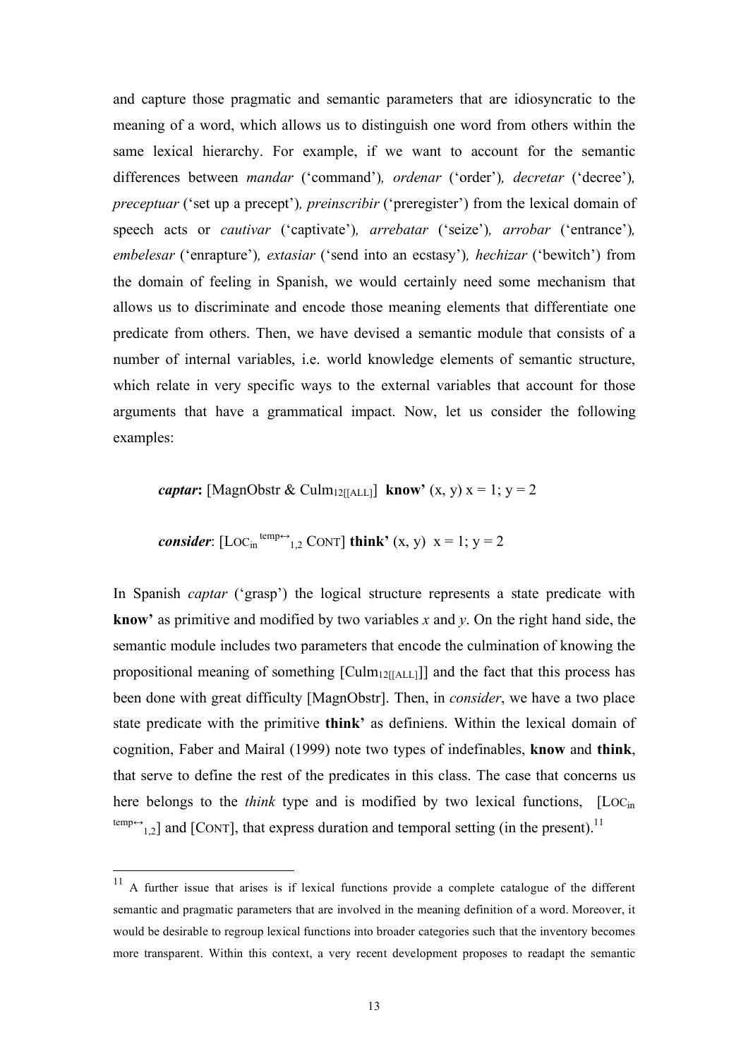and capture those pragmatic and semantic parameters that are idiosyncratic to the meaning of a word, which allows us to distinguish one word from others within the same lexical hierarchy. For example, if we want to account for the semantic differences between *mandar* ('command'), *ordenar* ('order'), *decretar* ('decree'), *preceptuar* ('set up a precept'), *preinscribir* ('preregister') from the lexical domain of speech acts or *cautivar* ('captivate'), *arrebatar* ('seize'), *arrobar* ('entrance'), *embelesar* ('enrapture'), *extasiar* ('send into an ecstasy'), *hechizar* ('bewitch') from the domain of feeling in Spanish, we would certainly need some mechanism that allows us to discriminate and encode those meaning elements that differentiate one predicate from others. Then, we have devised a semantic module that consists of a number of internal variables, i.e. world knowledge elements of semantic structure, which relate in very specific ways to the external variables that account for those arguments that have a grammatical impact. Now, let us consider the following examples:

***captar*:** [MagnObstr & $\text{Culm}_{12[[\text{ALL}]]}$] **know'** (x, y) x = 1; y = 2

***consider***: [$\text{Loc}_{\text{in}}^{\text{temp}\leftrightarrow}{}_{1,2}$ CONT] **think'** (x, y) x = 1; y = 2

In Spanish *captar* ('grasp') the logical structure represents a state predicate with **know'** as primitive and modified by two variables *x* and *y*. On the right hand side, the semantic module includes two parameters that encode the culmination of knowing the propositional meaning of something [$\text{Culm}_{12[[\text{ALL}]]}$] and the fact that this process has been done with great difficulty [MagnObstr]. Then, in *consider*, we have a two place state predicate with the primitive **think'** as definiens. Within the lexical domain of cognition, Faber and Mairal (1999) note two types of indefinables, **know** and **think**, that serve to define the rest of the predicates in this class. The case that concerns us here belongs to the *think* type and is modified by two lexical functions, [$\text{Loc}_{\text{in}}^{\text{temp}\leftrightarrow}{}_{1,2}$] and [CONT], that express duration and temporal setting (in the present).[11]

---

[11] A further issue that arises is if lexical functions provide a complete catalogue of the different semantic and pragmatic parameters that are involved in the meaning definition of a word. Moreover, it would be desirable to regroup lexical functions into broader categories such that the inventory becomes more transparent. Within this context, a very recent development proposes to readapt the semantic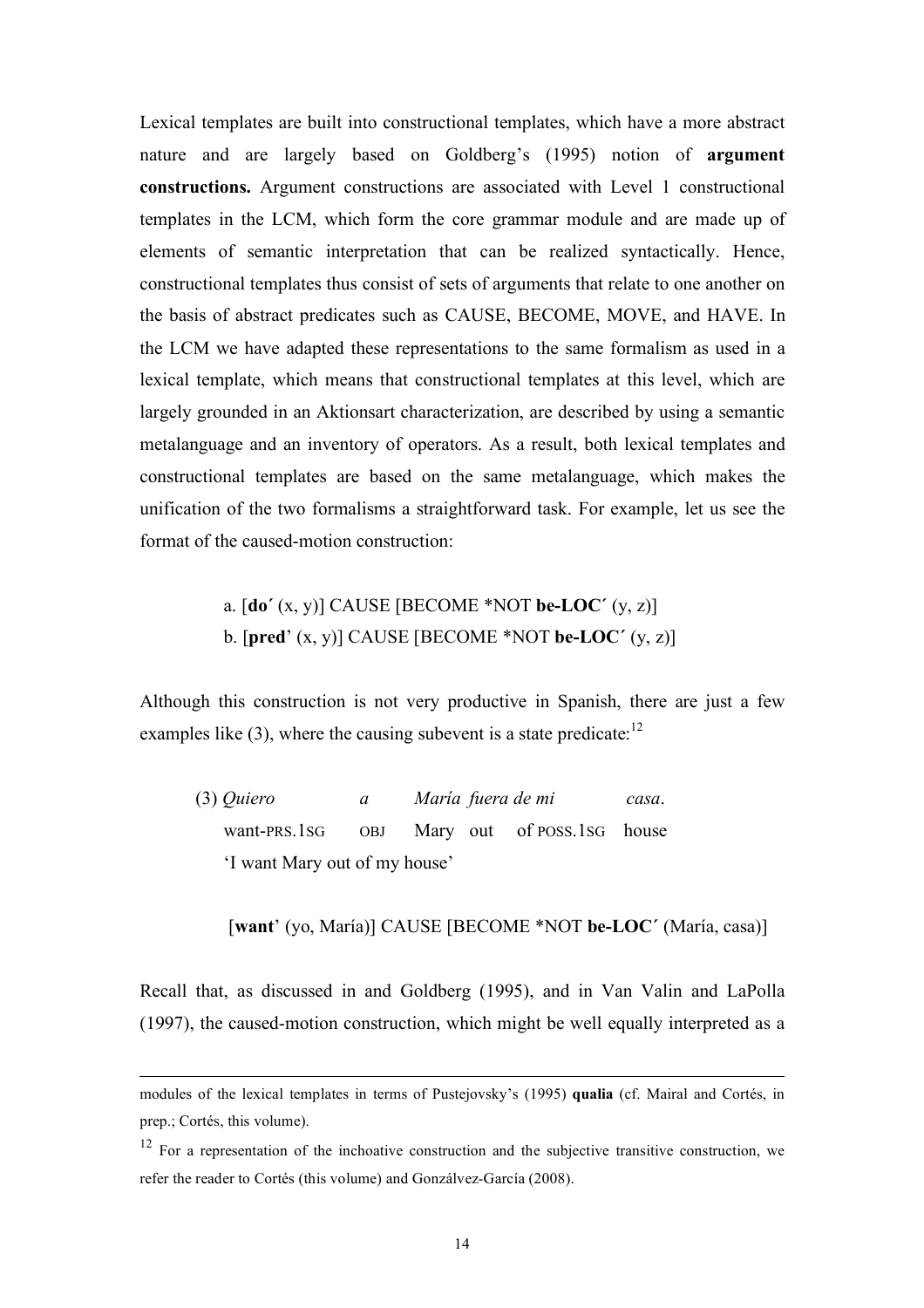Lexical templates are built into constructional templates, which have a more abstract nature and are largely based on Goldberg's (1995) notion of **argument constructions.** Argument constructions are associated with Level 1 constructional templates in the LCM, which form the core grammar module and are made up of elements of semantic interpretation that can be realized syntactically. Hence, constructional templates thus consist of sets of arguments that relate to one another on the basis of abstract predicates such as CAUSE, BECOME, MOVE, and HAVE. In the LCM we have adapted these representations to the same formalism as used in a lexical template, which means that constructional templates at this level, which are largely grounded in an Aktionsart characterization, are described by using a semantic metalanguage and an inventory of operators. As a result, both lexical templates and constructional templates are based on the same metalanguage, which makes the unification of the two formalisms a straightforward task. For example, let us see the format of the caused-motion construction:

a. [**do´** (x, y)] CAUSE [BECOME *NOT **be-LOC´** (y, z)]
b. [**pred**' (x, y)] CAUSE [BECOME *NOT **be-LOC´** (y, z)]

Although this construction is not very productive in Spanish, there are just a few examples like (3), where the causing subevent is a state predicate:[12]

(3) *Quiero a María fuera de mi casa*.
want-PRS.1SG OBJ Mary out of POSS.1SG house
'I want Mary out of my house'

[**want**' (yo, María)] CAUSE [BECOME *NOT **be-LOC´** (María, casa)]

Recall that, as discussed in and Goldberg (1995), and in Van Valin and LaPolla (1997), the caused-motion construction, which might be well equally interpreted as a

---

modules of the lexical templates in terms of Pustejovsky's (1995) **qualia** (cf. Mairal and Cortés, in prep.; Cortés, this volume).

[12] For a representation of the inchoative construction and the subjective transitive construction, we refer the reader to Cortés (this volume) and Gonzálvez-García (2008).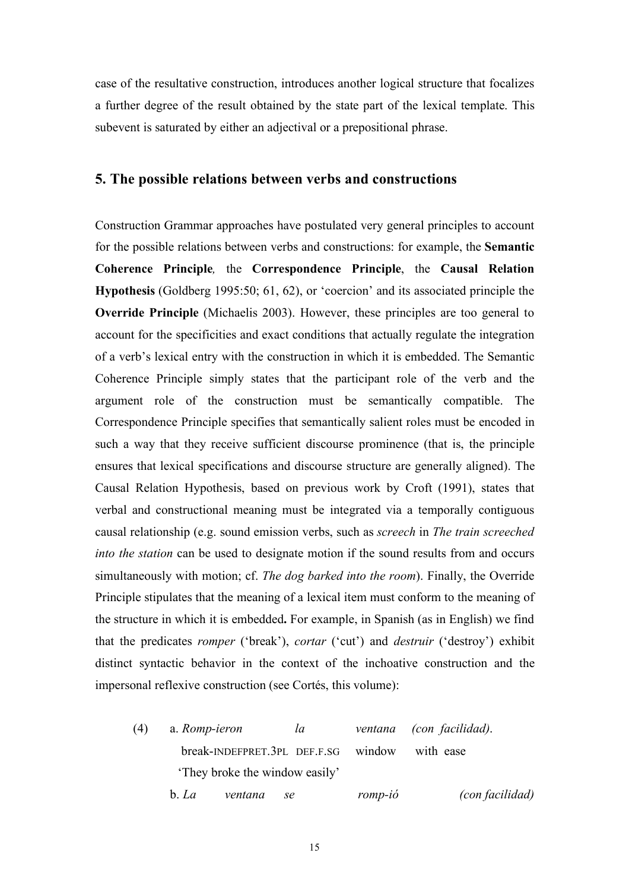case of the resultative construction, introduces another logical structure that focalizes a further degree of the result obtained by the state part of the lexical template. This subevent is saturated by either an adjectival or a prepositional phrase.

## 5. The possible relations between verbs and constructions

Construction Grammar approaches have postulated very general principles to account for the possible relations between verbs and constructions: for example, the **Semantic Coherence Principle***,* the **Correspondence Principle**, the **Causal Relation Hypothesis** (Goldberg 1995:50; 61, 62), or 'coercion' and its associated principle the **Override Principle** (Michaelis 2003). However, these principles are too general to account for the specificities and exact conditions that actually regulate the integration of a verb's lexical entry with the construction in which it is embedded. The Semantic Coherence Principle simply states that the participant role of the verb and the argument role of the construction must be semantically compatible. The Correspondence Principle specifies that semantically salient roles must be encoded in such a way that they receive sufficient discourse prominence (that is, the principle ensures that lexical specifications and discourse structure are generally aligned). The Causal Relation Hypothesis, based on previous work by Croft (1991), states that verbal and constructional meaning must be integrated via a temporally contiguous causal relationship (e.g. sound emission verbs, such as *screech* in *The train screeched into the station* can be used to designate motion if the sound results from and occurs simultaneously with motion; cf. *The dog barked into the room*). Finally, the Override Principle stipulates that the meaning of a lexical item must conform to the meaning of the structure in which it is embedded**.** For example, in Spanish (as in English) we find that the predicates *romper* ('break'), *cortar* ('cut') and *destruir* ('destroy') exhibit distinct syntactic behavior in the context of the inchoative construction and the impersonal reflexive construction (see Cortés, this volume):

(4) a. *Romp-ieron la ventana (con facilidad).*
break-INDEFPRET.3PL DEF.F.SG window with ease
'They broke the window easily'

b. *La ventana se romp-ió (con facilidad)*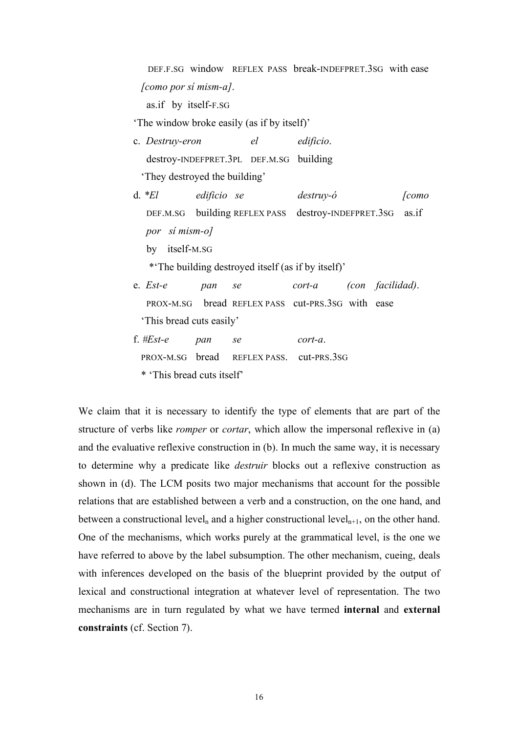DEF.F.SG window REFLEX PASS break-INDEFPRET.3SG with ease

*[como por sí mism-a]*.

as.if by itself-F.SG

'The window broke easily (as if by itself)'

c. *Destruy-eron el edificio*.

destroy-INDEFPRET.3PL DEF.M.SG building

'They destroyed the building'

d. \**El edificio se destruy-ó [como por sí mism-o]*

DEF.M.SG building REFLEX PASS destroy-INDEFPRET.3SG as.if by itself-M.SG

\*'The building destroyed itself (as if by itself)'

e. *Est-e pan se cort-a (con facilidad)*.

PROX-M.SG bread REFLEX PASS cut-PRS.3SG with ease

'This bread cuts easily'

f. #*Est-e pan se cort-a*.

PROX-M.SG bread REFLEX PASS. cut-PRS.3SG

\* 'This bread cuts itself'

We claim that it is necessary to identify the type of elements that are part of the structure of verbs like *romper* or *cortar*, which allow the impersonal reflexive in (a) and the evaluative reflexive construction in (b). In much the same way, it is necessary to determine why a predicate like *destruir* blocks out a reflexive construction as shown in (d). The LCM posits two major mechanisms that account for the possible relations that are established between a verb and a construction, on the one hand, and between a constructional $\text{level}_n$ and a higher constructional $\text{level}_{n+1}$, on the other hand. One of the mechanisms, which works purely at the grammatical level, is the one we have referred to above by the label subsumption. The other mechanism, cueing, deals with inferences developed on the basis of the blueprint provided by the output of lexical and constructional integration at whatever level of representation. The two mechanisms are in turn regulated by what we have termed **internal** and **external constraints** (cf. Section 7).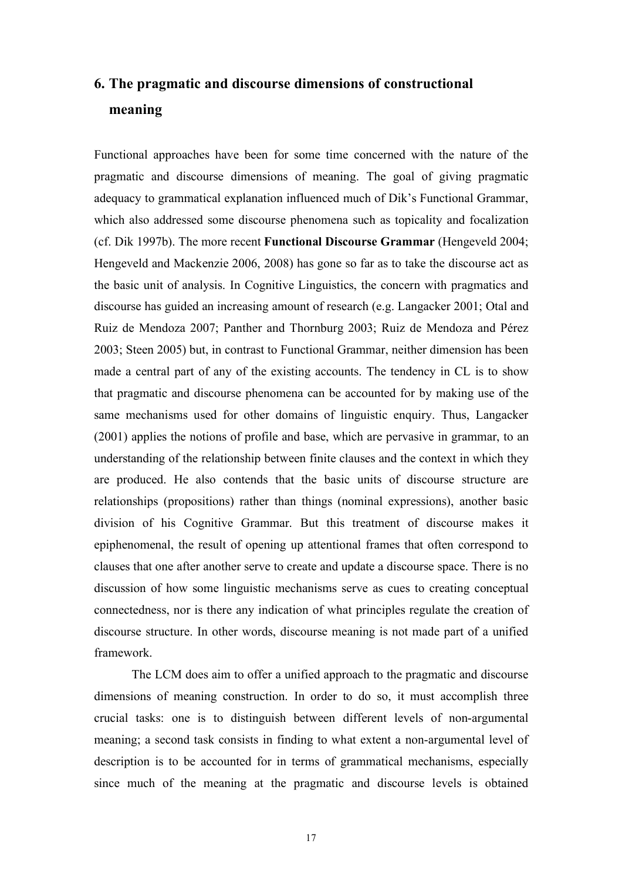# 6. The pragmatic and discourse dimensions of constructional meaning

Functional approaches have been for some time concerned with the nature of the pragmatic and discourse dimensions of meaning. The goal of giving pragmatic adequacy to grammatical explanation influenced much of Dik's Functional Grammar, which also addressed some discourse phenomena such as topicality and focalization (cf. Dik 1997b). The more recent **Functional Discourse Grammar** (Hengeveld 2004; Hengeveld and Mackenzie 2006, 2008) has gone so far as to take the discourse act as the basic unit of analysis. In Cognitive Linguistics, the concern with pragmatics and discourse has guided an increasing amount of research (e.g. Langacker 2001; Otal and Ruiz de Mendoza 2007; Panther and Thornburg 2003; Ruiz de Mendoza and Pérez 2003; Steen 2005) but, in contrast to Functional Grammar, neither dimension has been made a central part of any of the existing accounts. The tendency in CL is to show that pragmatic and discourse phenomena can be accounted for by making use of the same mechanisms used for other domains of linguistic enquiry. Thus, Langacker (2001) applies the notions of profile and base, which are pervasive in grammar, to an understanding of the relationship between finite clauses and the context in which they are produced. He also contends that the basic units of discourse structure are relationships (propositions) rather than things (nominal expressions), another basic division of his Cognitive Grammar. But this treatment of discourse makes it epiphenomenal, the result of opening up attentional frames that often correspond to clauses that one after another serve to create and update a discourse space. There is no discussion of how some linguistic mechanisms serve as cues to creating conceptual connectedness, nor is there any indication of what principles regulate the creation of discourse structure. In other words, discourse meaning is not made part of a unified framework.

The LCM does aim to offer a unified approach to the pragmatic and discourse dimensions of meaning construction. In order to do so, it must accomplish three crucial tasks: one is to distinguish between different levels of non-argumental meaning; a second task consists in finding to what extent a non-argumental level of description is to be accounted for in terms of grammatical mechanisms, especially since much of the meaning at the pragmatic and discourse levels is obtained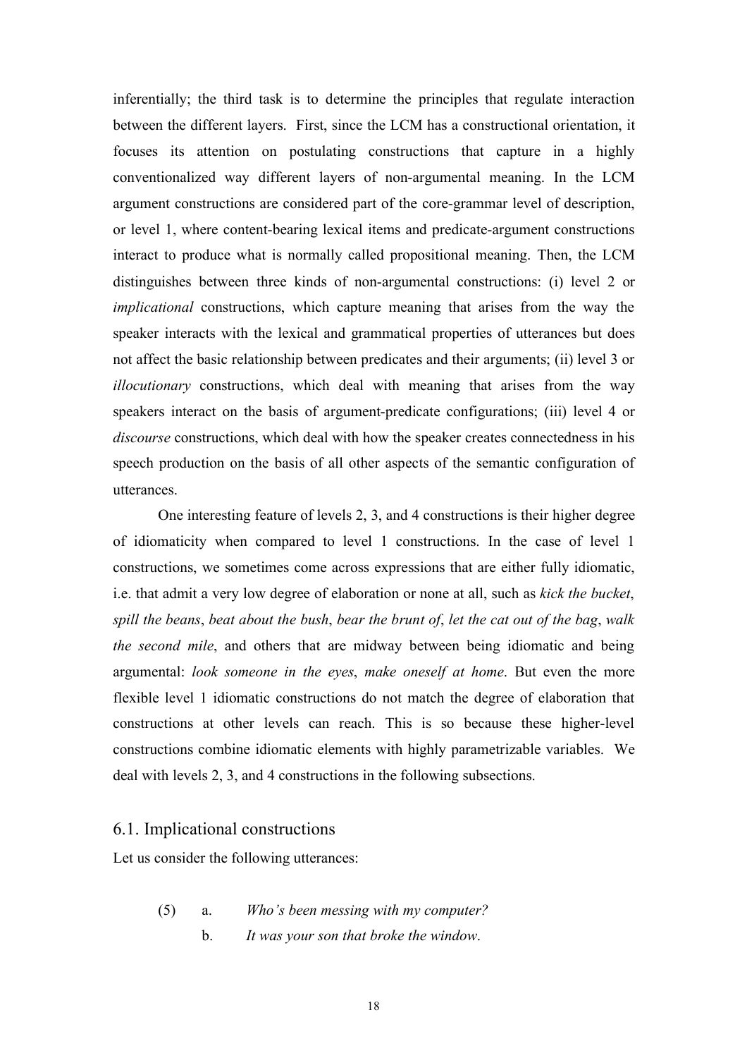inferentially; the third task is to determine the principles that regulate interaction between the different layers. First, since the LCM has a constructional orientation, it focuses its attention on postulating constructions that capture in a highly conventionalized way different layers of non-argumental meaning. In the LCM argument constructions are considered part of the core-grammar level of description, or level 1, where content-bearing lexical items and predicate-argument constructions interact to produce what is normally called propositional meaning. Then, the LCM distinguishes between three kinds of non-argumental constructions: (i) level 2 or *implicational* constructions, which capture meaning that arises from the way the speaker interacts with the lexical and grammatical properties of utterances but does not affect the basic relationship between predicates and their arguments; (ii) level 3 or *illocutionary* constructions, which deal with meaning that arises from the way speakers interact on the basis of argument-predicate configurations; (iii) level 4 or *discourse* constructions, which deal with how the speaker creates connectedness in his speech production on the basis of all other aspects of the semantic configuration of utterances.

One interesting feature of levels 2, 3, and 4 constructions is their higher degree of idiomaticity when compared to level 1 constructions. In the case of level 1 constructions, we sometimes come across expressions that are either fully idiomatic, i.e. that admit a very low degree of elaboration or none at all, such as *kick the bucket*, *spill the beans*, *beat about the bush*, *bear the brunt of*, *let the cat out of the bag*, *walk the second mile*, and others that are midway between being idiomatic and being argumental: *look someone in the eyes*, *make oneself at home*. But even the more flexible level 1 idiomatic constructions do not match the degree of elaboration that constructions at other levels can reach. This is so because these higher-level constructions combine idiomatic elements with highly parametrizable variables. We deal with levels 2, 3, and 4 constructions in the following subsections.

## 6.1. Implicational constructions

Let us consider the following utterances:

(5) a. *Who's been messing with my computer?*

b. *It was your son that broke the window.*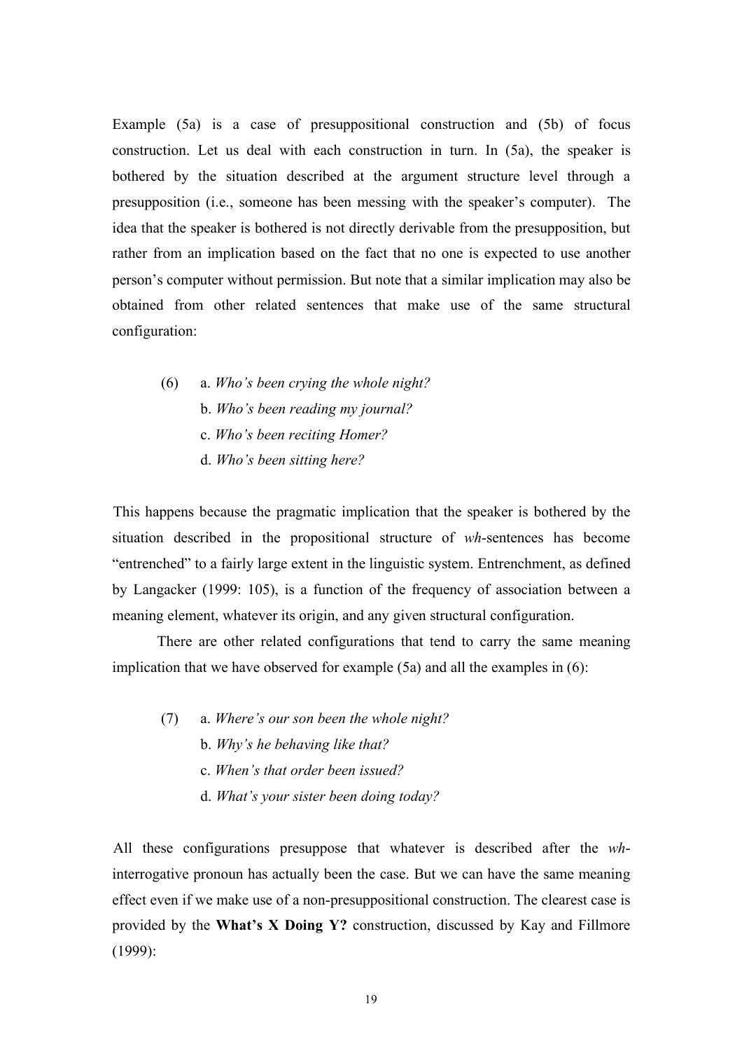Example (5a) is a case of presuppositional construction and (5b) of focus construction. Let us deal with each construction in turn. In (5a), the speaker is bothered by the situation described at the argument structure level through a presupposition (i.e., someone has been messing with the speaker's computer). The idea that the speaker is bothered is not directly derivable from the presupposition, but rather from an implication based on the fact that no one is expected to use another person's computer without permission. But note that a similar implication may also be obtained from other related sentences that make use of the same structural configuration:

(6) a. *Who's been crying the whole night?*
    b. *Who's been reading my journal?*
    c. *Who's been reciting Homer?*
    d. *Who's been sitting here?*

This happens because the pragmatic implication that the speaker is bothered by the situation described in the propositional structure of *wh*-sentences has become "entrenched" to a fairly large extent in the linguistic system. Entrenchment, as defined by Langacker (1999: 105), is a function of the frequency of association between a meaning element, whatever its origin, and any given structural configuration.

There are other related configurations that tend to carry the same meaning implication that we have observed for example (5a) and all the examples in (6):

(7) a. *Where's our son been the whole night?*
    b. *Why's he behaving like that?*
    c. *When's that order been issued?*
    d. *What's your sister been doing today?*

All these configurations presuppose that whatever is described after the *wh*-interrogative pronoun has actually been the case. But we can have the same meaning effect even if we make use of a non-presuppositional construction. The clearest case is provided by the **What's X Doing Y?** construction, discussed by Kay and Fillmore (1999):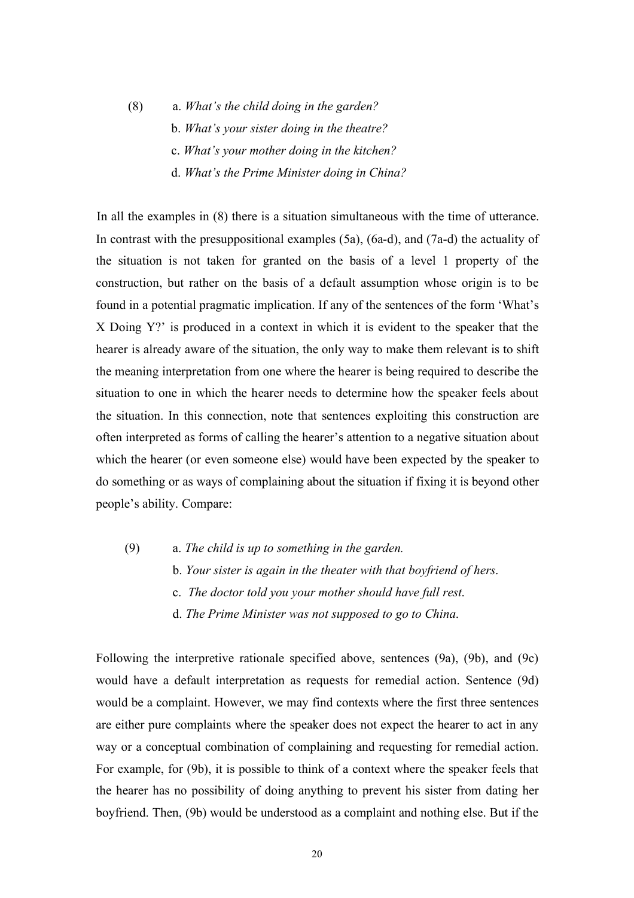(8) a. *What's the child doing in the garden?*
b. *What's your sister doing in the theatre?*
c. *What's your mother doing in the kitchen?*
d. *What's the Prime Minister doing in China?*

In all the examples in (8) there is a situation simultaneous with the time of utterance. In contrast with the presuppositional examples (5a), (6a-d), and (7a-d) the actuality of the situation is not taken for granted on the basis of a level 1 property of the construction, but rather on the basis of a default assumption whose origin is to be found in a potential pragmatic implication. If any of the sentences of the form 'What's X Doing Y?' is produced in a context in which it is evident to the speaker that the hearer is already aware of the situation, the only way to make them relevant is to shift the meaning interpretation from one where the hearer is being required to describe the situation to one in which the hearer needs to determine how the speaker feels about the situation. In this connection, note that sentences exploiting this construction are often interpreted as forms of calling the hearer's attention to a negative situation about which the hearer (or even someone else) would have been expected by the speaker to do something or as ways of complaining about the situation if fixing it is beyond other people's ability. Compare:

(9) a. *The child is up to something in the garden.*
b. *Your sister is again in the theater with that boyfriend of hers.*
c. *The doctor told you your mother should have full rest.*
d. *The Prime Minister was not supposed to go to China.*

Following the interpretive rationale specified above, sentences (9a), (9b), and (9c) would have a default interpretation as requests for remedial action. Sentence (9d) would be a complaint. However, we may find contexts where the first three sentences are either pure complaints where the speaker does not expect the hearer to act in any way or a conceptual combination of complaining and requesting for remedial action. For example, for (9b), it is possible to think of a context where the speaker feels that the hearer has no possibility of doing anything to prevent his sister from dating her boyfriend. Then, (9b) would be understood as a complaint and nothing else. But if the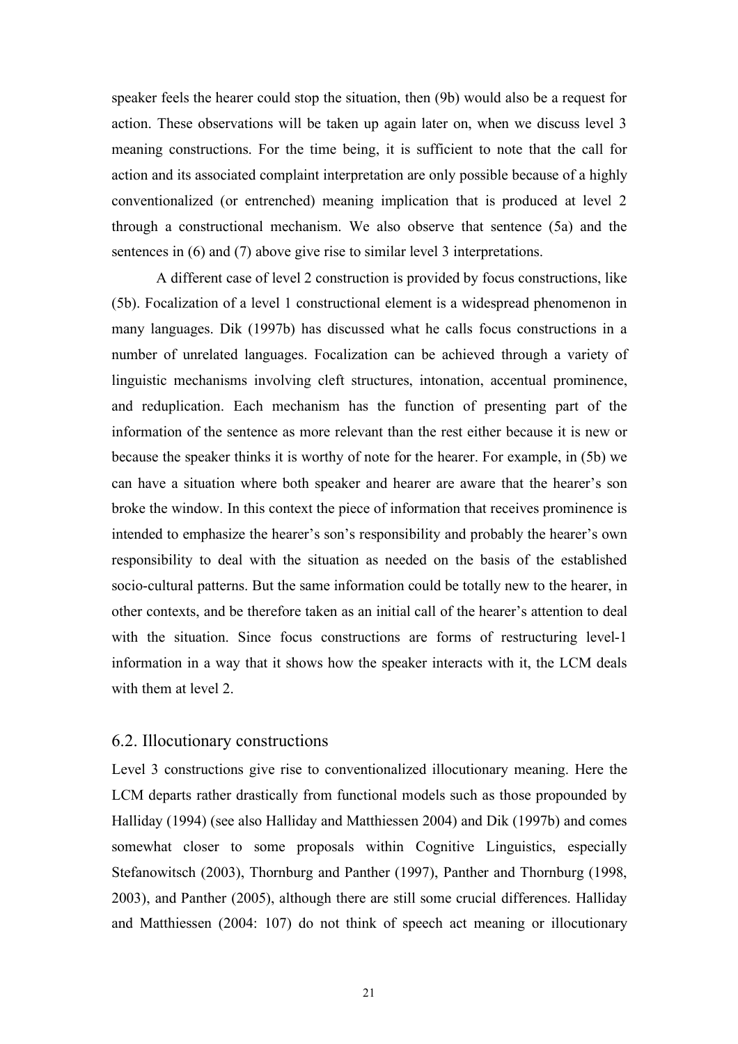speaker feels the hearer could stop the situation, then (9b) would also be a request for action. These observations will be taken up again later on, when we discuss level 3 meaning constructions. For the time being, it is sufficient to note that the call for action and its associated complaint interpretation are only possible because of a highly conventionalized (or entrenched) meaning implication that is produced at level 2 through a constructional mechanism. We also observe that sentence (5a) and the sentences in (6) and (7) above give rise to similar level 3 interpretations.

A different case of level 2 construction is provided by focus constructions, like (5b). Focalization of a level 1 constructional element is a widespread phenomenon in many languages. Dik (1997b) has discussed what he calls focus constructions in a number of unrelated languages. Focalization can be achieved through a variety of linguistic mechanisms involving cleft structures, intonation, accentual prominence, and reduplication. Each mechanism has the function of presenting part of the information of the sentence as more relevant than the rest either because it is new or because the speaker thinks it is worthy of note for the hearer. For example, in (5b) we can have a situation where both speaker and hearer are aware that the hearer's son broke the window. In this context the piece of information that receives prominence is intended to emphasize the hearer's son's responsibility and probably the hearer's own responsibility to deal with the situation as needed on the basis of the established socio-cultural patterns. But the same information could be totally new to the hearer, in other contexts, and be therefore taken as an initial call of the hearer's attention to deal with the situation. Since focus constructions are forms of restructuring level-1 information in a way that it shows how the speaker interacts with it, the LCM deals with them at level 2.

## 6.2. Illocutionary constructions

Level 3 constructions give rise to conventionalized illocutionary meaning. Here the LCM departs rather drastically from functional models such as those propounded by Halliday (1994) (see also Halliday and Matthiessen 2004) and Dik (1997b) and comes somewhat closer to some proposals within Cognitive Linguistics, especially Stefanowitsch (2003), Thornburg and Panther (1997), Panther and Thornburg (1998, 2003), and Panther (2005), although there are still some crucial differences. Halliday and Matthiessen (2004: 107) do not think of speech act meaning or illocutionary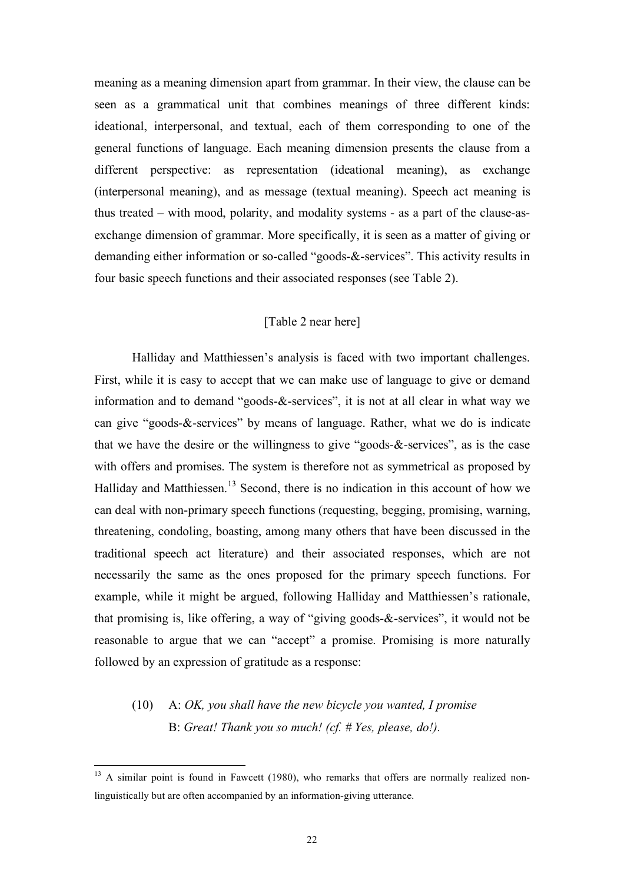meaning as a meaning dimension apart from grammar. In their view, the clause can be seen as a grammatical unit that combines meanings of three different kinds: ideational, interpersonal, and textual, each of them corresponding to one of the general functions of language. Each meaning dimension presents the clause from a different perspective: as representation (ideational meaning), as exchange (interpersonal meaning), and as message (textual meaning). Speech act meaning is thus treated – with mood, polarity, and modality systems - as a part of the clause-as-exchange dimension of grammar. More specifically, it is seen as a matter of giving or demanding either information or so-called "goods-&-services". This activity results in four basic speech functions and their associated responses (see Table 2).

[Table 2 near here]

Halliday and Matthiessen's analysis is faced with two important challenges. First, while it is easy to accept that we can make use of language to give or demand information and to demand "goods-&-services", it is not at all clear in what way we can give "goods-&-services" by means of language. Rather, what we do is indicate that we have the desire or the willingness to give "goods-&-services", as is the case with offers and promises. The system is therefore not as symmetrical as proposed by Halliday and Matthiessen.[13] Second, there is no indication in this account of how we can deal with non-primary speech functions (requesting, begging, promising, warning, threatening, condoling, boasting, among many others that have been discussed in the traditional speech act literature) and their associated responses, which are not necessarily the same as the ones proposed for the primary speech functions. For example, while it might be argued, following Halliday and Matthiessen's rationale, that promising is, like offering, a way of "giving goods-&-services", it would not be reasonable to argue that we can "accept" a promise. Promising is more naturally followed by an expression of gratitude as a response:

(10) A: *OK, you shall have the new bicycle you wanted, I promise*
B: *Great! Thank you so much! (cf. # Yes, please, do!).*

[13] A similar point is found in Fawcett (1980), who remarks that offers are normally realized non-linguistically but are often accompanied by an information-giving utterance.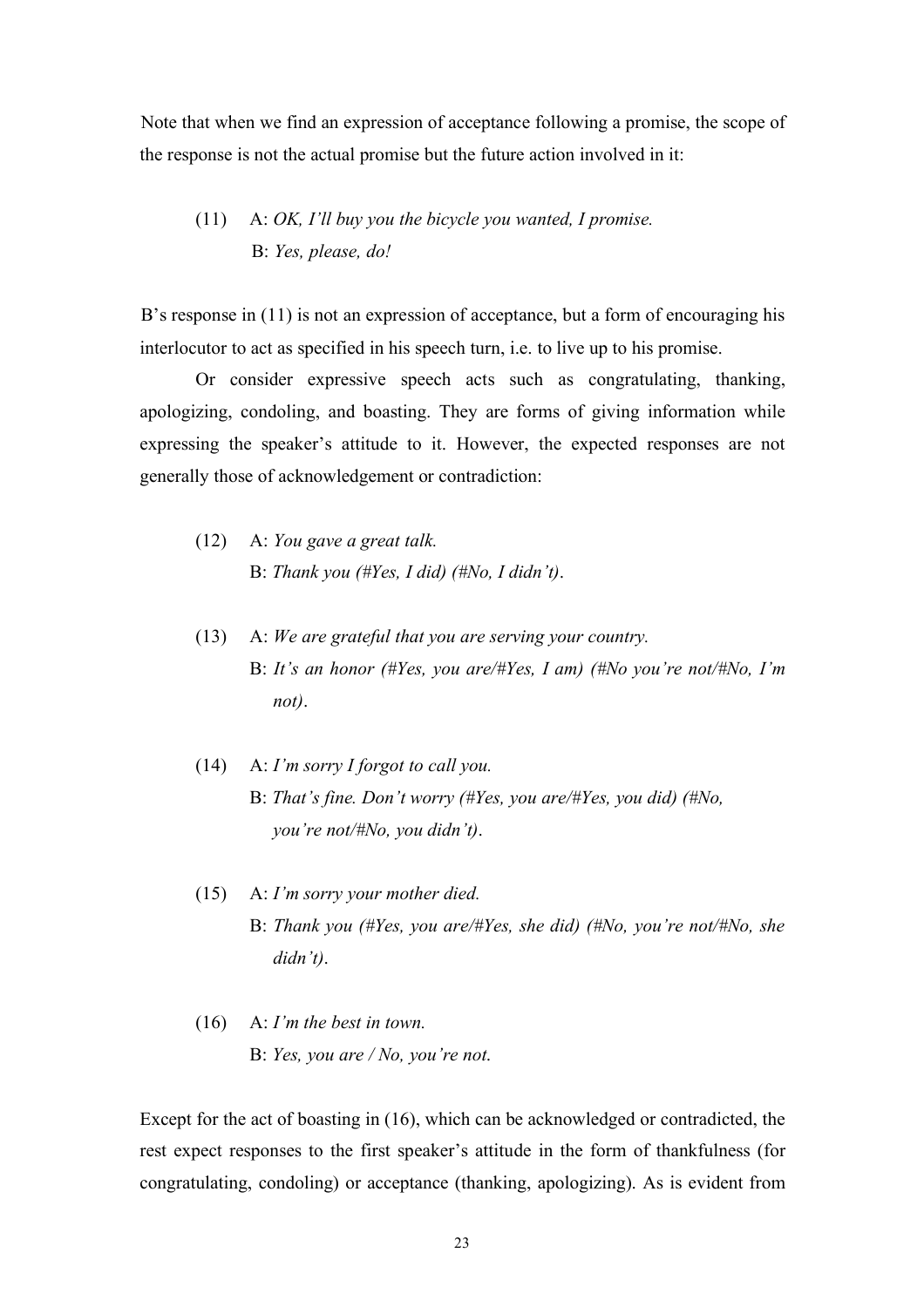Note that when we find an expression of acceptance following a promise, the scope of the response is not the actual promise but the future action involved in it:

(11) A: *OK, I'll buy you the bicycle you wanted, I promise.*
B: *Yes, please, do!*

B's response in (11) is not an expression of acceptance, but a form of encouraging his interlocutor to act as specified in his speech turn, i.e. to live up to his promise.

Or consider expressive speech acts such as congratulating, thanking, apologizing, condoling, and boasting. They are forms of giving information while expressing the speaker's attitude to it. However, the expected responses are not generally those of acknowledgement or contradiction:

(12) A: *You gave a great talk.*
B: *Thank you (#Yes, I did) (#No, I didn't)*.

(13) A: *We are grateful that you are serving your country.*
B: *It's an honor (#Yes, you are/#Yes, I am) (#No you're not/#No, I'm not)*.

(14) A: *I'm sorry I forgot to call you.*
B: *That's fine. Don't worry (#Yes, you are/#Yes, you did) (#No, you're not/#No, you didn't)*.

(15) A: *I'm sorry your mother died.*
B: *Thank you (#Yes, you are/#Yes, she did) (#No, you're not/#No, she didn't)*.

(16) A: *I'm the best in town.*
B: *Yes, you are / No, you're not.*

Except for the act of boasting in (16), which can be acknowledged or contradicted, the rest expect responses to the first speaker's attitude in the form of thankfulness (for congratulating, condoling) or acceptance (thanking, apologizing). As is evident from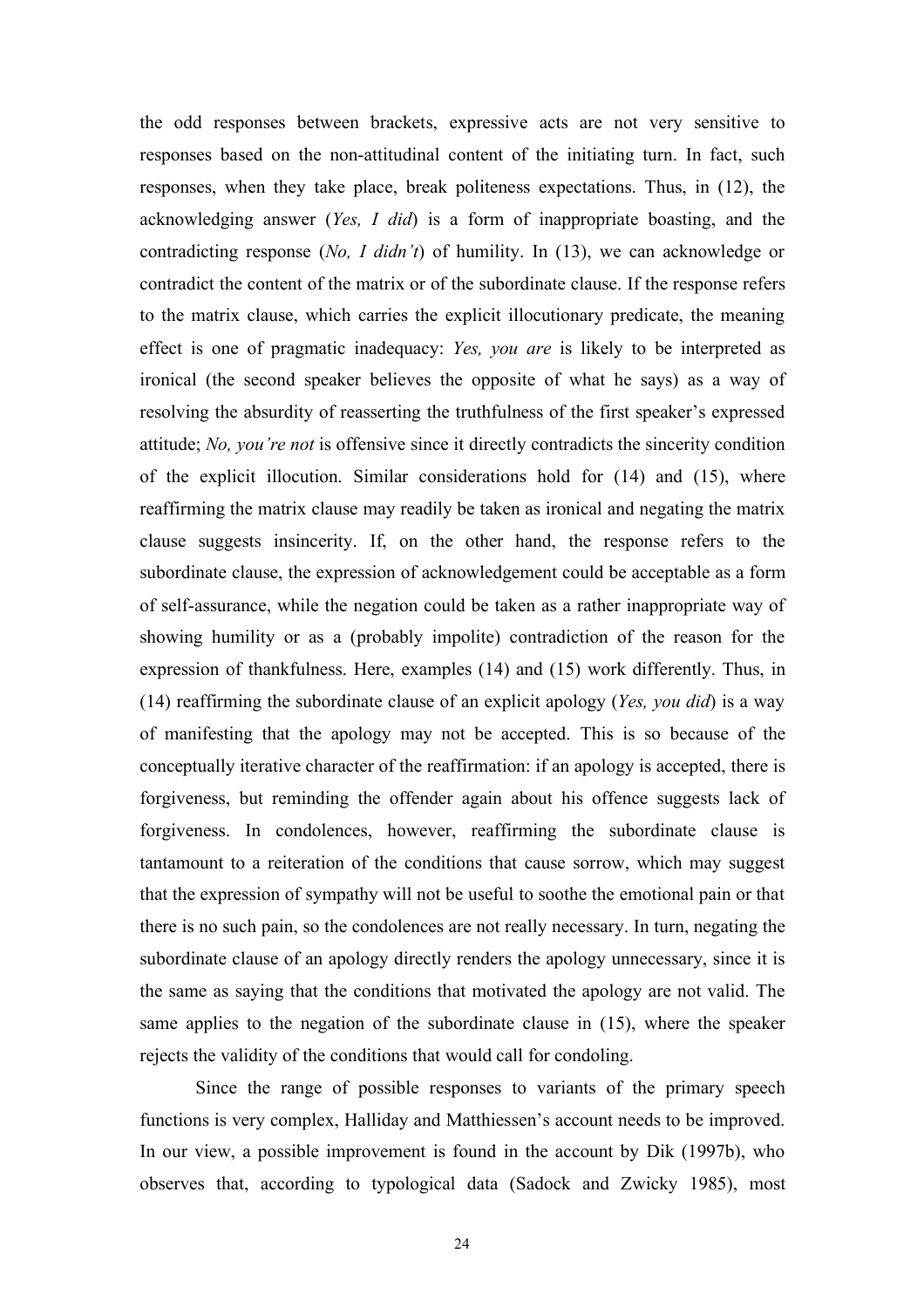the odd responses between brackets, expressive acts are not very sensitive to responses based on the non-attitudinal content of the initiating turn. In fact, such responses, when they take place, break politeness expectations. Thus, in (12), the acknowledging answer (*Yes, I did*) is a form of inappropriate boasting, and the contradicting response (*No, I didn't*) of humility. In (13), we can acknowledge or contradict the content of the matrix or of the subordinate clause. If the response refers to the matrix clause, which carries the explicit illocutionary predicate, the meaning effect is one of pragmatic inadequacy: *Yes, you are* is likely to be interpreted as ironical (the second speaker believes the opposite of what he says) as a way of resolving the absurdity of reasserting the truthfulness of the first speaker's expressed attitude; *No, you're not* is offensive since it directly contradicts the sincerity condition of the explicit illocution. Similar considerations hold for (14) and (15), where reaffirming the matrix clause may readily be taken as ironical and negating the matrix clause suggests insincerity. If, on the other hand, the response refers to the subordinate clause, the expression of acknowledgement could be acceptable as a form of self-assurance, while the negation could be taken as a rather inappropriate way of showing humility or as a (probably impolite) contradiction of the reason for the expression of thankfulness. Here, examples (14) and (15) work differently. Thus, in (14) reaffirming the subordinate clause of an explicit apology (*Yes, you did*) is a way of manifesting that the apology may not be accepted. This is so because of the conceptually iterative character of the reaffirmation: if an apology is accepted, there is forgiveness, but reminding the offender again about his offence suggests lack of forgiveness. In condolences, however, reaffirming the subordinate clause is tantamount to a reiteration of the conditions that cause sorrow, which may suggest that the expression of sympathy will not be useful to soothe the emotional pain or that there is no such pain, so the condolences are not really necessary. In turn, negating the subordinate clause of an apology directly renders the apology unnecessary, since it is the same as saying that the conditions that motivated the apology are not valid. The same applies to the negation of the subordinate clause in (15), where the speaker rejects the validity of the conditions that would call for condoling.

Since the range of possible responses to variants of the primary speech functions is very complex, Halliday and Matthiessen's account needs to be improved. In our view, a possible improvement is found in the account by Dik (1997b), who observes that, according to typological data (Sadock and Zwicky 1985), most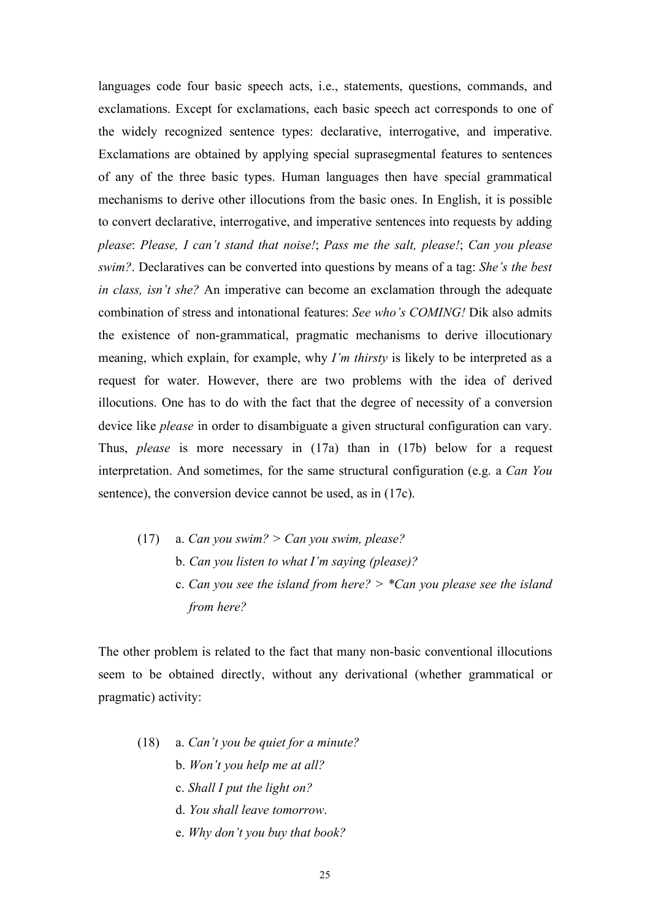languages code four basic speech acts, i.e., statements, questions, commands, and exclamations. Except for exclamations, each basic speech act corresponds to one of the widely recognized sentence types: declarative, interrogative, and imperative. Exclamations are obtained by applying special suprasegmental features to sentences of any of the three basic types. Human languages then have special grammatical mechanisms to derive other illocutions from the basic ones. In English, it is possible to convert declarative, interrogative, and imperative sentences into requests by adding *please*: *Please, I can't stand that noise!*; *Pass me the salt, please!*; *Can you please swim?*. Declaratives can be converted into questions by means of a tag: *She's the best in class, isn't she?* An imperative can become an exclamation through the adequate combination of stress and intonational features: *See who's COMING!* Dik also admits the existence of non-grammatical, pragmatic mechanisms to derive illocutionary meaning, which explain, for example, why *I'm thirsty* is likely to be interpreted as a request for water. However, there are two problems with the idea of derived illocutions. One has to do with the fact that the degree of necessity of a conversion device like *please* in order to disambiguate a given structural configuration can vary. Thus, *please* is more necessary in (17a) than in (17b) below for a request interpretation. And sometimes, for the same structural configuration (e.g. a *Can You* sentence), the conversion device cannot be used, as in (17c).

(17) a. *Can you swim? > Can you swim, please?*
b. *Can you listen to what I'm saying (please)?*
c. *Can you see the island from here? > \*Can you please see the island from here?*

The other problem is related to the fact that many non-basic conventional illocutions seem to be obtained directly, without any derivational (whether grammatical or pragmatic) activity:

(18) a. *Can't you be quiet for a minute?*
b. *Won't you help me at all?*
c. *Shall I put the light on?*
d. *You shall leave tomorrow.*
e. *Why don't you buy that book?*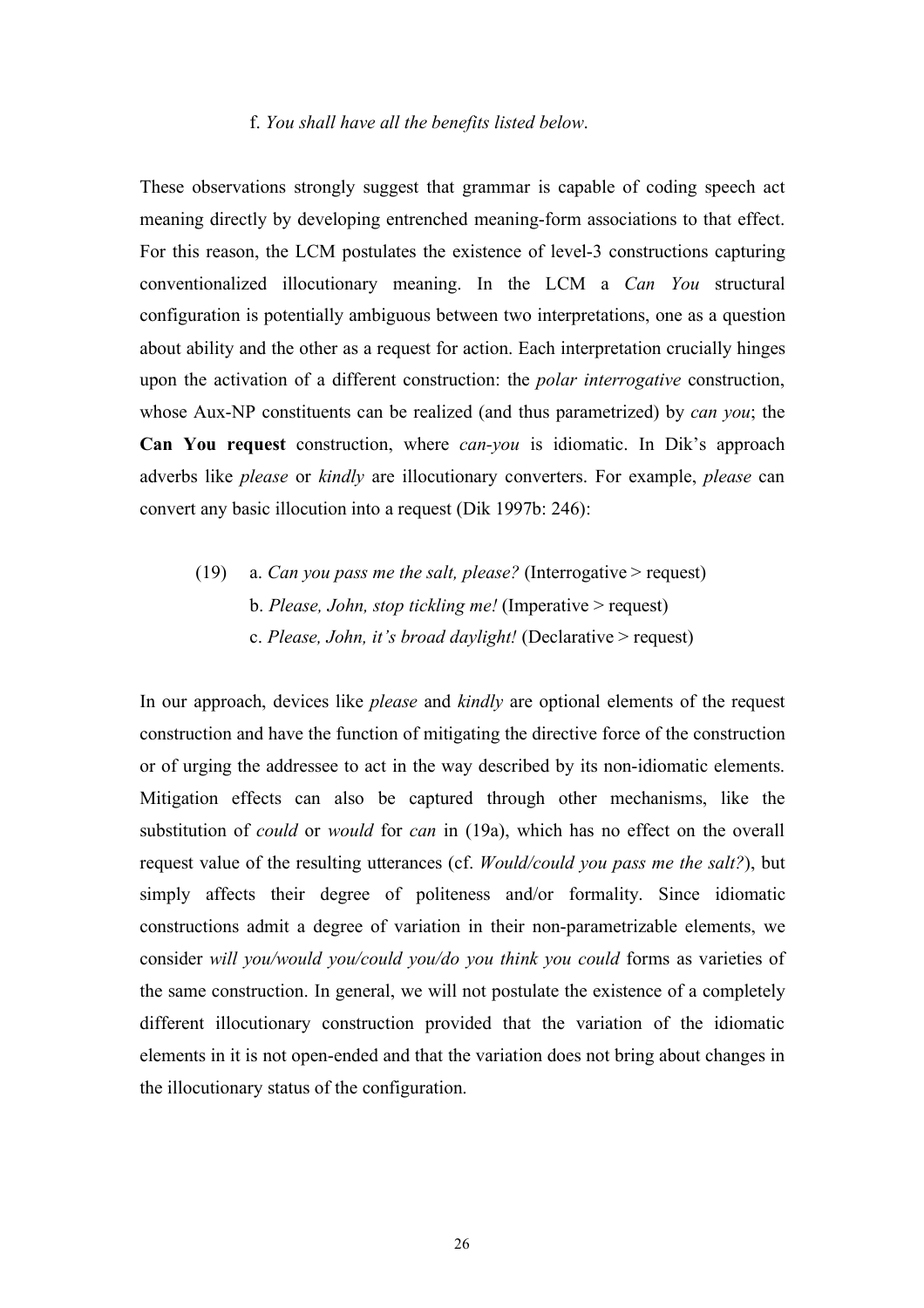f. *You shall have all the benefits listed below*.

These observations strongly suggest that grammar is capable of coding speech act meaning directly by developing entrenched meaning-form associations to that effect. For this reason, the LCM postulates the existence of level-3 constructions capturing conventionalized illocutionary meaning. In the LCM a *Can You* structural configuration is potentially ambiguous between two interpretations, one as a question about ability and the other as a request for action. Each interpretation crucially hinges upon the activation of a different construction: the *polar interrogative* construction, whose Aux-NP constituents can be realized (and thus parametrized) by *can you*; the **Can You request** construction, where *can-you* is idiomatic. In Dik's approach adverbs like *please* or *kindly* are illocutionary converters. For example, *please* can convert any basic illocution into a request (Dik 1997b: 246):

(19) a. *Can you pass me the salt, please?* (Interrogative > request)
b. *Please, John, stop tickling me!* (Imperative > request)
c. *Please, John, it's broad daylight!* (Declarative > request)

In our approach, devices like *please* and *kindly* are optional elements of the request construction and have the function of mitigating the directive force of the construction or of urging the addressee to act in the way described by its non-idiomatic elements. Mitigation effects can also be captured through other mechanisms, like the substitution of *could* or *would* for *can* in (19a), which has no effect on the overall request value of the resulting utterances (cf. *Would/could you pass me the salt?*), but simply affects their degree of politeness and/or formality. Since idiomatic constructions admit a degree of variation in their non-parametrizable elements, we consider *will you/would you/could you/do you think you could* forms as varieties of the same construction. In general, we will not postulate the existence of a completely different illocutionary construction provided that the variation of the idiomatic elements in it is not open-ended and that the variation does not bring about changes in the illocutionary status of the configuration.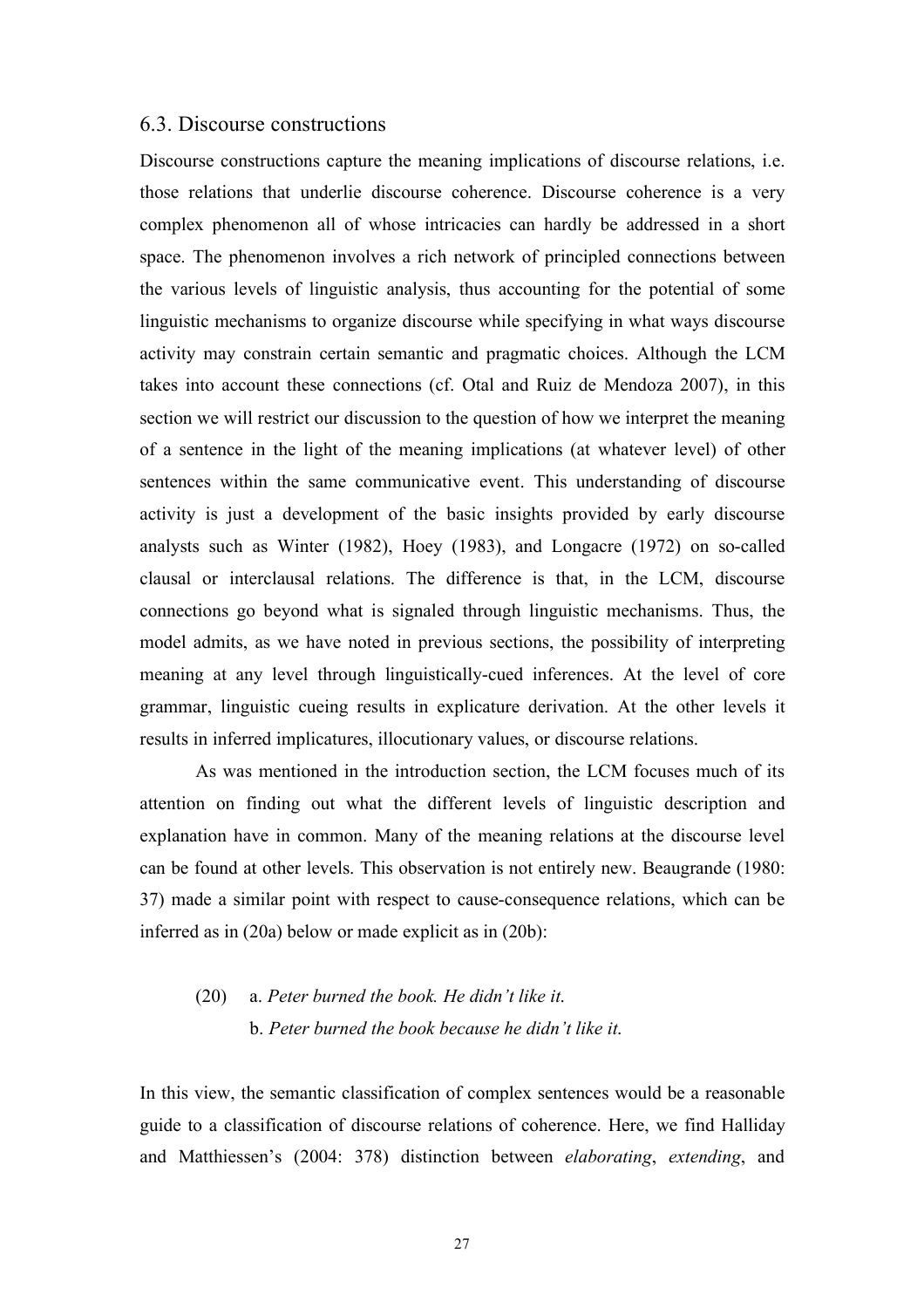### 6.3. Discourse constructions

Discourse constructions capture the meaning implications of discourse relations, i.e. those relations that underlie discourse coherence. Discourse coherence is a very complex phenomenon all of whose intricacies can hardly be addressed in a short space. The phenomenon involves a rich network of principled connections between the various levels of linguistic analysis, thus accounting for the potential of some linguistic mechanisms to organize discourse while specifying in what ways discourse activity may constrain certain semantic and pragmatic choices. Although the LCM takes into account these connections (cf. Otal and Ruiz de Mendoza 2007), in this section we will restrict our discussion to the question of how we interpret the meaning of a sentence in the light of the meaning implications (at whatever level) of other sentences within the same communicative event. This understanding of discourse activity is just a development of the basic insights provided by early discourse analysts such as Winter (1982), Hoey (1983), and Longacre (1972) on so-called clausal or interclausal relations. The difference is that, in the LCM, discourse connections go beyond what is signaled through linguistic mechanisms. Thus, the model admits, as we have noted in previous sections, the possibility of interpreting meaning at any level through linguistically-cued inferences. At the level of core grammar, linguistic cueing results in explicature derivation. At the other levels it results in inferred implicatures, illocutionary values, or discourse relations.

As was mentioned in the introduction section, the LCM focuses much of its attention on finding out what the different levels of linguistic description and explanation have in common. Many of the meaning relations at the discourse level can be found at other levels. This observation is not entirely new. Beaugrande (1980: 37) made a similar point with respect to cause-consequence relations, which can be inferred as in (20a) below or made explicit as in (20b):

(20) a. *Peter burned the book. He didn't like it.*
b. *Peter burned the book because he didn't like it.*

In this view, the semantic classification of complex sentences would be a reasonable guide to a classification of discourse relations of coherence. Here, we find Halliday and Matthiessen's (2004: 378) distinction between *elaborating*, *extending*, and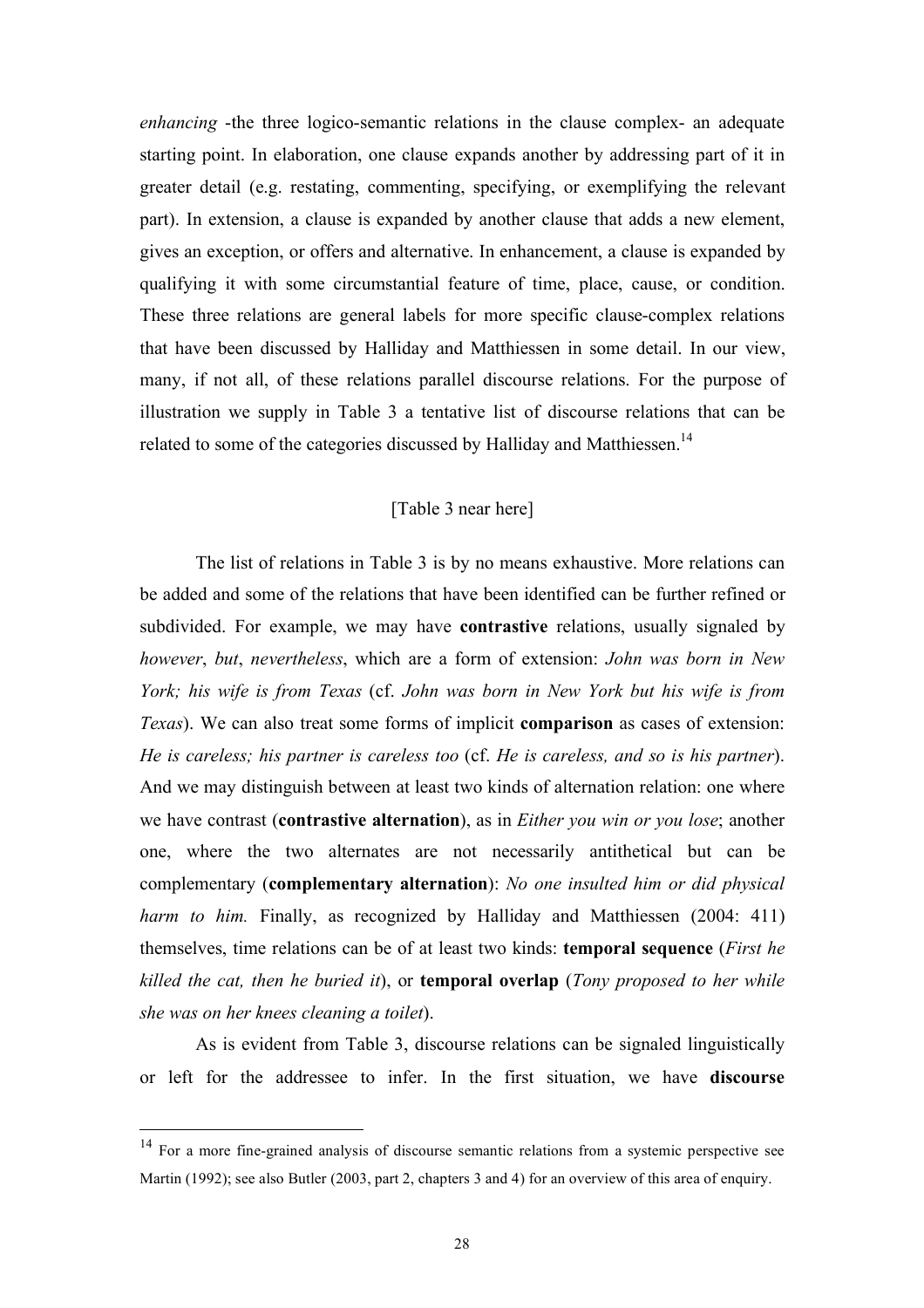*enhancing* -the three logico-semantic relations in the clause complex- an adequate starting point. In elaboration, one clause expands another by addressing part of it in greater detail (e.g. restating, commenting, specifying, or exemplifying the relevant part). In extension, a clause is expanded by another clause that adds a new element, gives an exception, or offers and alternative. In enhancement, a clause is expanded by qualifying it with some circumstantial feature of time, place, cause, or condition. These three relations are general labels for more specific clause-complex relations that have been discussed by Halliday and Matthiessen in some detail. In our view, many, if not all, of these relations parallel discourse relations. For the purpose of illustration we supply in Table 3 a tentative list of discourse relations that can be related to some of the categories discussed by Halliday and Matthiessen.[14]

[Table 3 near here]

The list of relations in Table 3 is by no means exhaustive. More relations can be added and some of the relations that have been identified can be further refined or subdivided. For example, we may have **contrastive** relations, usually signaled by *however*, *but*, *nevertheless*, which are a form of extension: *John was born in New York; his wife is from Texas* (cf. *John was born in New York but his wife is from Texas*). We can also treat some forms of implicit **comparison** as cases of extension: *He is careless; his partner is careless too* (cf. *He is careless, and so is his partner*). And we may distinguish between at least two kinds of alternation relation: one where we have contrast (**contrastive alternation**), as in *Either you win or you lose*; another one, where the two alternates are not necessarily antithetical but can be complementary (**complementary alternation**): *No one insulted him or did physical harm to him.* Finally, as recognized by Halliday and Matthiessen (2004: 411) themselves, time relations can be of at least two kinds: **temporal sequence** (*First he killed the cat, then he buried it*), or **temporal overlap** (*Tony proposed to her while she was on her knees cleaning a toilet*).

As is evident from Table 3, discourse relations can be signaled linguistically or left for the addressee to infer. In the first situation, we have **discourse**

[14] For a more fine-grained analysis of discourse semantic relations from a systemic perspective see Martin (1992); see also Butler (2003, part 2, chapters 3 and 4) for an overview of this area of enquiry.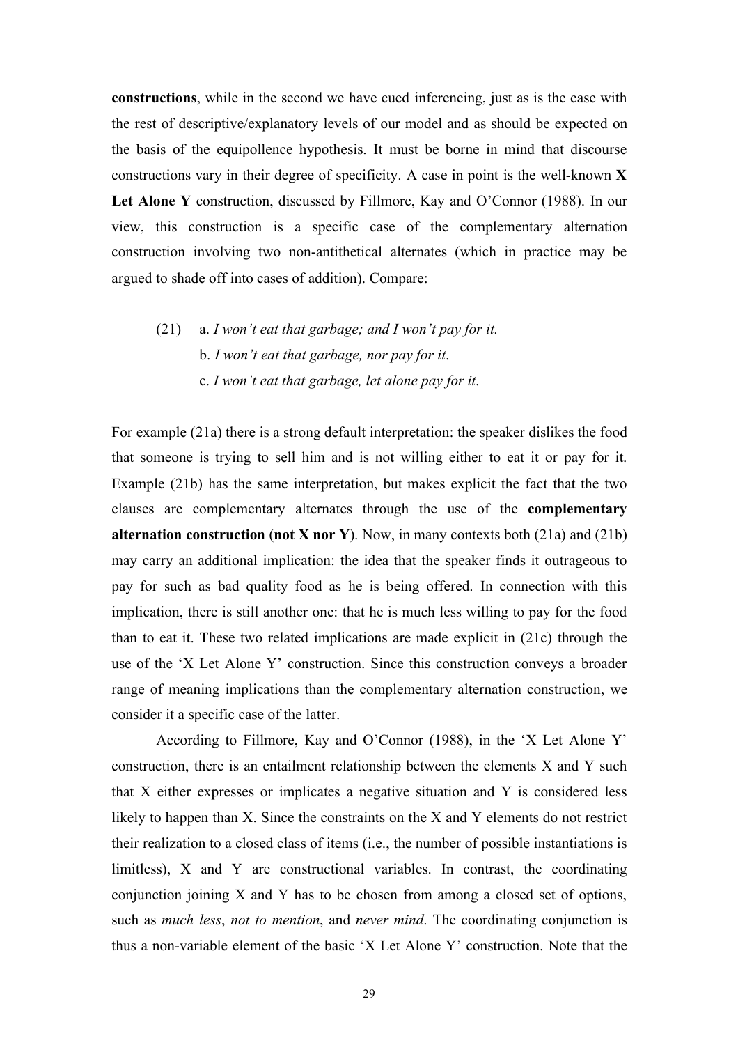**constructions**, while in the second we have cued inferencing, just as is the case with the rest of descriptive/explanatory levels of our model and as should be expected on the basis of the equipollence hypothesis. It must be borne in mind that discourse constructions vary in their degree of specificity. A case in point is the well-known **X Let Alone Y** construction, discussed by Fillmore, Kay and O'Connor (1988). In our view, this construction is a specific case of the complementary alternation construction involving two non-antithetical alternates (which in practice may be argued to shade off into cases of addition). Compare:

(21) a. *I won't eat that garbage; and I won't pay for it.*
b. *I won't eat that garbage, nor pay for it*.
c. *I won't eat that garbage, let alone pay for it*.

For example (21a) there is a strong default interpretation: the speaker dislikes the food that someone is trying to sell him and is not willing either to eat it or pay for it. Example (21b) has the same interpretation, but makes explicit the fact that the two clauses are complementary alternates through the use of the **complementary alternation construction** (**not X nor Y**). Now, in many contexts both (21a) and (21b) may carry an additional implication: the idea that the speaker finds it outrageous to pay for such as bad quality food as he is being offered. In connection with this implication, there is still another one: that he is much less willing to pay for the food than to eat it. These two related implications are made explicit in (21c) through the use of the 'X Let Alone Y' construction. Since this construction conveys a broader range of meaning implications than the complementary alternation construction, we consider it a specific case of the latter.

According to Fillmore, Kay and O'Connor (1988), in the 'X Let Alone Y' construction, there is an entailment relationship between the elements X and Y such that X either expresses or implicates a negative situation and Y is considered less likely to happen than X. Since the constraints on the X and Y elements do not restrict their realization to a closed class of items (i.e., the number of possible instantiations is limitless), X and Y are constructional variables. In contrast, the coordinating conjunction joining X and Y has to be chosen from among a closed set of options, such as *much less*, *not to mention*, and *never mind*. The coordinating conjunction is thus a non-variable element of the basic 'X Let Alone Y' construction. Note that the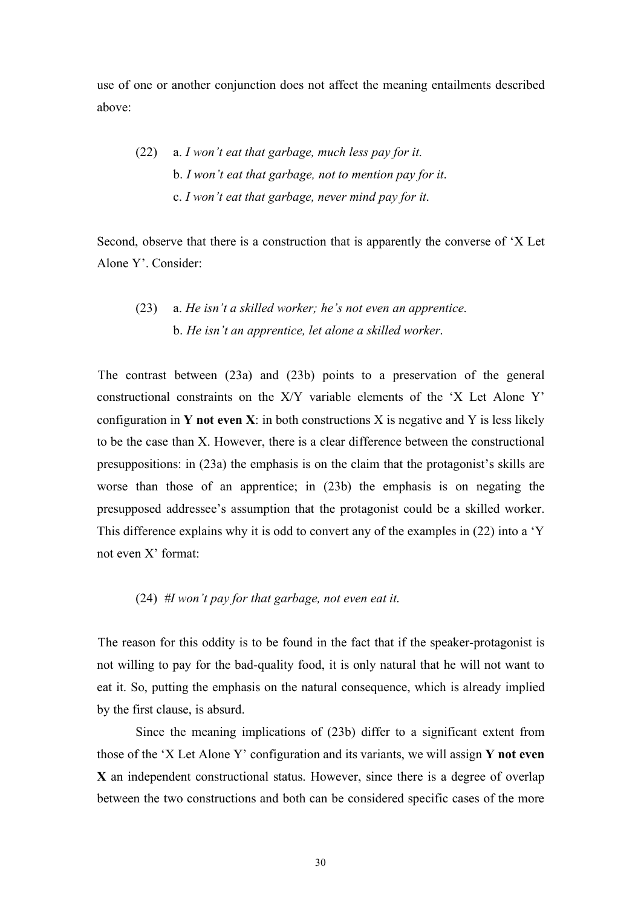use of one or another conjunction does not affect the meaning entailments described above:

(22) a. *I won't eat that garbage, much less pay for it.*
b. *I won't eat that garbage, not to mention pay for it.*
c. *I won't eat that garbage, never mind pay for it.*

Second, observe that there is a construction that is apparently the converse of 'X Let Alone Y'. Consider:

(23) a. *He isn't a skilled worker; he's not even an apprentice.*
b. *He isn't an apprentice, let alone a skilled worker.*

The contrast between (23a) and (23b) points to a preservation of the general constructional constraints on the X/Y variable elements of the 'X Let Alone Y' configuration in **Y not even X**: in both constructions X is negative and Y is less likely to be the case than X. However, there is a clear difference between the constructional presuppositions: in (23a) the emphasis is on the claim that the protagonist's skills are worse than those of an apprentice; in (23b) the emphasis is on negating the presupposed addressee's assumption that the protagonist could be a skilled worker. This difference explains why it is odd to convert any of the examples in (22) into a 'Y not even X' format:

(24) #*I won't pay for that garbage, not even eat it.*

The reason for this oddity is to be found in the fact that if the speaker-protagonist is not willing to pay for the bad-quality food, it is only natural that he will not want to eat it. So, putting the emphasis on the natural consequence, which is already implied by the first clause, is absurd.

Since the meaning implications of (23b) differ to a significant extent from those of the 'X Let Alone Y' configuration and its variants, we will assign **Y not even X** an independent constructional status. However, since there is a degree of overlap between the two constructions and both can be considered specific cases of the more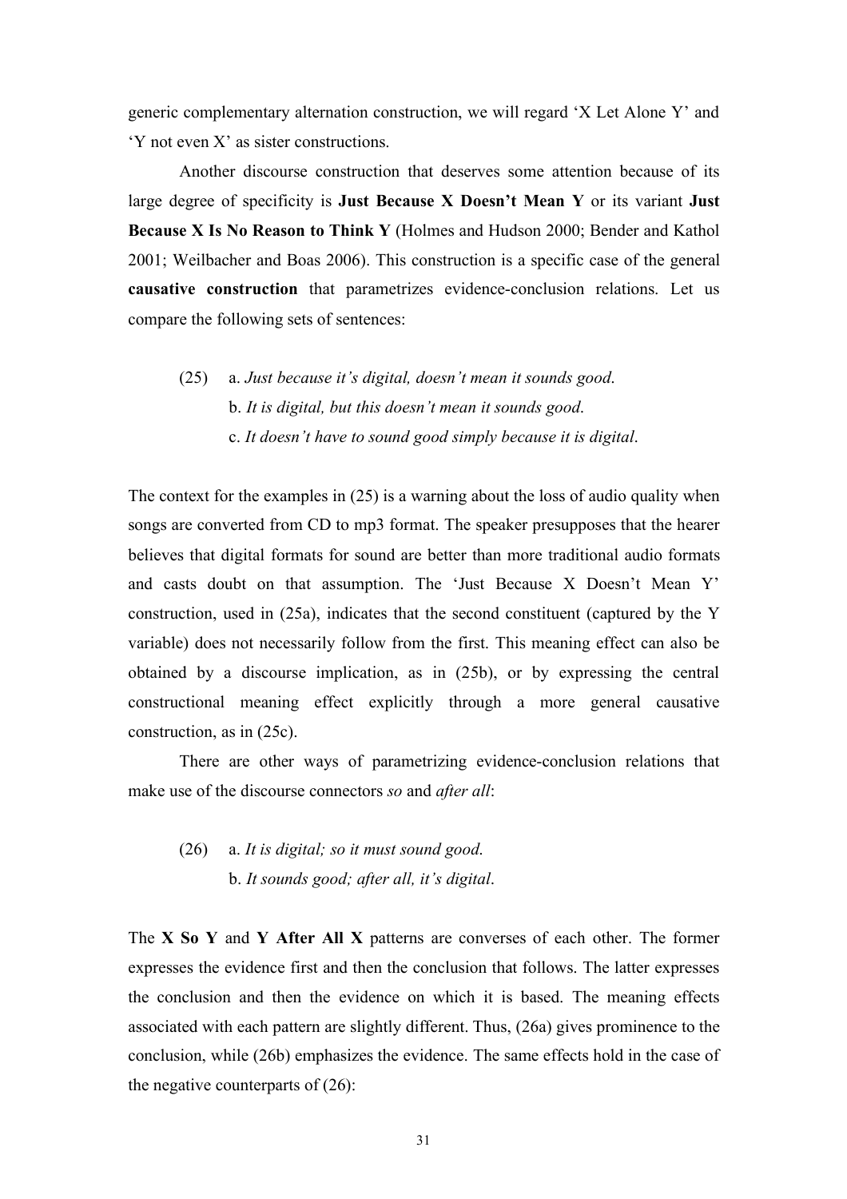generic complementary alternation construction, we will regard 'X Let Alone Y' and 'Y not even X' as sister constructions.

Another discourse construction that deserves some attention because of its large degree of specificity is **Just Because X Doesn't Mean Y** or its variant **Just Because X Is No Reason to Think Y** (Holmes and Hudson 2000; Bender and Kathol 2001; Weilbacher and Boas 2006). This construction is a specific case of the general **causative construction** that parametrizes evidence-conclusion relations. Let us compare the following sets of sentences:

(25) a. *Just because it's digital, doesn't mean it sounds good.*
 b. *It is digital, but this doesn't mean it sounds good.*
 c. *It doesn't have to sound good simply because it is digital*.

The context for the examples in (25) is a warning about the loss of audio quality when songs are converted from CD to mp3 format. The speaker presupposes that the hearer believes that digital formats for sound are better than more traditional audio formats and casts doubt on that assumption. The 'Just Because X Doesn't Mean Y' construction, used in (25a), indicates that the second constituent (captured by the Y variable) does not necessarily follow from the first. This meaning effect can also be obtained by a discourse implication, as in (25b), or by expressing the central constructional meaning effect explicitly through a more general causative construction, as in (25c).

There are other ways of parametrizing evidence-conclusion relations that make use of the discourse connectors *so* and *after all*:

(26) a. *It is digital; so it must sound good.*
 b. *It sounds good; after all, it's digital*.

The **X So Y** and **Y After All X** patterns are converses of each other. The former expresses the evidence first and then the conclusion that follows. The latter expresses the conclusion and then the evidence on which it is based. The meaning effects associated with each pattern are slightly different. Thus, (26a) gives prominence to the conclusion, while (26b) emphasizes the evidence. The same effects hold in the case of the negative counterparts of (26):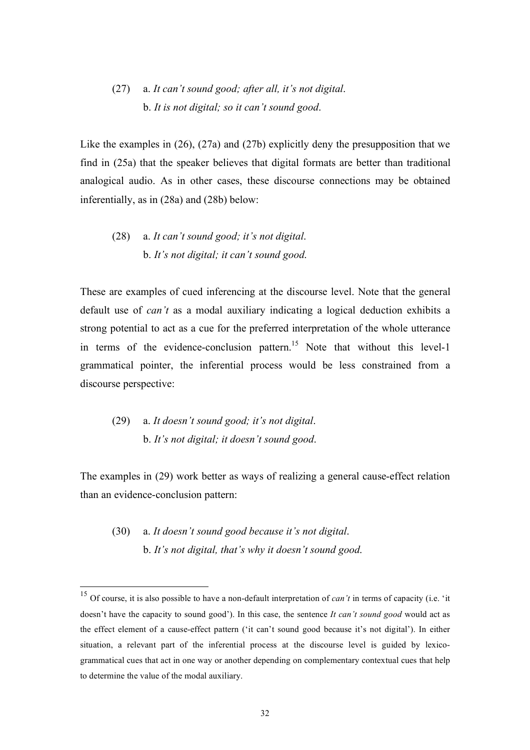(27) a. *It can't sound good; after all, it's not digital*.
b. *It is not digital; so it can't sound good*.

Like the examples in (26), (27a) and (27b) explicitly deny the presupposition that we find in (25a) that the speaker believes that digital formats are better than traditional analogical audio. As in other cases, these discourse connections may be obtained inferentially, as in (28a) and (28b) below:

(28) a. *It can't sound good; it's not digital*.
b. *It's not digital; it can't sound good.*

These are examples of cued inferencing at the discourse level. Note that the general default use of *can't* as a modal auxiliary indicating a logical deduction exhibits a strong potential to act as a cue for the preferred interpretation of the whole utterance in terms of the evidence-conclusion pattern.[15] Note that without this level-1 grammatical pointer, the inferential process would be less constrained from a discourse perspective:

(29) a. *It doesn't sound good; it's not digital*.
b. *It's not digital; it doesn't sound good*.

The examples in (29) work better as ways of realizing a general cause-effect relation than an evidence-conclusion pattern:

(30) a. *It doesn't sound good because it's not digital*.
b. *It's not digital, that's why it doesn't sound good.*

---

[15] Of course, it is also possible to have a non-default interpretation of *can't* in terms of capacity (i.e. 'it doesn't have the capacity to sound good'). In this case, the sentence *It can't sound good* would act as the effect element of a cause-effect pattern ('it can't sound good because it's not digital'). In either situation, a relevant part of the inferential process at the discourse level is guided by lexico-grammatical cues that act in one way or another depending on complementary contextual cues that help to determine the value of the modal auxiliary.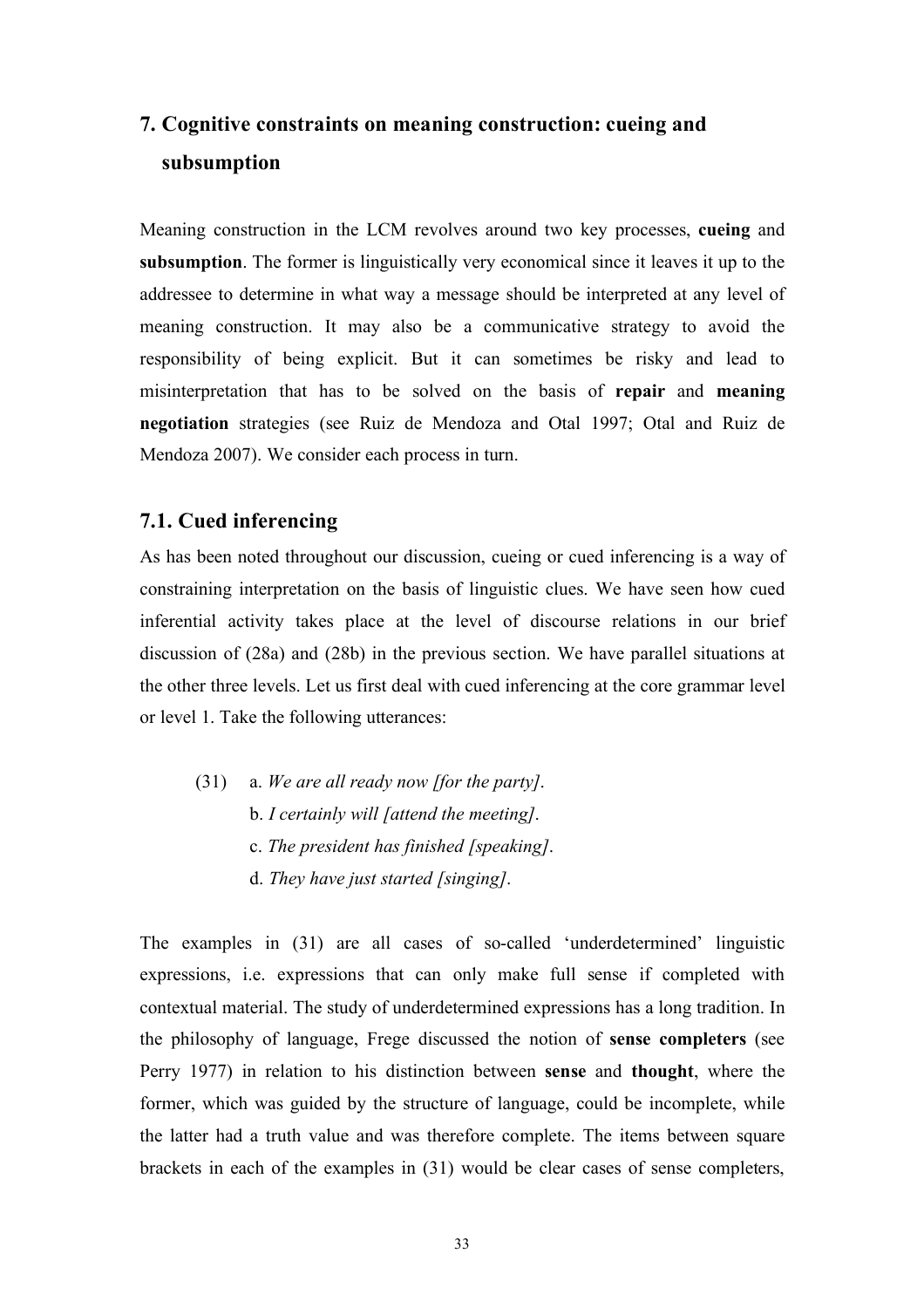## 7. Cognitive constraints on meaning construction: cueing and subsumption

Meaning construction in the LCM revolves around two key processes, **cueing** and **subsumption**. The former is linguistically very economical since it leaves it up to the addressee to determine in what way a message should be interpreted at any level of meaning construction. It may also be a communicative strategy to avoid the responsibility of being explicit. But it can sometimes be risky and lead to misinterpretation that has to be solved on the basis of **repair** and **meaning negotiation** strategies (see Ruiz de Mendoza and Otal 1997; Otal and Ruiz de Mendoza 2007). We consider each process in turn.

### 7.1. Cued inferencing

As has been noted throughout our discussion, cueing or cued inferencing is a way of constraining interpretation on the basis of linguistic clues. We have seen how cued inferential activity takes place at the level of discourse relations in our brief discussion of (28a) and (28b) in the previous section. We have parallel situations at the other three levels. Let us first deal with cued inferencing at the core grammar level or level 1. Take the following utterances:

(31) a. *We are all ready now [for the party]*.
b. *I certainly will [attend the meeting]*.
c. *The president has finished [speaking]*.
d. *They have just started [singing]*.

The examples in (31) are all cases of so-called 'underdetermined' linguistic expressions, i.e. expressions that can only make full sense if completed with contextual material. The study of underdetermined expressions has a long tradition. In the philosophy of language, Frege discussed the notion of **sense completers** (see Perry 1977) in relation to his distinction between **sense** and **thought**, where the former, which was guided by the structure of language, could be incomplete, while the latter had a truth value and was therefore complete. The items between square brackets in each of the examples in (31) would be clear cases of sense completers,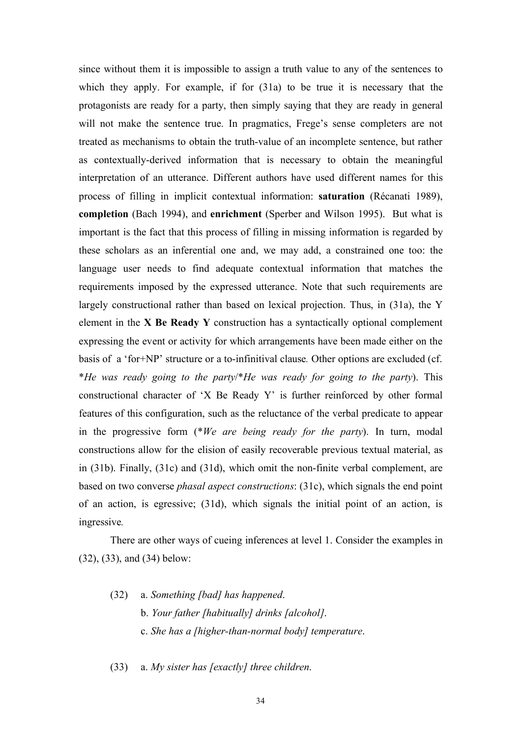since without them it is impossible to assign a truth value to any of the sentences to which they apply. For example, if for (31a) to be true it is necessary that the protagonists are ready for a party, then simply saying that they are ready in general will not make the sentence true. In pragmatics, Frege's sense completers are not treated as mechanisms to obtain the truth-value of an incomplete sentence, but rather as contextually-derived information that is necessary to obtain the meaningful interpretation of an utterance. Different authors have used different names for this process of filling in implicit contextual information: **saturation** (Récanati 1989), **completion** (Bach 1994), and **enrichment** (Sperber and Wilson 1995). But what is important is the fact that this process of filling in missing information is regarded by these scholars as an inferential one and, we may add, a constrained one too: the language user needs to find adequate contextual information that matches the requirements imposed by the expressed utterance. Note that such requirements are largely constructional rather than based on lexical projection. Thus, in (31a), the Y element in the **X Be Ready Y** construction has a syntactically optional complement expressing the event or activity for which arrangements have been made either on the basis of a 'for+NP' structure or a to-infinitival clause. Other options are excluded (cf. **He was ready going to the party*/**He was ready for going to the party*). This constructional character of 'X Be Ready Y' is further reinforced by other formal features of this configuration, such as the reluctance of the verbal predicate to appear in the progressive form (**We are being ready for the party*). In turn, modal constructions allow for the elision of easily recoverable previous textual material, as in (31b). Finally, (31c) and (31d), which omit the non-finite verbal complement, are based on two converse *phasal aspect constructions*: (31c), which signals the end point of an action, is egressive; (31d), which signals the initial point of an action, is ingressive.

There are other ways of cueing inferences at level 1. Consider the examples in (32), (33), and (34) below:

(32) a. *Something [bad] has happened.*
b. *Your father [habitually] drinks [alcohol].*
c. *She has a [higher-than-normal body] temperature.*

(33) a. *My sister has [exactly] three children.*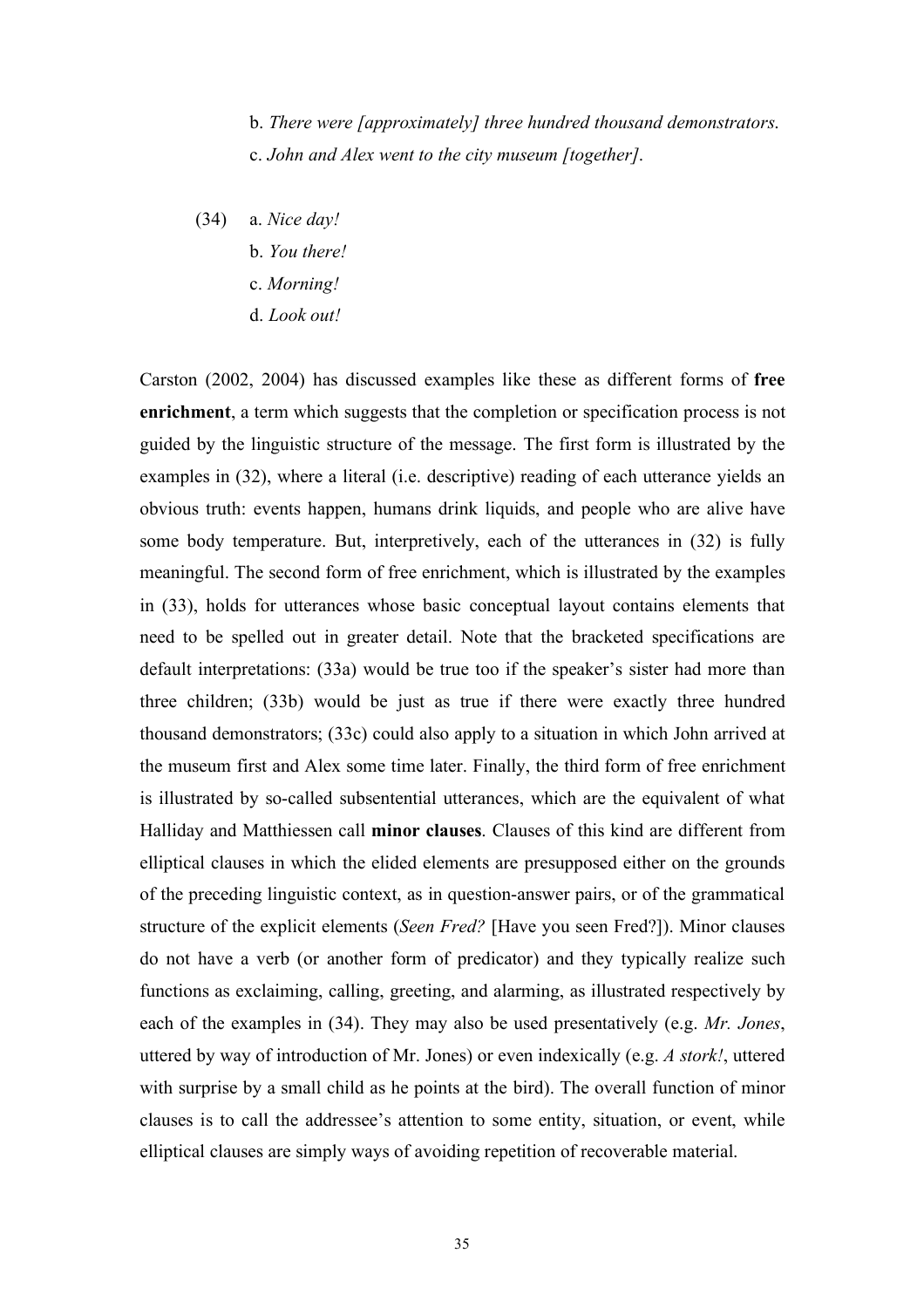b. *There were [approximately] three hundred thousand demonstrators.*
c. *John and Alex went to the city museum [together].*

(34) a. *Nice day!*
b. *You there!*
c. *Morning!*
d. *Look out!*

Carston (2002, 2004) has discussed examples like these as different forms of **free enrichment**, a term which suggests that the completion or specification process is not guided by the linguistic structure of the message. The first form is illustrated by the examples in (32), where a literal (i.e. descriptive) reading of each utterance yields an obvious truth: events happen, humans drink liquids, and people who are alive have some body temperature. But, interpretively, each of the utterances in (32) is fully meaningful. The second form of free enrichment, which is illustrated by the examples in (33), holds for utterances whose basic conceptual layout contains elements that need to be spelled out in greater detail. Note that the bracketed specifications are default interpretations: (33a) would be true too if the speaker's sister had more than three children; (33b) would be just as true if there were exactly three hundred thousand demonstrators; (33c) could also apply to a situation in which John arrived at the museum first and Alex some time later. Finally, the third form of free enrichment is illustrated by so-called subsentential utterances, which are the equivalent of what Halliday and Matthiessen call **minor clauses**. Clauses of this kind are different from elliptical clauses in which the elided elements are presupposed either on the grounds of the preceding linguistic context, as in question-answer pairs, or of the grammatical structure of the explicit elements (*Seen Fred?* [Have you seen Fred?]). Minor clauses do not have a verb (or another form of predicator) and they typically realize such functions as exclaiming, calling, greeting, and alarming, as illustrated respectively by each of the examples in (34). They may also be used presentatively (e.g. *Mr. Jones*, uttered by way of introduction of Mr. Jones) or even indexically (e.g. *A stork!*, uttered with surprise by a small child as he points at the bird). The overall function of minor clauses is to call the addressee's attention to some entity, situation, or event, while elliptical clauses are simply ways of avoiding repetition of recoverable material.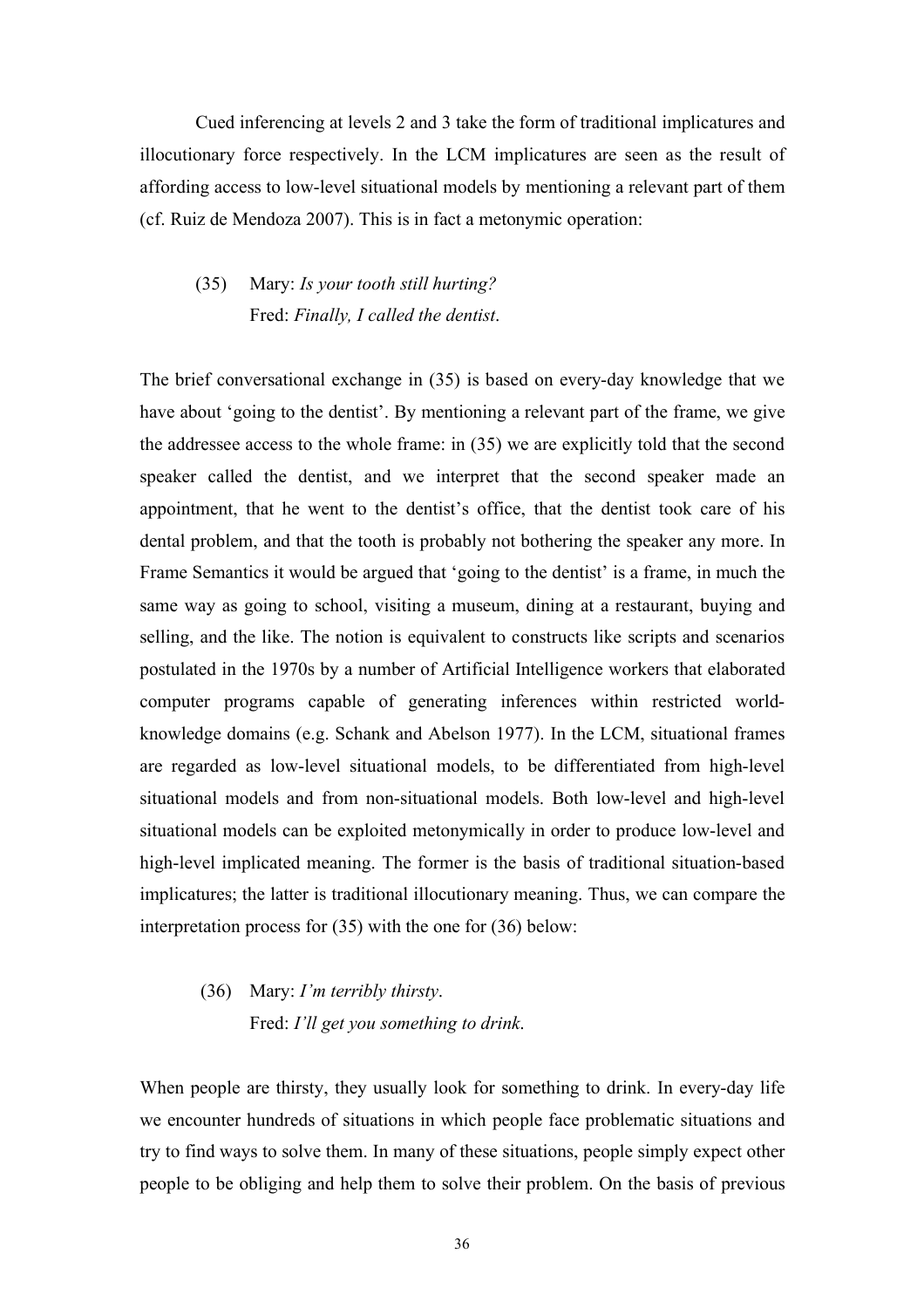Cued inferencing at levels 2 and 3 take the form of traditional implicatures and illocutionary force respectively. In the LCM implicatures are seen as the result of affording access to low-level situational models by mentioning a relevant part of them (cf. Ruiz de Mendoza 2007). This is in fact a metonymic operation:

(35) Mary: *Is your tooth still hurting?*  
Fred: *Finally, I called the dentist*.

The brief conversational exchange in (35) is based on every-day knowledge that we have about 'going to the dentist'. By mentioning a relevant part of the frame, we give the addressee access to the whole frame: in (35) we are explicitly told that the second speaker called the dentist, and we interpret that the second speaker made an appointment, that he went to the dentist's office, that the dentist took care of his dental problem, and that the tooth is probably not bothering the speaker any more. In Frame Semantics it would be argued that 'going to the dentist' is a frame, in much the same way as going to school, visiting a museum, dining at a restaurant, buying and selling, and the like. The notion is equivalent to constructs like scripts and scenarios postulated in the 1970s by a number of Artificial Intelligence workers that elaborated computer programs capable of generating inferences within restricted world-knowledge domains (e.g. Schank and Abelson 1977). In the LCM, situational frames are regarded as low-level situational models, to be differentiated from high-level situational models and from non-situational models. Both low-level and high-level situational models can be exploited metonymically in order to produce low-level and high-level implicated meaning. The former is the basis of traditional situation-based implicatures; the latter is traditional illocutionary meaning. Thus, we can compare the interpretation process for (35) with the one for (36) below:

(36) Mary: *I'm terribly thirsty*.  
Fred: *I'll get you something to drink*.

When people are thirsty, they usually look for something to drink. In every-day life we encounter hundreds of situations in which people face problematic situations and try to find ways to solve them. In many of these situations, people simply expect other people to be obliging and help them to solve their problem. On the basis of previous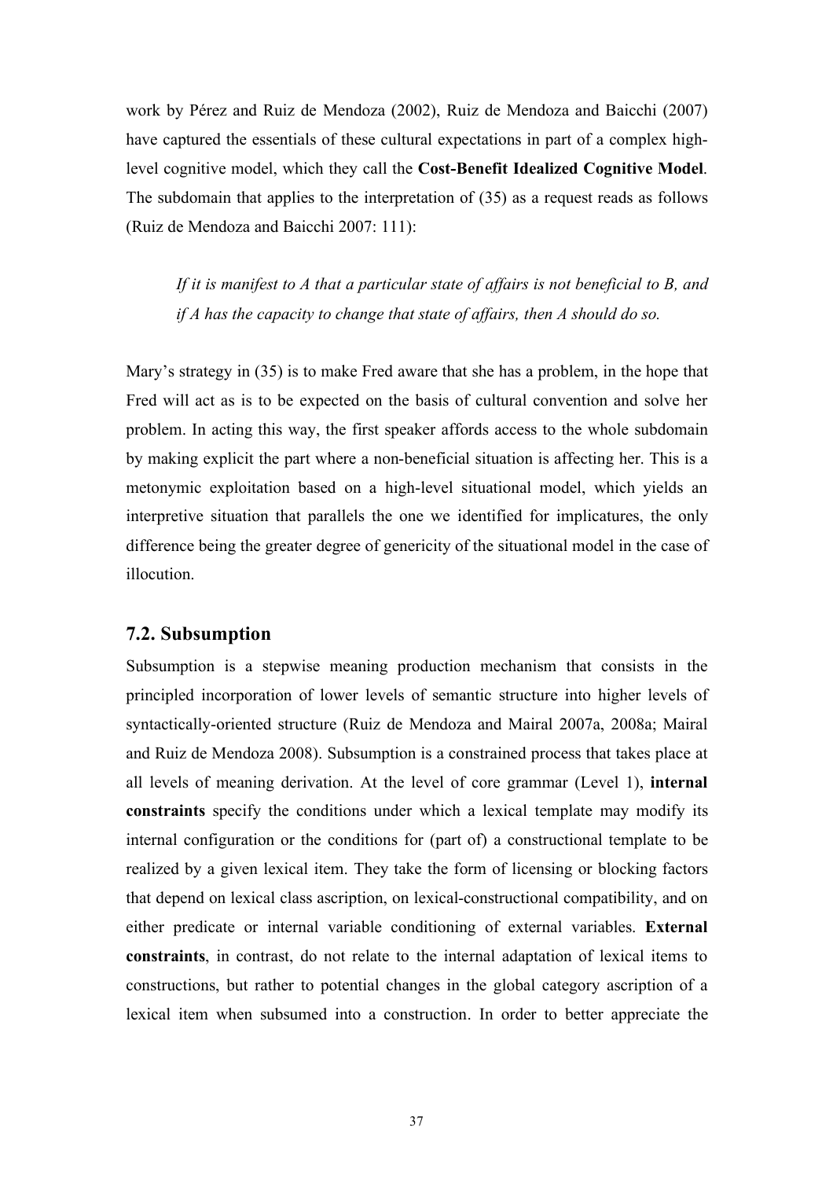work by Pérez and Ruiz de Mendoza (2002), Ruiz de Mendoza and Baicchi (2007) have captured the essentials of these cultural expectations in part of a complex high-level cognitive model, which they call the **Cost-Benefit Idealized Cognitive Model**. The subdomain that applies to the interpretation of (35) as a request reads as follows (Ruiz de Mendoza and Baicchi 2007: 111):

> *If it is manifest to A that a particular state of affairs is not beneficial to B, and if A has the capacity to change that state of affairs, then A should do so.*

Mary's strategy in (35) is to make Fred aware that she has a problem, in the hope that Fred will act as is to be expected on the basis of cultural convention and solve her problem. In acting this way, the first speaker affords access to the whole subdomain by making explicit the part where a non-beneficial situation is affecting her. This is a metonymic exploitation based on a high-level situational model, which yields an interpretive situation that parallels the one we identified for implicatures, the only difference being the greater degree of genericity of the situational model in the case of illocution.

## 7.2. Subsumption

Subsumption is a stepwise meaning production mechanism that consists in the principled incorporation of lower levels of semantic structure into higher levels of syntactically-oriented structure (Ruiz de Mendoza and Mairal 2007a, 2008a; Mairal and Ruiz de Mendoza 2008). Subsumption is a constrained process that takes place at all levels of meaning derivation. At the level of core grammar (Level 1), **internal constraints** specify the conditions under which a lexical template may modify its internal configuration or the conditions for (part of) a constructional template to be realized by a given lexical item. They take the form of licensing or blocking factors that depend on lexical class ascription, on lexical-constructional compatibility, and on either predicate or internal variable conditioning of external variables. **External constraints**, in contrast, do not relate to the internal adaptation of lexical items to constructions, but rather to potential changes in the global category ascription of a lexical item when subsumed into a construction. In order to better appreciate the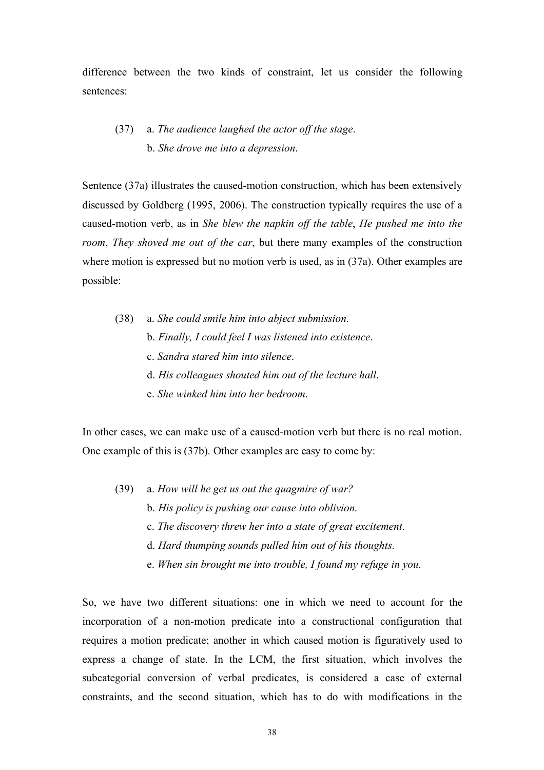difference between the two kinds of constraint, let us consider the following sentences:

(37) a. *The audience laughed the actor off the stage*.
b. *She drove me into a depression*.

Sentence (37a) illustrates the caused-motion construction, which has been extensively discussed by Goldberg (1995, 2006). The construction typically requires the use of a caused-motion verb, as in *She blew the napkin off the table*, *He pushed me into the room*, *They shoved me out of the car*, but there many examples of the construction where motion is expressed but no motion verb is used, as in (37a). Other examples are possible:

(38) a. *She could smile him into abject submission*.
b. *Finally, I could feel I was listened into existence*.
c. *Sandra stared him into silence*.
d. *His colleagues shouted him out of the lecture hall*.
e. *She winked him into her bedroom*.

In other cases, we can make use of a caused-motion verb but there is no real motion. One example of this is (37b). Other examples are easy to come by:

(39) a. *How will he get us out the quagmire of war?*
b. *His policy is pushing our cause into oblivion*.
c. *The discovery threw her into a state of great excitement*.
d. *Hard thumping sounds pulled him out of his thoughts*.
e. *When sin brought me into trouble, I found my refuge in you*.

So, we have two different situations: one in which we need to account for the incorporation of a non-motion predicate into a constructional configuration that requires a motion predicate; another in which caused motion is figuratively used to express a change of state. In the LCM, the first situation, which involves the subcategorial conversion of verbal predicates, is considered a case of external constraints, and the second situation, which has to do with modifications in the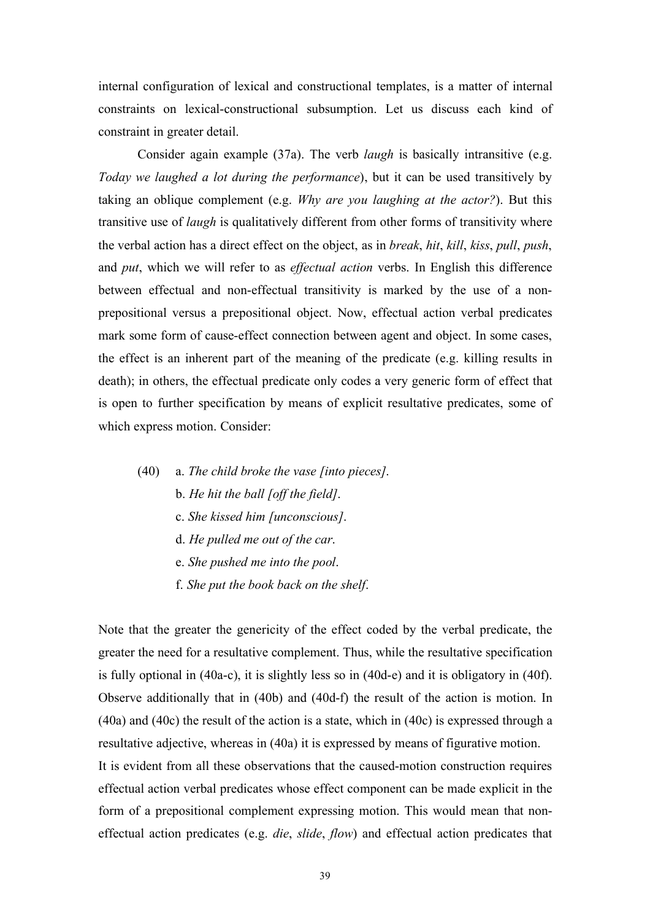internal configuration of lexical and constructional templates, is a matter of internal constraints on lexical-constructional subsumption. Let us discuss each kind of constraint in greater detail.

Consider again example (37a). The verb *laugh* is basically intransitive (e.g. *Today we laughed a lot during the performance*), but it can be used transitively by taking an oblique complement (e.g. *Why are you laughing at the actor?*). But this transitive use of *laugh* is qualitatively different from other forms of transitivity where the verbal action has a direct effect on the object, as in *break*, *hit*, *kill*, *kiss*, *pull*, *push*, and *put*, which we will refer to as *effectual action* verbs. In English this difference between effectual and non-effectual transitivity is marked by the use of a non-prepositional versus a prepositional object. Now, effectual action verbal predicates mark some form of cause-effect connection between agent and object. In some cases, the effect is an inherent part of the meaning of the predicate (e.g. killing results in death); in others, the effectual predicate only codes a very generic form of effect that is open to further specification by means of explicit resultative predicates, some of which express motion. Consider:

(40) a. *The child broke the vase [into pieces].*
b. *He hit the ball [off the field].*
c. *She kissed him [unconscious].*
d. *He pulled me out of the car.*
e. *She pushed me into the pool.*
f. *She put the book back on the shelf.*

Note that the greater the genericity of the effect coded by the verbal predicate, the greater the need for a resultative complement. Thus, while the resultative specification is fully optional in (40a-c), it is slightly less so in (40d-e) and it is obligatory in (40f). Observe additionally that in (40b) and (40d-f) the result of the action is motion. In (40a) and (40c) the result of the action is a state, which in (40c) is expressed through a resultative adjective, whereas in (40a) it is expressed by means of figurative motion.
It is evident from all these observations that the caused-motion construction requires effectual action verbal predicates whose effect component can be made explicit in the form of a prepositional complement expressing motion. This would mean that non-effectual action predicates (e.g. *die*, *slide*, *flow*) and effectual action predicates that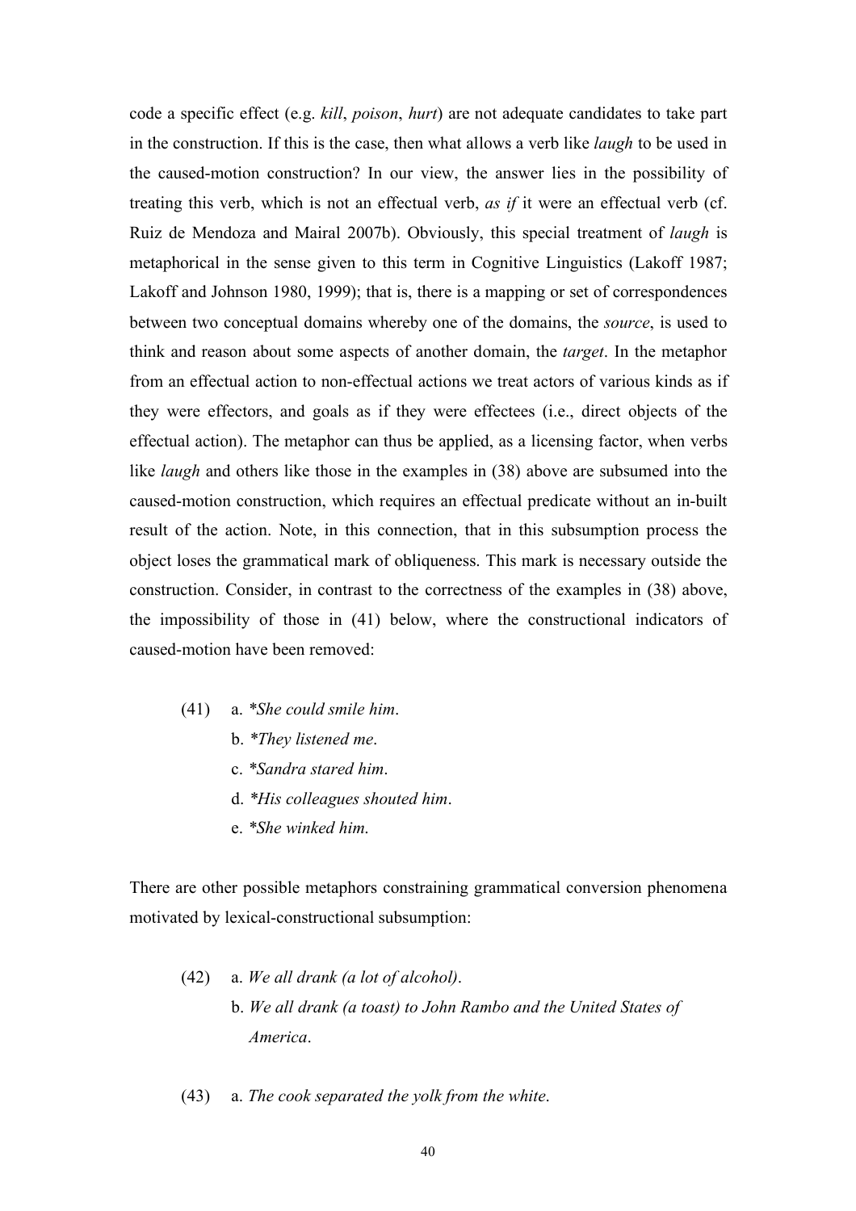code a specific effect (e.g. *kill*, *poison*, *hurt*) are not adequate candidates to take part in the construction. If this is the case, then what allows a verb like *laugh* to be used in the caused-motion construction? In our view, the answer lies in the possibility of treating this verb, which is not an effectual verb, *as if* it were an effectual verb (cf. Ruiz de Mendoza and Mairal 2007b). Obviously, this special treatment of *laugh* is metaphorical in the sense given to this term in Cognitive Linguistics (Lakoff 1987; Lakoff and Johnson 1980, 1999); that is, there is a mapping or set of correspondences between two conceptual domains whereby one of the domains, the *source*, is used to think and reason about some aspects of another domain, the *target*. In the metaphor from an effectual action to non-effectual actions we treat actors of various kinds as if they were effectors, and goals as if they were effectees (i.e., direct objects of the effectual action). The metaphor can thus be applied, as a licensing factor, when verbs like *laugh* and others like those in the examples in (38) above are subsumed into the caused-motion construction, which requires an effectual predicate without an in-built result of the action. Note, in this connection, that in this subsumption process the object loses the grammatical mark of obliqueness. This mark is necessary outside the construction. Consider, in contrast to the correctness of the examples in (38) above, the impossibility of those in (41) below, where the constructional indicators of caused-motion have been removed:

(41) a. **She could smile him*.
b. **They listened me*.
c. **Sandra stared him*.
d. **His colleagues shouted him*.
e. **She winked him.*

There are other possible metaphors constraining grammatical conversion phenomena motivated by lexical-constructional subsumption:

(42) a. *We all drank (a lot of alcohol)*.
b. *We all drank (a toast) to John Rambo and the United States of America*.

(43) a. *The cook separated the yolk from the white*.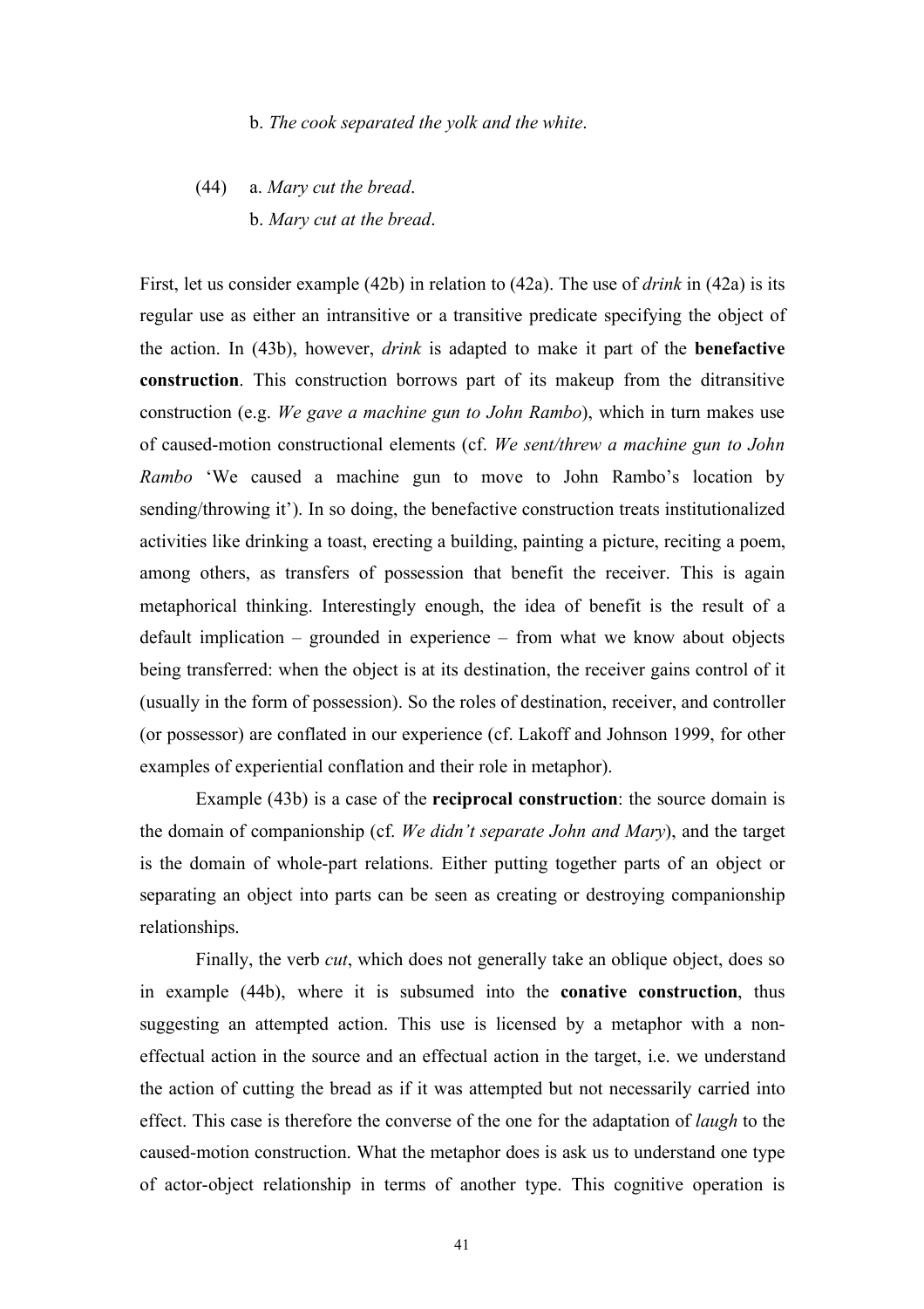b. *The cook separated the yolk and the white*.

(44) a. *Mary cut the bread*.
b. *Mary cut at the bread*.

First, let us consider example (42b) in relation to (42a). The use of *drink* in (42a) is its regular use as either an intransitive or a transitive predicate specifying the object of the action. In (43b), however, *drink* is adapted to make it part of the **benefactive construction**. This construction borrows part of its makeup from the ditransitive construction (e.g. *We gave a machine gun to John Rambo*), which in turn makes use of caused-motion constructional elements (cf. *We sent/threw a machine gun to John Rambo* 'We caused a machine gun to move to John Rambo's location by sending/throwing it'). In so doing, the benefactive construction treats institutionalized activities like drinking a toast, erecting a building, painting a picture, reciting a poem, among others, as transfers of possession that benefit the receiver. This is again metaphorical thinking. Interestingly enough, the idea of benefit is the result of a default implication – grounded in experience – from what we know about objects being transferred: when the object is at its destination, the receiver gains control of it (usually in the form of possession). So the roles of destination, receiver, and controller (or possessor) are conflated in our experience (cf. Lakoff and Johnson 1999, for other examples of experiential conflation and their role in metaphor).

Example (43b) is a case of the **reciprocal construction**: the source domain is the domain of companionship (cf. *We didn't separate John and Mary*), and the target is the domain of whole-part relations. Either putting together parts of an object or separating an object into parts can be seen as creating or destroying companionship relationships.

Finally, the verb *cut*, which does not generally take an oblique object, does so in example (44b), where it is subsumed into the **conative construction**, thus suggesting an attempted action. This use is licensed by a metaphor with a non-effectual action in the source and an effectual action in the target, i.e. we understand the action of cutting the bread as if it was attempted but not necessarily carried into effect. This case is therefore the converse of the one for the adaptation of *laugh* to the caused-motion construction. What the metaphor does is ask us to understand one type of actor-object relationship in terms of another type. This cognitive operation is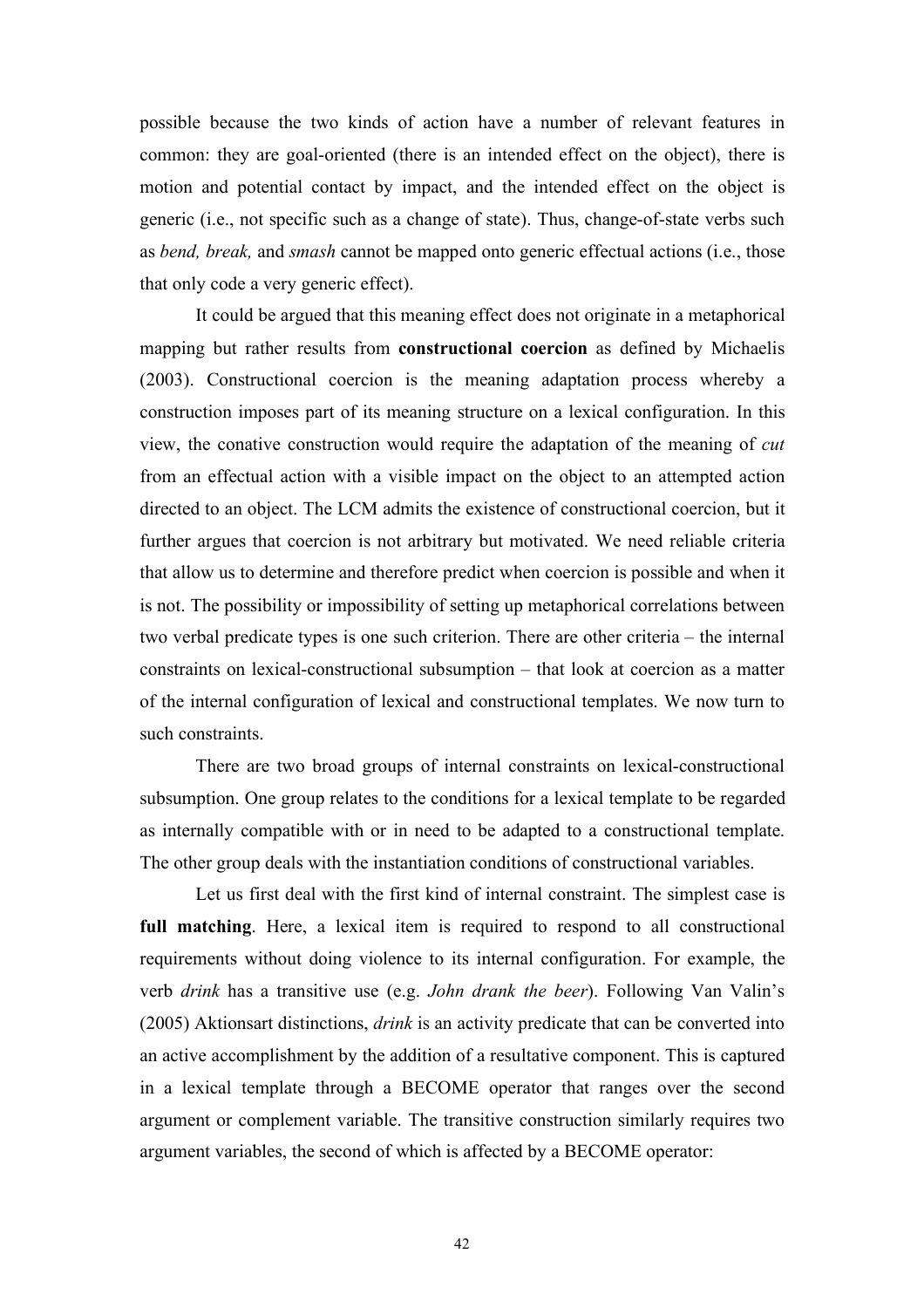possible because the two kinds of action have a number of relevant features in common: they are goal-oriented (there is an intended effect on the object), there is motion and potential contact by impact, and the intended effect on the object is generic (i.e., not specific such as a change of state). Thus, change-of-state verbs such as *bend, break,* and *smash* cannot be mapped onto generic effectual actions (i.e., those that only code a very generic effect).

It could be argued that this meaning effect does not originate in a metaphorical mapping but rather results from **constructional coercion** as defined by Michaelis (2003). Constructional coercion is the meaning adaptation process whereby a construction imposes part of its meaning structure on a lexical configuration. In this view, the conative construction would require the adaptation of the meaning of *cut* from an effectual action with a visible impact on the object to an attempted action directed to an object. The LCM admits the existence of constructional coercion, but it further argues that coercion is not arbitrary but motivated. We need reliable criteria that allow us to determine and therefore predict when coercion is possible and when it is not. The possibility or impossibility of setting up metaphorical correlations between two verbal predicate types is one such criterion. There are other criteria – the internal constraints on lexical-constructional subsumption – that look at coercion as a matter of the internal configuration of lexical and constructional templates. We now turn to such constraints.

There are two broad groups of internal constraints on lexical-constructional subsumption. One group relates to the conditions for a lexical template to be regarded as internally compatible with or in need to be adapted to a constructional template. The other group deals with the instantiation conditions of constructional variables.

Let us first deal with the first kind of internal constraint. The simplest case is **full matching**. Here, a lexical item is required to respond to all constructional requirements without doing violence to its internal configuration. For example, the verb *drink* has a transitive use (e.g. *John drank the beer*). Following Van Valin's (2005) Aktionsart distinctions, *drink* is an activity predicate that can be converted into an active accomplishment by the addition of a resultative component. This is captured in a lexical template through a BECOME operator that ranges over the second argument or complement variable. The transitive construction similarly requires two argument variables, the second of which is affected by a BECOME operator: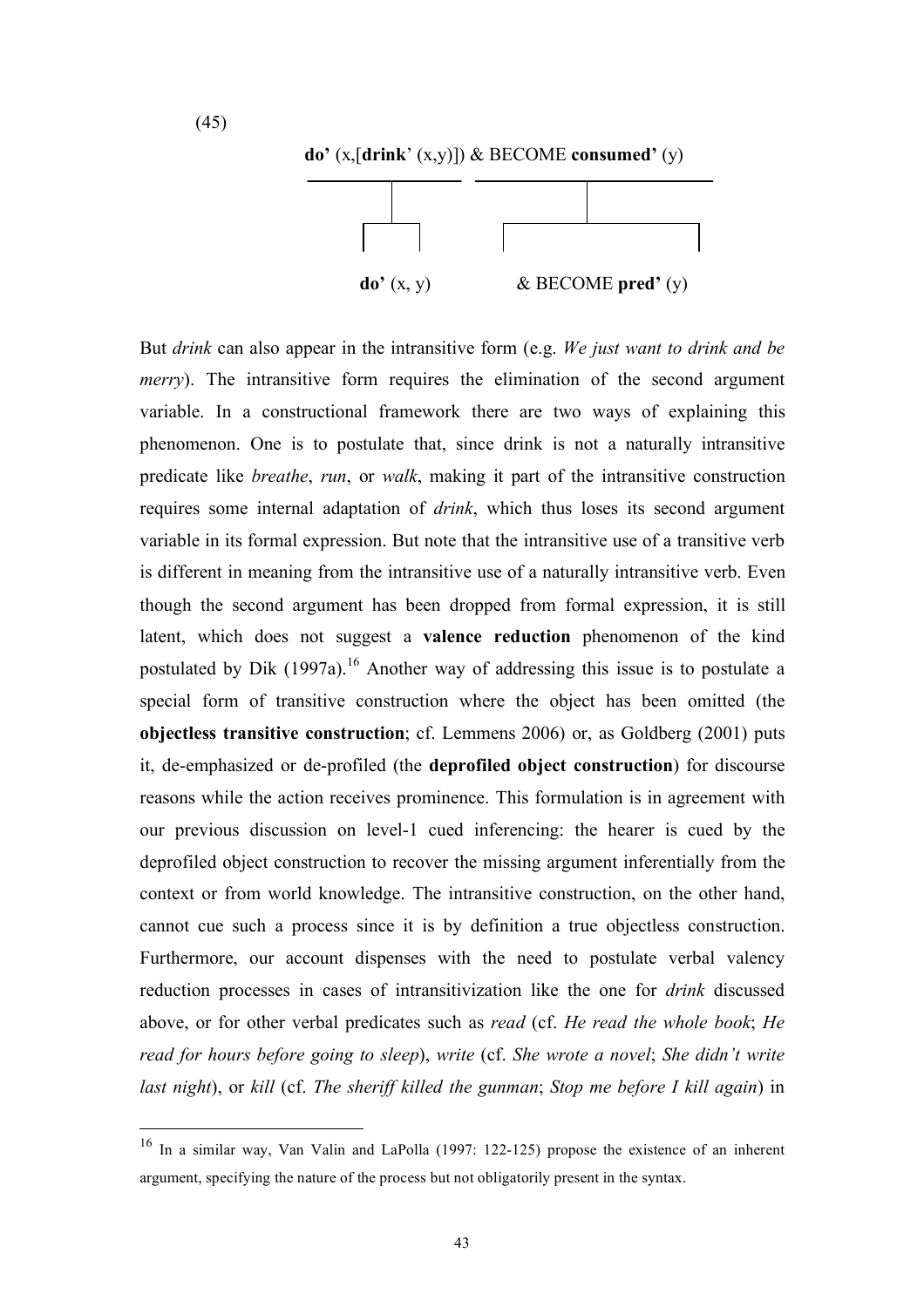(45)

**do’** (x,[**drink**’ (x,y)]) & BECOME **consumed’** (y)

**do’** (x, y) & BECOME **pred’** (y)

But *drink* can also appear in the intransitive form (e.g. *We just want to drink and be merry*). The intransitive form requires the elimination of the second argument variable. In a constructional framework there are two ways of explaining this phenomenon. One is to postulate that, since drink is not a naturally intransitive predicate like *breathe*, *run*, or *walk*, making it part of the intransitive construction requires some internal adaptation of *drink*, which thus loses its second argument variable in its formal expression. But note that the intransitive use of a transitive verb is different in meaning from the intransitive use of a naturally intransitive verb. Even though the second argument has been dropped from formal expression, it is still latent, which does not suggest a **valence reduction** phenomenon of the kind postulated by Dik (1997a).[16] Another way of addressing this issue is to postulate a special form of transitive construction where the object has been omitted (the **objectless transitive construction**; cf. Lemmens 2006) or, as Goldberg (2001) puts it, de-emphasized or de-profiled (the **deprofiled object construction**) for discourse reasons while the action receives prominence. This formulation is in agreement with our previous discussion on level-1 cued inferencing: the hearer is cued by the deprofiled object construction to recover the missing argument inferentially from the context or from world knowledge. The intransitive construction, on the other hand, cannot cue such a process since it is by definition a true objectless construction. Furthermore, our account dispenses with the need to postulate verbal valency reduction processes in cases of intransitivization like the one for *drink* discussed above, or for other verbal predicates such as *read* (cf. *He read the whole book*; *He read for hours before going to sleep*), *write* (cf. *She wrote a novel*; *She didn’t write last night*), or *kill* (cf. *The sheriff killed the gunman*; *Stop me before I kill again*) in

[16] In a similar way, Van Valin and LaPolla (1997: 122-125) propose the existence of an inherent argument, specifying the nature of the process but not obligatorily present in the syntax.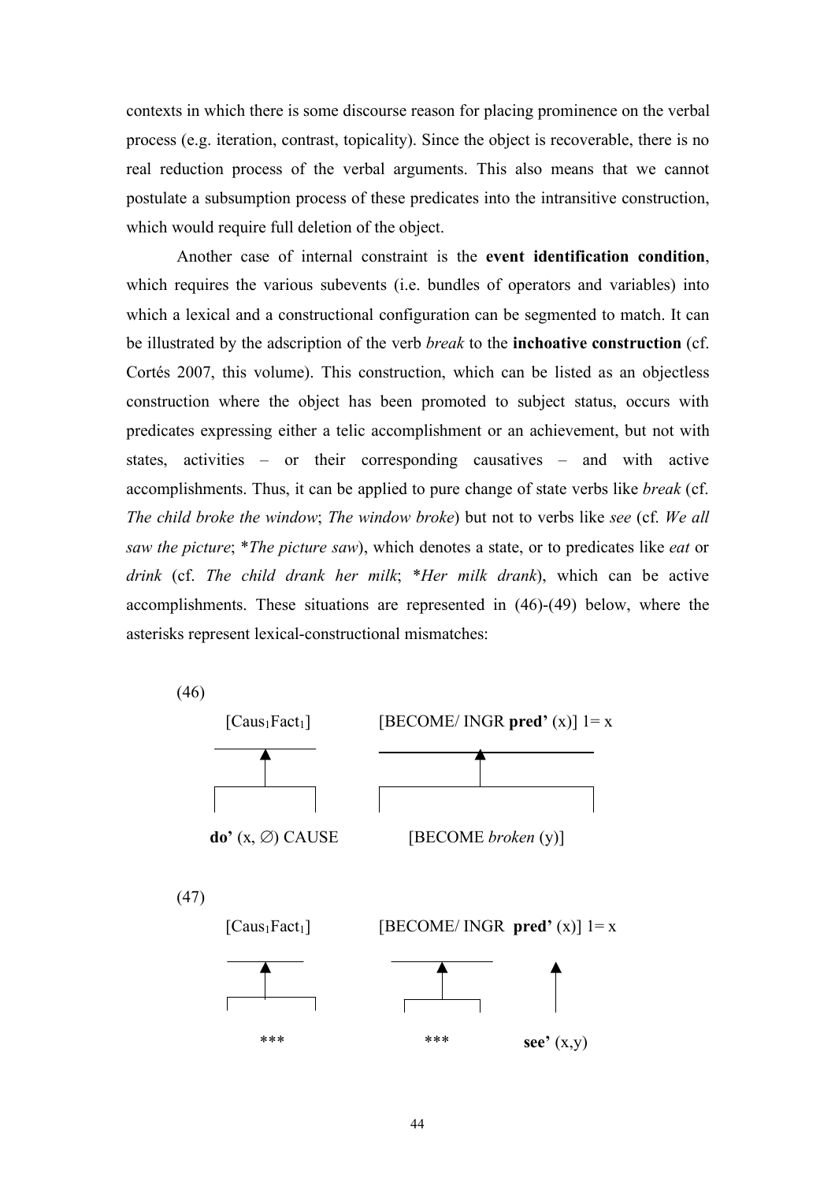contexts in which there is some discourse reason for placing prominence on the verbal process (e.g. iteration, contrast, topicality). Since the object is recoverable, there is no real reduction process of the verbal arguments. This also means that we cannot postulate a subsumption process of these predicates into the intransitive construction, which would require full deletion of the object.

Another case of internal constraint is the **event identification condition**, which requires the various subevents (i.e. bundles of operators and variables) into which a lexical and a constructional configuration can be segmented to match. It can be illustrated by the adscription of the verb *break* to the **inchoative construction** (cf. Cortés 2007, this volume). This construction, which can be listed as an objectless construction where the object has been promoted to subject status, occurs with predicates expressing either a telic accomplishment or an achievement, but not with states, activities – or their corresponding causatives – and with active accomplishments. Thus, it can be applied to pure change of state verbs like *break* (cf. *The child broke the window*; *The window broke*) but not to verbs like *see* (cf. *We all saw the picture*; **The picture saw*), which denotes a state, or to predicates like *eat* or *drink* (cf. *The child drank her milk*; **Her milk drank*), which can be active accomplishments. These situations are represented in (46)-(49) below, where the asterisks represent lexical-constructional mismatches:

(46)

[$Caus_1 Fact_1$]　　　[BECOME/ INGR **pred'** (x)] 1= x

▲　　　▲

**do'** (x, ∅) CAUSE　　　[BECOME *broken* (y)]

(47)

[$Caus_1 Fact_1$]　　　[BECOME/ INGR **pred'** (x)] 1= x

▲　　　▲　　　▲

\*\*\*　　　\*\*\*　　　**see'** (x,y)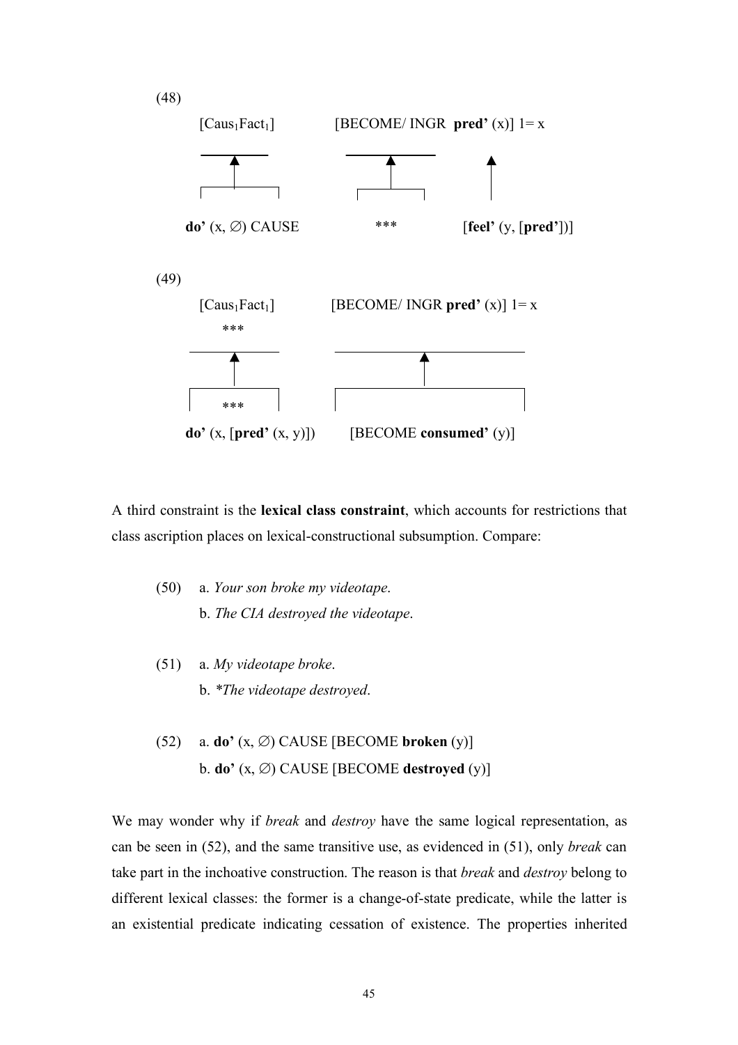(48)

[$Caus_1Fact_1$] [BECOME/ INGR **pred'** (x)] 1= x

**do'** (x, ∅) CAUSE *** [**feel'** (y, [**pred'**])]

(49)

[$Caus_1Fact_1$] [BECOME/ INGR **pred'** (x)] 1= x

***

***

**do'** (x, [**pred'** (x, y)]) [BECOME **consumed'** (y)]

A third constraint is the **lexical class constraint**, which accounts for restrictions that class ascription places on lexical-constructional subsumption. Compare:

(50) a. *Your son broke my videotape.*
b. *The CIA destroyed the videotape.*

(51) a. *My videotape broke.*
b. *\*The videotape destroyed.*

(52) a. **do'** (x, ∅) CAUSE [BECOME **broken** (y)]
b. **do'** (x, ∅) CAUSE [BECOME **destroyed** (y)]

We may wonder why if *break* and *destroy* have the same logical representation, as can be seen in (52), and the same transitive use, as evidenced in (51), only *break* can take part in the inchoative construction. The reason is that *break* and *destroy* belong to different lexical classes: the former is a change-of-state predicate, while the latter is an existential predicate indicating cessation of existence. The properties inherited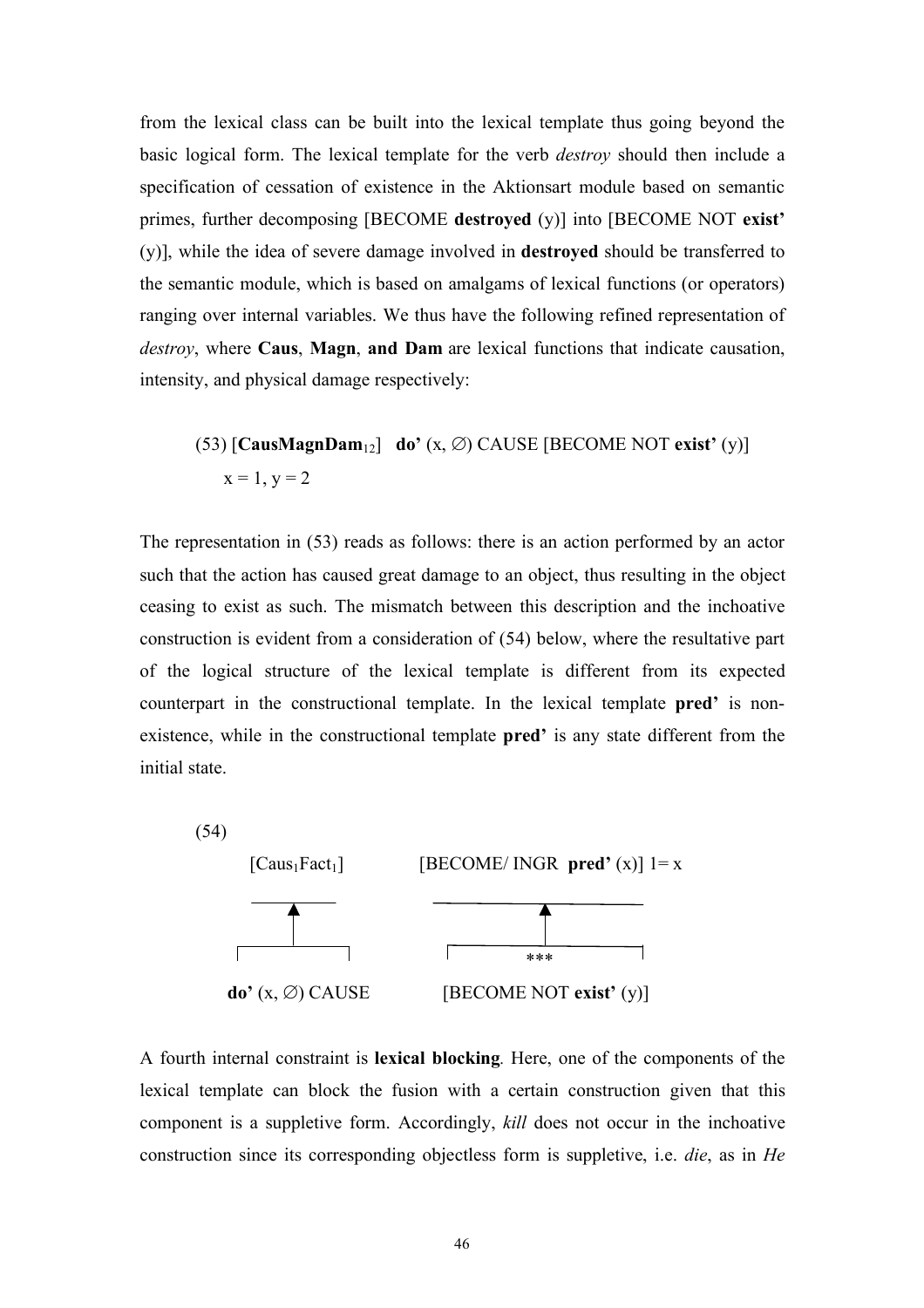from the lexical class can be built into the lexical template thus going beyond the basic logical form. The lexical template for the verb *destroy* should then include a specification of cessation of existence in the Aktionsart module based on semantic primes, further decomposing [BECOME **destroyed** (y)] into [BECOME NOT **exist’** (y)], while the idea of severe damage involved in **destroyed** should be transferred to the semantic module, which is based on amalgams of lexical functions (or operators) ranging over internal variables. We thus have the following refined representation of *destroy*, where **Caus**, **Magn**, **and Dam** are lexical functions that indicate causation, intensity, and physical damage respectively:

(53) [$\mathbf{CausMagnDam}_{12}$] **do’** (x, ∅) CAUSE [BECOME NOT **exist’** (y)]
x = 1, y = 2

The representation in (53) reads as follows: there is an action performed by an actor such that the action has caused great damage to an object, thus resulting in the object ceasing to exist as such. The mismatch between this description and the inchoative construction is evident from a consideration of (54) below, where the resultative part of the logical structure of the lexical template is different from its expected counterpart in the constructional template. In the lexical template **pred’** is non-existence, while in the constructional template **pred’** is any state different from the initial state.

(54)

| [$\mathrm{Caus}_1\mathrm{Fact}_1$] | [BECOME/ INGR **pred’** (x)] 1= x |
|---|---|
| ▲ | ▲ *** |
| **do’** (x, ∅) CAUSE | [BECOME NOT **exist’** (y)] |

A fourth internal constraint is **lexical blocking**. Here, one of the components of the lexical template can block the fusion with a certain construction given that this component is a suppletive form. Accordingly, *kill* does not occur in the inchoative construction since its corresponding objectless form is suppletive, i.e. *die*, as in *He*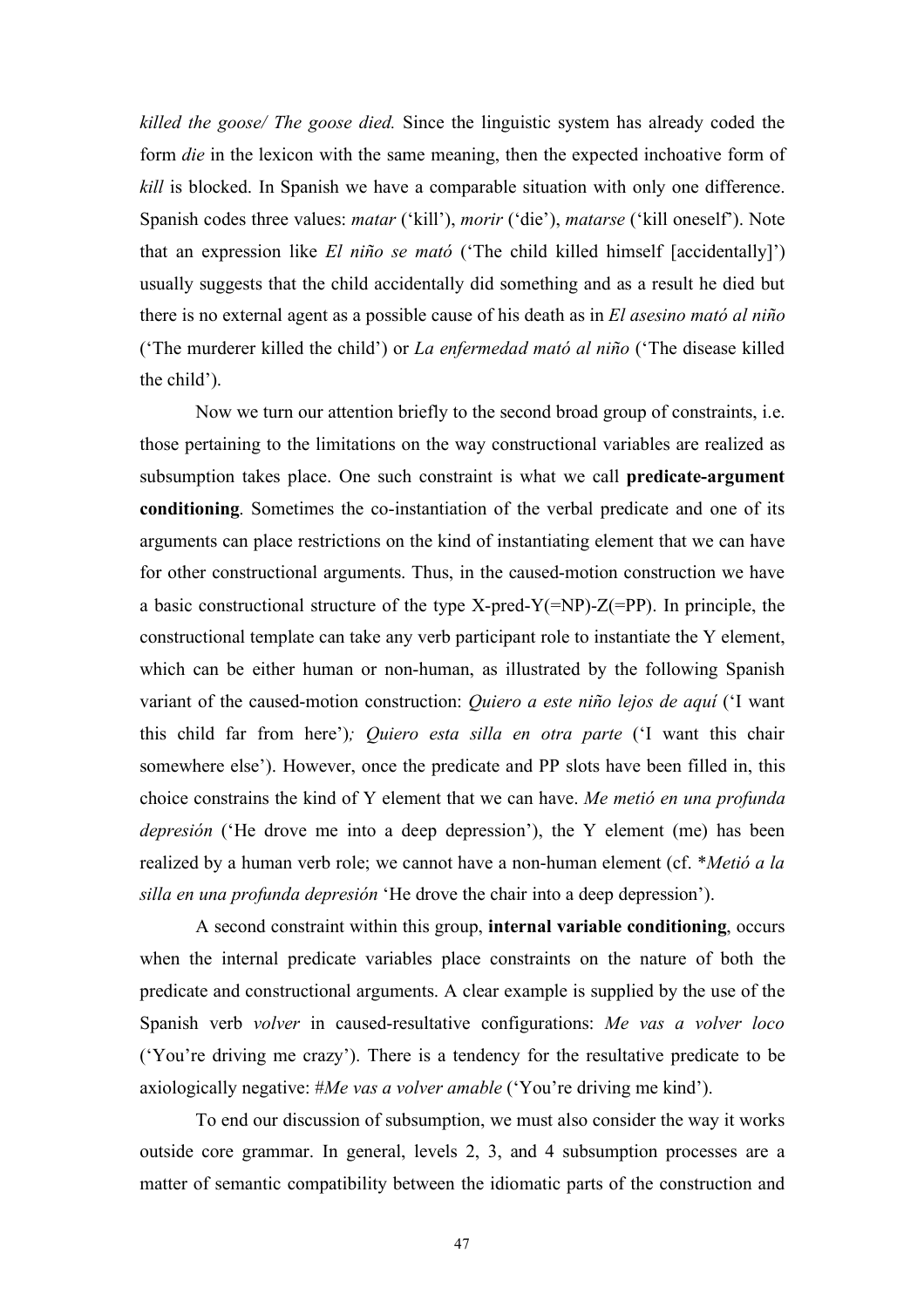*killed the goose/ The goose died.* Since the linguistic system has already coded the form *die* in the lexicon with the same meaning, then the expected inchoative form of *kill* is blocked. In Spanish we have a comparable situation with only one difference. Spanish codes three values: *matar* ('kill'), *morir* ('die'), *matarse* ('kill oneself'). Note that an expression like *El niño se mató* ('The child killed himself [accidentally]') usually suggests that the child accidentally did something and as a result he died but there is no external agent as a possible cause of his death as in *El asesino mató al niño* ('The murderer killed the child') or *La enfermedad mató al niño* ('The disease killed the child').

Now we turn our attention briefly to the second broad group of constraints, i.e. those pertaining to the limitations on the way constructional variables are realized as subsumption takes place. One such constraint is what we call **predicate-argument conditioning**. Sometimes the co-instantiation of the verbal predicate and one of its arguments can place restrictions on the kind of instantiating element that we can have for other constructional arguments. Thus, in the caused-motion construction we have a basic constructional structure of the type X-pred-Y(=NP)-Z(=PP). In principle, the constructional template can take any verb participant role to instantiate the Y element, which can be either human or non-human, as illustrated by the following Spanish variant of the caused-motion construction: *Quiero a este niño lejos de aquí* ('I want this child far from here')*; Quiero esta silla en otra parte* ('I want this chair somewhere else'). However, once the predicate and PP slots have been filled in, this choice constrains the kind of Y element that we can have. *Me metió en una profunda depresión* ('He drove me into a deep depression'), the Y element (me) has been realized by a human verb role; we cannot have a non-human element (cf. **Metió a la silla en una profunda depresión* 'He drove the chair into a deep depression').

A second constraint within this group, **internal variable conditioning**, occurs when the internal predicate variables place constraints on the nature of both the predicate and constructional arguments. A clear example is supplied by the use of the Spanish verb *volver* in caused-resultative configurations: *Me vas a volver loco* ('You're driving me crazy'). There is a tendency for the resultative predicate to be axiologically negative: *#Me vas a volver amable* ('You're driving me kind').

To end our discussion of subsumption, we must also consider the way it works outside core grammar. In general, levels 2, 3, and 4 subsumption processes are a matter of semantic compatibility between the idiomatic parts of the construction and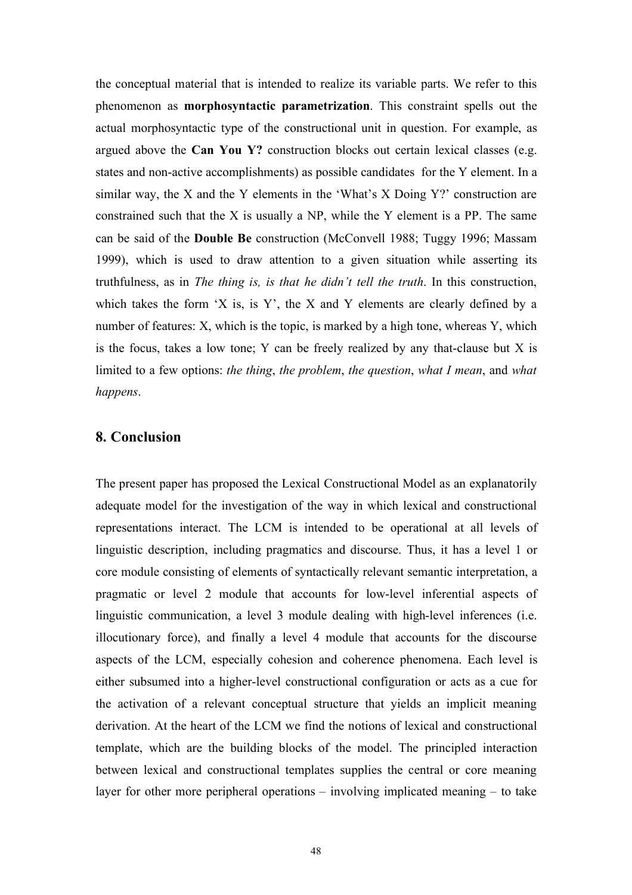the conceptual material that is intended to realize its variable parts. We refer to this phenomenon as **morphosyntactic parametrization**. This constraint spells out the actual morphosyntactic type of the constructional unit in question. For example, as argued above the **Can You Y?** construction blocks out certain lexical classes (e.g. states and non-active accomplishments) as possible candidates for the Y element. In a similar way, the X and the Y elements in the 'What's X Doing Y?' construction are constrained such that the X is usually a NP, while the Y element is a PP. The same can be said of the **Double Be** construction (McConvell 1988; Tuggy 1996; Massam 1999), which is used to draw attention to a given situation while asserting its truthfulness, as in *The thing is, is that he didn't tell the truth*. In this construction, which takes the form 'X is, is Y', the X and Y elements are clearly defined by a number of features: X, which is the topic, is marked by a high tone, whereas Y, which is the focus, takes a low tone; Y can be freely realized by any that-clause but X is limited to a few options: *the thing*, *the problem*, *the question*, *what I mean*, and *what happens*.

## 8. Conclusion

The present paper has proposed the Lexical Constructional Model as an explanatorily adequate model for the investigation of the way in which lexical and constructional representations interact. The LCM is intended to be operational at all levels of linguistic description, including pragmatics and discourse. Thus, it has a level 1 or core module consisting of elements of syntactically relevant semantic interpretation, a pragmatic or level 2 module that accounts for low-level inferential aspects of linguistic communication, a level 3 module dealing with high-level inferences (i.e. illocutionary force), and finally a level 4 module that accounts for the discourse aspects of the LCM, especially cohesion and coherence phenomena. Each level is either subsumed into a higher-level constructional configuration or acts as a cue for the activation of a relevant conceptual structure that yields an implicit meaning derivation. At the heart of the LCM we find the notions of lexical and constructional template, which are the building blocks of the model. The principled interaction between lexical and constructional templates supplies the central or core meaning layer for other more peripheral operations – involving implicated meaning – to take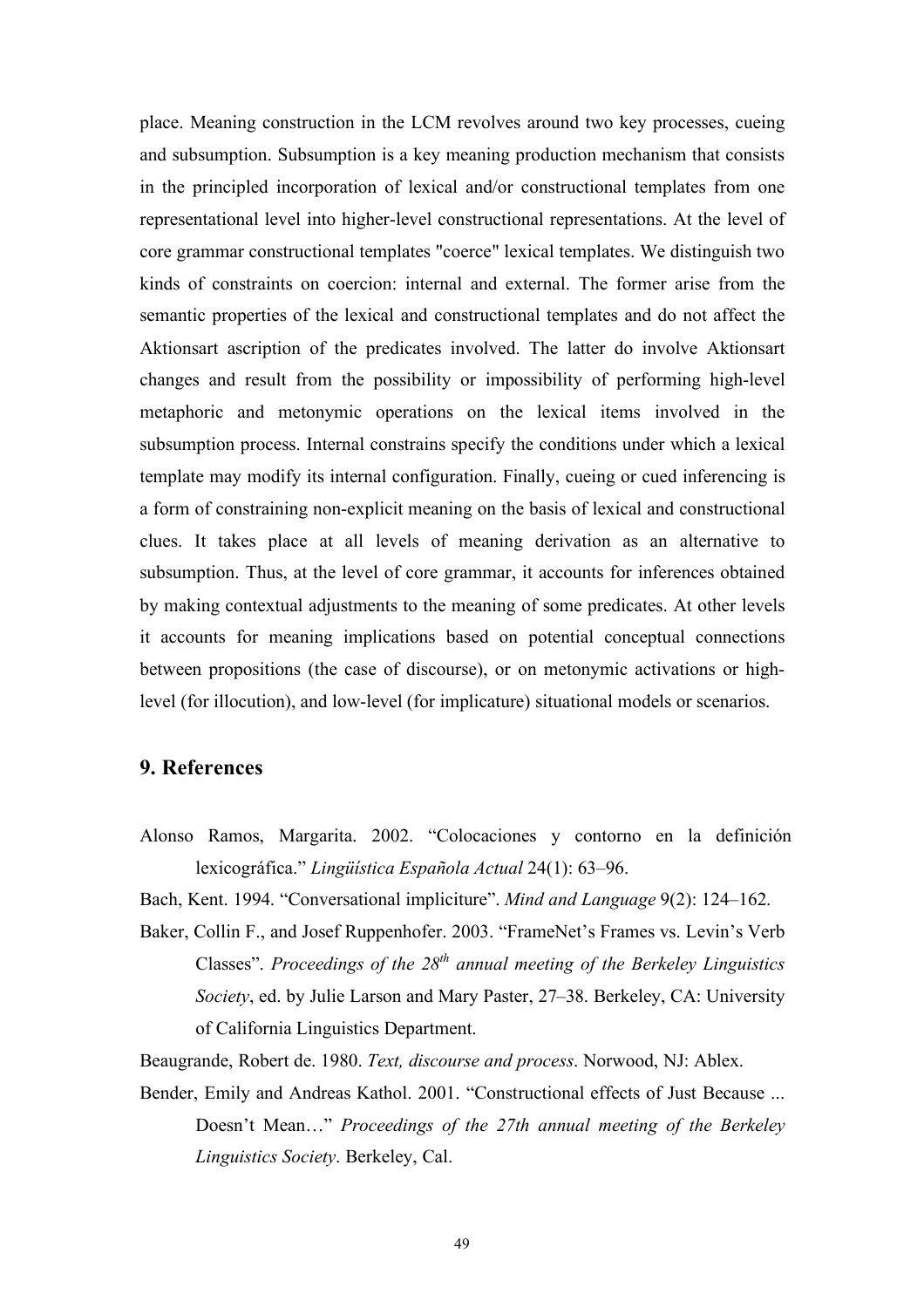place. Meaning construction in the LCM revolves around two key processes, cueing and subsumption. Subsumption is a key meaning production mechanism that consists in the principled incorporation of lexical and/or constructional templates from one representational level into higher-level constructional representations. At the level of core grammar constructional templates "coerce" lexical templates. We distinguish two kinds of constraints on coercion: internal and external. The former arise from the semantic properties of the lexical and constructional templates and do not affect the Aktionsart ascription of the predicates involved. The latter do involve Aktionsart changes and result from the possibility or impossibility of performing high-level metaphoric and metonymic operations on the lexical items involved in the subsumption process. Internal constrains specify the conditions under which a lexical template may modify its internal configuration. Finally, cueing or cued inferencing is a form of constraining non-explicit meaning on the basis of lexical and constructional clues. It takes place at all levels of meaning derivation as an alternative to subsumption. Thus, at the level of core grammar, it accounts for inferences obtained by making contextual adjustments to the meaning of some predicates. At other levels it accounts for meaning implications based on potential conceptual connections between propositions (the case of discourse), or on metonymic activations or high-level (for illocution), and low-level (for implicature) situational models or scenarios.

## 9. References

Alonso Ramos, Margarita. 2002. "Colocaciones y contorno en la definición lexicográfica." *Lingüística Española Actual* 24(1): 63–96.

Bach, Kent. 1994. "Conversational impliciture". *Mind and Language* 9(2): 124–162.

Baker, Collin F., and Josef Ruppenhofer. 2003. "FrameNet's Frames vs. Levin's Verb Classes". *Proceedings of the 28th annual meeting of the Berkeley Linguistics Society*, ed. by Julie Larson and Mary Paster, 27–38. Berkeley, CA: University of California Linguistics Department.

Beaugrande, Robert de. 1980. *Text, discourse and process*. Norwood, NJ: Ablex.

Bender, Emily and Andreas Kathol. 2001. "Constructional effects of Just Because ... Doesn't Mean…" *Proceedings of the 27th annual meeting of the Berkeley Linguistics Society*. Berkeley, Cal.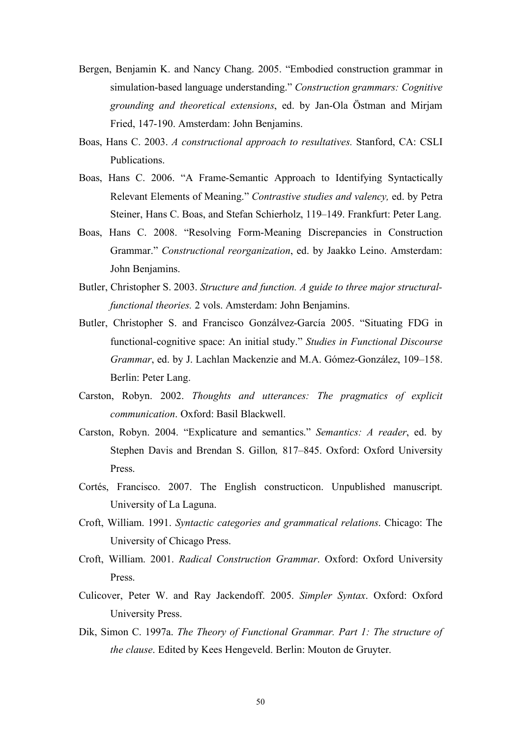Bergen, Benjamin K. and Nancy Chang. 2005. "Embodied construction grammar in simulation-based language understanding." *Construction grammars: Cognitive grounding and theoretical extensions*, ed. by Jan-Ola Östman and Mirjam Fried, 147-190. Amsterdam: John Benjamins.

Boas, Hans C. 2003. *A constructional approach to resultatives.* Stanford, CA: CSLI Publications.

Boas, Hans C. 2006. "A Frame-Semantic Approach to Identifying Syntactically Relevant Elements of Meaning." *Contrastive studies and valency,* ed. by Petra Steiner, Hans C. Boas, and Stefan Schierholz, 119–149. Frankfurt: Peter Lang.

Boas, Hans C. 2008. "Resolving Form-Meaning Discrepancies in Construction Grammar." *Constructional reorganization*, ed. by Jaakko Leino. Amsterdam: John Benjamins.

Butler, Christopher S. 2003. *Structure and function. A guide to three major structural-functional theories.* 2 vols. Amsterdam: John Benjamins.

Butler, Christopher S. and Francisco Gonzálvez-García 2005. "Situating FDG in functional-cognitive space: An initial study." *Studies in Functional Discourse Grammar*, ed. by J. Lachlan Mackenzie and M.A. Gómez-González, 109–158. Berlin: Peter Lang.

Carston, Robyn. 2002. *Thoughts and utterances: The pragmatics of explicit communication*. Oxford: Basil Blackwell.

Carston, Robyn. 2004. "Explicature and semantics." *Semantics: A reader*, ed. by Stephen Davis and Brendan S. Gillon*,* 817–845. Oxford: Oxford University Press.

Cortés, Francisco. 2007. The English constructicon. Unpublished manuscript. University of La Laguna.

Croft, William. 1991. *Syntactic categories and grammatical relations*. Chicago: The University of Chicago Press.

Croft, William. 2001. *Radical Construction Grammar*. Oxford: Oxford University Press.

Culicover, Peter W. and Ray Jackendoff. 2005. *Simpler Syntax*. Oxford: Oxford University Press.

Dik, Simon C. 1997a. *The Theory of Functional Grammar. Part 1: The structure of the clause*. Edited by Kees Hengeveld. Berlin: Mouton de Gruyter.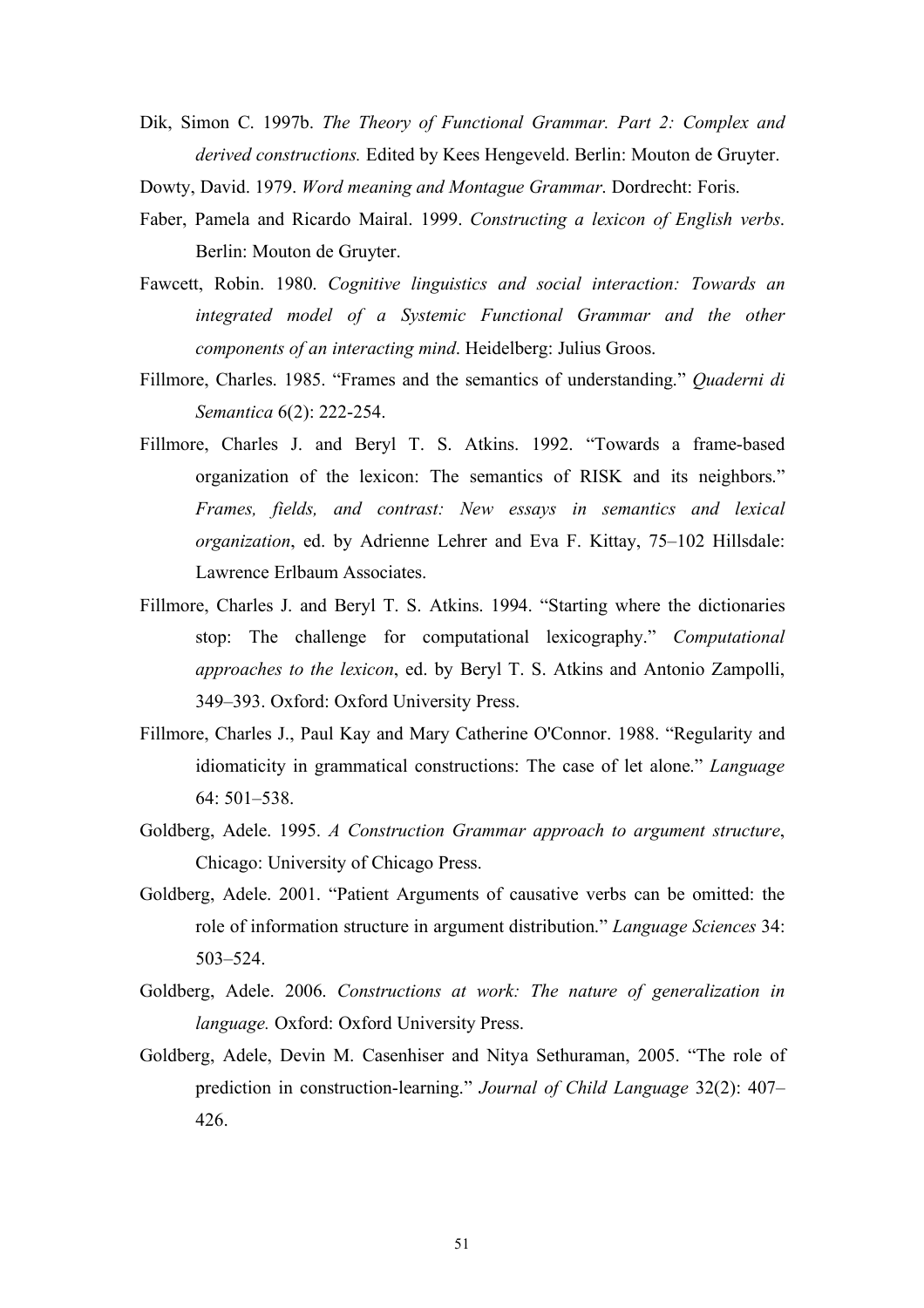Dik, Simon C. 1997b. *The Theory of Functional Grammar. Part 2: Complex and derived constructions.* Edited by Kees Hengeveld. Berlin: Mouton de Gruyter.

Dowty, David. 1979. *Word meaning and Montague Grammar*. Dordrecht: Foris.

Faber, Pamela and Ricardo Mairal. 1999. *Constructing a lexicon of English verbs*. Berlin: Mouton de Gruyter.

Fawcett, Robin. 1980. *Cognitive linguistics and social interaction: Towards an integrated model of a Systemic Functional Grammar and the other components of an interacting mind*. Heidelberg: Julius Groos.

Fillmore, Charles. 1985. "Frames and the semantics of understanding." *Quaderni di Semantica* 6(2): 222-254.

Fillmore, Charles J. and Beryl T. S. Atkins. 1992. "Towards a frame-based organization of the lexicon: The semantics of RISK and its neighbors." *Frames, fields, and contrast: New essays in semantics and lexical organization*, ed. by Adrienne Lehrer and Eva F. Kittay, 75–102 Hillsdale: Lawrence Erlbaum Associates.

Fillmore, Charles J. and Beryl T. S. Atkins. 1994. "Starting where the dictionaries stop: The challenge for computational lexicography." *Computational approaches to the lexicon*, ed. by Beryl T. S. Atkins and Antonio Zampolli, 349–393. Oxford: Oxford University Press.

Fillmore, Charles J., Paul Kay and Mary Catherine O'Connor. 1988. "Regularity and idiomaticity in grammatical constructions: The case of let alone." *Language* 64: 501–538.

Goldberg, Adele. 1995. *A Construction Grammar approach to argument structure*, Chicago: University of Chicago Press.

Goldberg, Adele. 2001. "Patient Arguments of causative verbs can be omitted: the role of information structure in argument distribution." *Language Sciences* 34: 503–524.

Goldberg, Adele. 2006. *Constructions at work: The nature of generalization in language.* Oxford: Oxford University Press.

Goldberg, Adele, Devin M. Casenhiser and Nitya Sethuraman, 2005. "The role of prediction in construction-learning." *Journal of Child Language* 32(2): 407–426.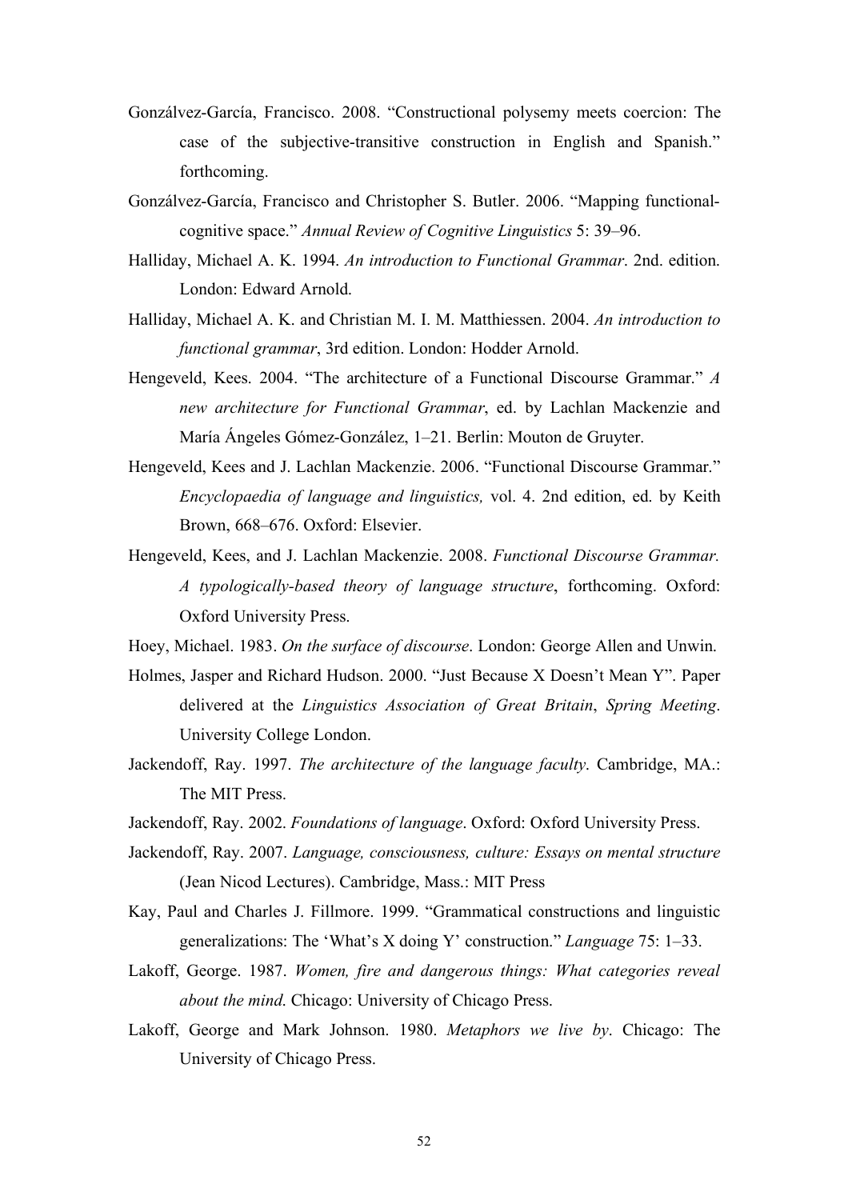Gonzálvez-García, Francisco. 2008. "Constructional polysemy meets coercion: The case of the subjective-transitive construction in English and Spanish." forthcoming.

Gonzálvez-García, Francisco and Christopher S. Butler. 2006. "Mapping functional-cognitive space." *Annual Review of Cognitive Linguistics* 5: 39–96.

Halliday, Michael A. K. 1994. *An introduction to Functional Grammar*. 2nd. edition. London: Edward Arnold.

Halliday, Michael A. K. and Christian M. I. M. Matthiessen. 2004. *An introduction to functional grammar*, 3rd edition. London: Hodder Arnold.

Hengeveld, Kees. 2004. "The architecture of a Functional Discourse Grammar." *A new architecture for Functional Grammar*, ed. by Lachlan Mackenzie and María Ángeles Gómez-González, 1–21. Berlin: Mouton de Gruyter.

Hengeveld, Kees and J. Lachlan Mackenzie. 2006. "Functional Discourse Grammar." *Encyclopaedia of language and linguistics,* vol. 4. 2nd edition, ed. by Keith Brown, 668–676. Oxford: Elsevier.

Hengeveld, Kees, and J. Lachlan Mackenzie. 2008. *Functional Discourse Grammar. A typologically-based theory of language structure*, forthcoming. Oxford: Oxford University Press.

Hoey, Michael. 1983. *On the surface of discourse*. London: George Allen and Unwin.

Holmes, Jasper and Richard Hudson. 2000. "Just Because X Doesn't Mean Y". Paper delivered at the *Linguistics Association of Great Britain*, *Spring Meeting*. University College London.

Jackendoff, Ray. 1997. *The architecture of the language faculty*. Cambridge, MA.: The MIT Press.

Jackendoff, Ray. 2002. *Foundations of language*. Oxford: Oxford University Press.

Jackendoff, Ray. 2007. *Language, consciousness, culture: Essays on mental structure* (Jean Nicod Lectures). Cambridge, Mass.: MIT Press

Kay, Paul and Charles J. Fillmore. 1999. "Grammatical constructions and linguistic generalizations: The 'What's X doing Y' construction." *Language* 75: 1–33.

Lakoff, George. 1987. *Women, fire and dangerous things: What categories reveal about the mind*. Chicago: University of Chicago Press.

Lakoff, George and Mark Johnson. 1980. *Metaphors we live by*. Chicago: The University of Chicago Press.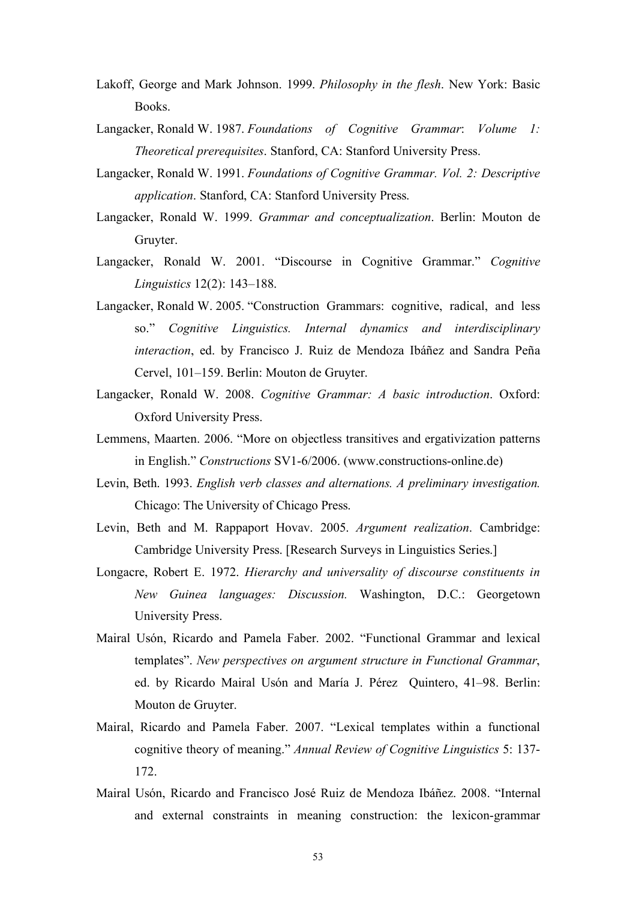Lakoff, George and Mark Johnson. 1999. *Philosophy in the flesh*. New York: Basic Books.

Langacker, Ronald W. 1987. *Foundations of Cognitive Grammar*: *Volume 1: Theoretical prerequisites*. Stanford, CA: Stanford University Press.

Langacker, Ronald W. 1991. *Foundations of Cognitive Grammar. Vol. 2: Descriptive application*. Stanford, CA: Stanford University Press.

Langacker, Ronald W. 1999. *Grammar and conceptualization*. Berlin: Mouton de Gruyter.

Langacker, Ronald W. 2001. "Discourse in Cognitive Grammar." *Cognitive Linguistics* 12(2): 143–188.

Langacker, Ronald W. 2005. "Construction Grammars: cognitive, radical, and less so." *Cognitive Linguistics. Internal dynamics and interdisciplinary interaction*, ed. by Francisco J. Ruiz de Mendoza Ibáñez and Sandra Peña Cervel, 101–159. Berlin: Mouton de Gruyter.

Langacker, Ronald W. 2008. *Cognitive Grammar: A basic introduction*. Oxford: Oxford University Press.

Lemmens, Maarten. 2006. "More on objectless transitives and ergativization patterns in English." *Constructions* SV1-6/2006. (www.constructions-online.de)

Levin, Beth. 1993. *English verb classes and alternations. A preliminary investigation.* Chicago: The University of Chicago Press.

Levin, Beth and M. Rappaport Hovav. 2005. *Argument realization*. Cambridge: Cambridge University Press. [Research Surveys in Linguistics Series.]

Longacre, Robert E. 1972. *Hierarchy and universality of discourse constituents in New Guinea languages: Discussion.* Washington, D.C.: Georgetown University Press.

Mairal Usón, Ricardo and Pamela Faber. 2002. "Functional Grammar and lexical templates". *New perspectives on argument structure in Functional Grammar*, ed. by Ricardo Mairal Usón and María J. Pérez Quintero, 41–98. Berlin: Mouton de Gruyter.

Mairal, Ricardo and Pamela Faber. 2007. "Lexical templates within a functional cognitive theory of meaning." *Annual Review of Cognitive Linguistics* 5: 137-172.

Mairal Usón, Ricardo and Francisco José Ruiz de Mendoza Ibáñez. 2008. "Internal and external constraints in meaning construction: the lexicon-grammar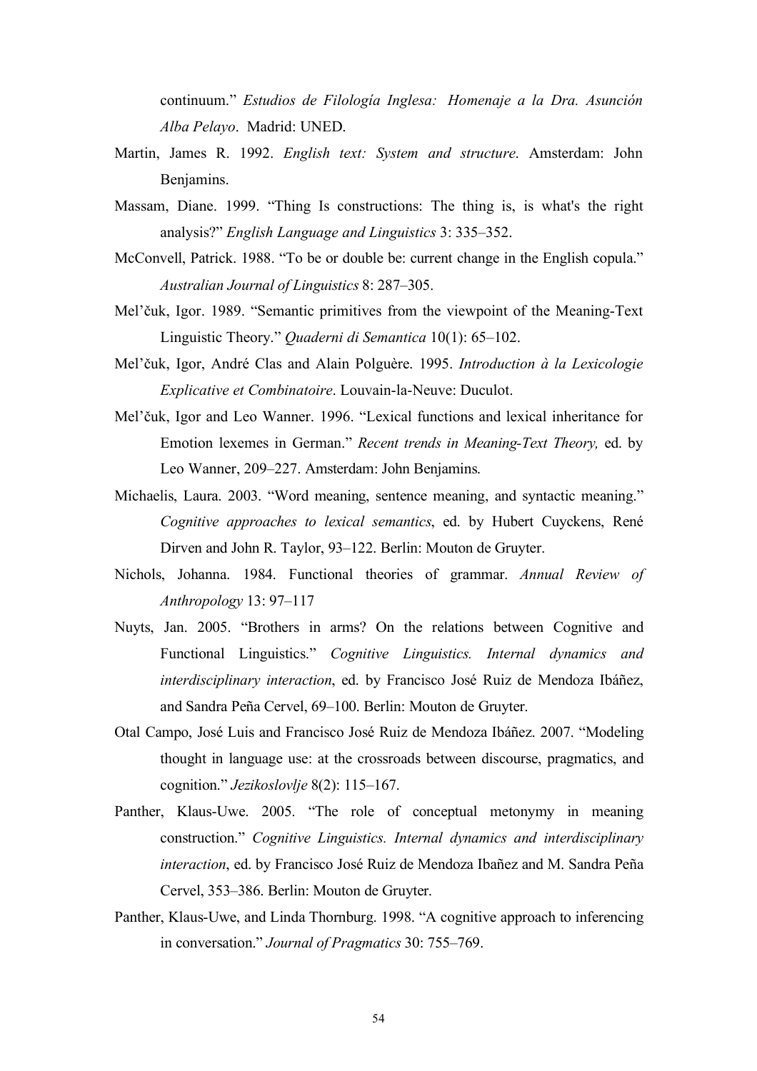continuum." *Estudios de Filología Inglesa: Homenaje a la Dra. Asunción Alba Pelayo*. Madrid: UNED.

Martin, James R. 1992. *English text: System and structure*. Amsterdam: John Benjamins.

Massam, Diane. 1999. "Thing Is constructions: The thing is, is what's the right analysis?" *English Language and Linguistics* 3: 335–352.

McConvell, Patrick. 1988. "To be or double be: current change in the English copula." *Australian Journal of Linguistics* 8: 287–305.

Mel'čuk, Igor. 1989. "Semantic primitives from the viewpoint of the Meaning-Text Linguistic Theory." *Quaderni di Semantica* 10(1): 65–102.

Mel'čuk, Igor, André Clas and Alain Polguère. 1995. *Introduction à la Lexicologie Explicative et Combinatoire*. Louvain-la-Neuve: Duculot.

Mel'čuk, Igor and Leo Wanner. 1996. "Lexical functions and lexical inheritance for Emotion lexemes in German." *Recent trends in Meaning-Text Theory,* ed. by Leo Wanner, 209–227. Amsterdam: John Benjamins.

Michaelis, Laura. 2003. "Word meaning, sentence meaning, and syntactic meaning." *Cognitive approaches to lexical semantics*, ed. by Hubert Cuyckens, René Dirven and John R. Taylor, 93–122. Berlin: Mouton de Gruyter.

Nichols, Johanna. 1984. Functional theories of grammar. *Annual Review of Anthropology* 13: 97–117

Nuyts, Jan. 2005. "Brothers in arms? On the relations between Cognitive and Functional Linguistics." *Cognitive Linguistics. Internal dynamics and interdisciplinary interaction*, ed. by Francisco José Ruiz de Mendoza Ibáñez, and Sandra Peña Cervel, 69–100. Berlin: Mouton de Gruyter.

Otal Campo, José Luis and Francisco José Ruiz de Mendoza Ibáñez. 2007. "Modeling thought in language use: at the crossroads between discourse, pragmatics, and cognition." *Jezikoslovlje* 8(2): 115–167.

Panther, Klaus-Uwe. 2005. "The role of conceptual metonymy in meaning construction." *Cognitive Linguistics. Internal dynamics and interdisciplinary interaction*, ed. by Francisco José Ruiz de Mendoza Ibañez and M. Sandra Peña Cervel, 353–386. Berlin: Mouton de Gruyter.

Panther, Klaus-Uwe, and Linda Thornburg. 1998. "A cognitive approach to inferencing in conversation." *Journal of Pragmatics* 30: 755–769.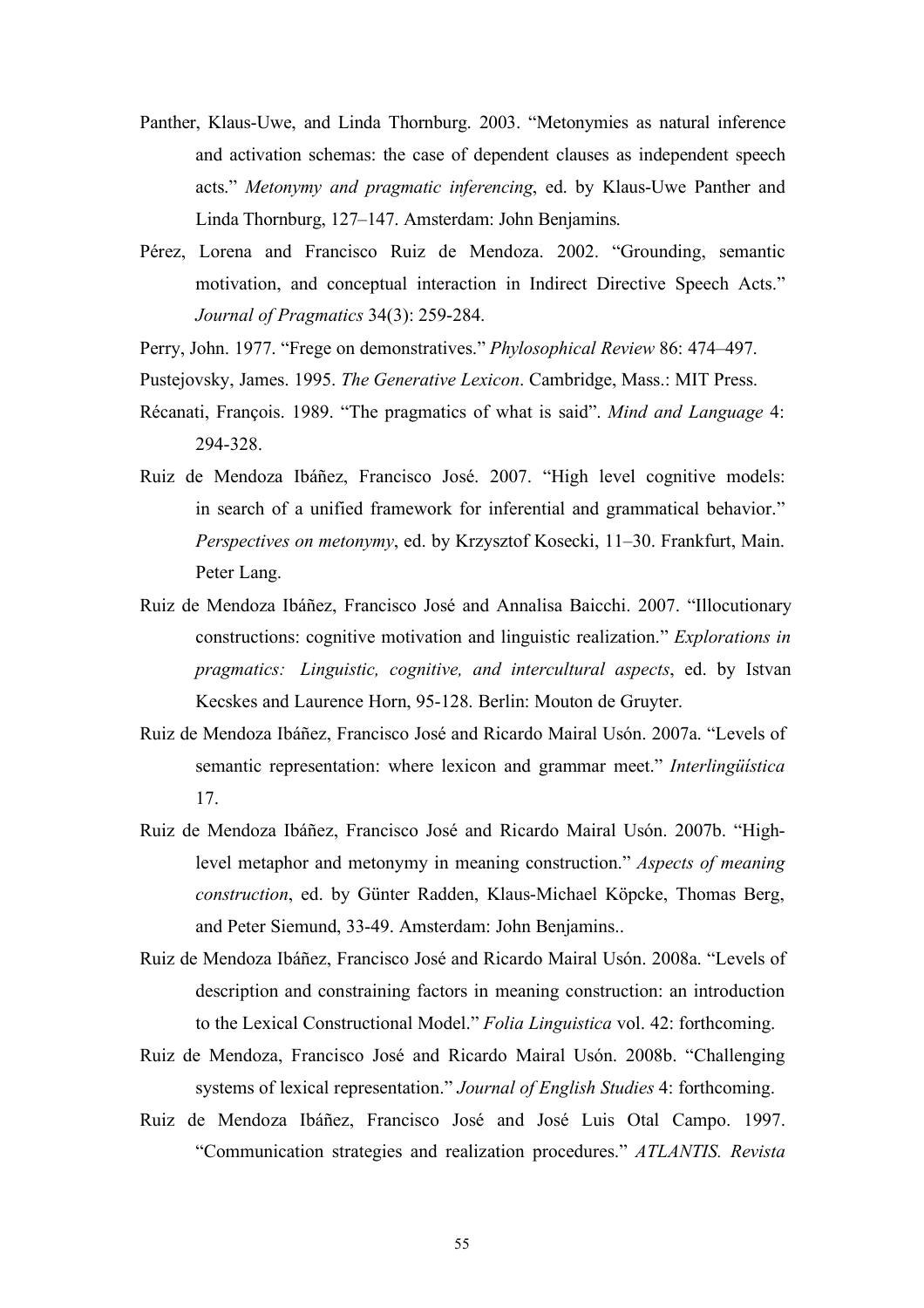Panther, Klaus-Uwe, and Linda Thornburg. 2003. "Metonymies as natural inference and activation schemas: the case of dependent clauses as independent speech acts." *Metonymy and pragmatic inferencing*, ed. by Klaus-Uwe Panther and Linda Thornburg, 127–147. Amsterdam: John Benjamins.

Pérez, Lorena and Francisco Ruiz de Mendoza. 2002. "Grounding, semantic motivation, and conceptual interaction in Indirect Directive Speech Acts." *Journal of Pragmatics* 34(3): 259-284.

Perry, John. 1977. "Frege on demonstratives." *Phylosophical Review* 86: 474–497.

Pustejovsky, James. 1995. *The Generative Lexicon*. Cambridge, Mass.: MIT Press.

Récanati, François. 1989. "The pragmatics of what is said". *Mind and Language* 4: 294-328.

Ruiz de Mendoza Ibáñez, Francisco José. 2007. "High level cognitive models: in search of a unified framework for inferential and grammatical behavior." *Perspectives on metonymy*, ed. by Krzysztof Kosecki, 11–30. Frankfurt, Main. Peter Lang.

Ruiz de Mendoza Ibáñez, Francisco José and Annalisa Baicchi. 2007. "Illocutionary constructions: cognitive motivation and linguistic realization." *Explorations in pragmatics: Linguistic, cognitive, and intercultural aspects*, ed. by Istvan Kecskes and Laurence Horn, 95-128. Berlin: Mouton de Gruyter.

Ruiz de Mendoza Ibáñez, Francisco José and Ricardo Mairal Usón. 2007a. "Levels of semantic representation: where lexicon and grammar meet." *Interlingüística* 17.

Ruiz de Mendoza Ibáñez, Francisco José and Ricardo Mairal Usón. 2007b. "High-level metaphor and metonymy in meaning construction." *Aspects of meaning construction*, ed. by Günter Radden, Klaus-Michael Köpcke, Thomas Berg, and Peter Siemund, 33-49. Amsterdam: John Benjamins..

Ruiz de Mendoza Ibáñez, Francisco José and Ricardo Mairal Usón. 2008a. "Levels of description and constraining factors in meaning construction: an introduction to the Lexical Constructional Model." *Folia Linguistica* vol. 42: forthcoming.

Ruiz de Mendoza, Francisco José and Ricardo Mairal Usón. 2008b. "Challenging systems of lexical representation." *Journal of English Studies* 4: forthcoming.

Ruiz de Mendoza Ibáñez, Francisco José and José Luis Otal Campo. 1997. "Communication strategies and realization procedures." *ATLANTIS. Revista*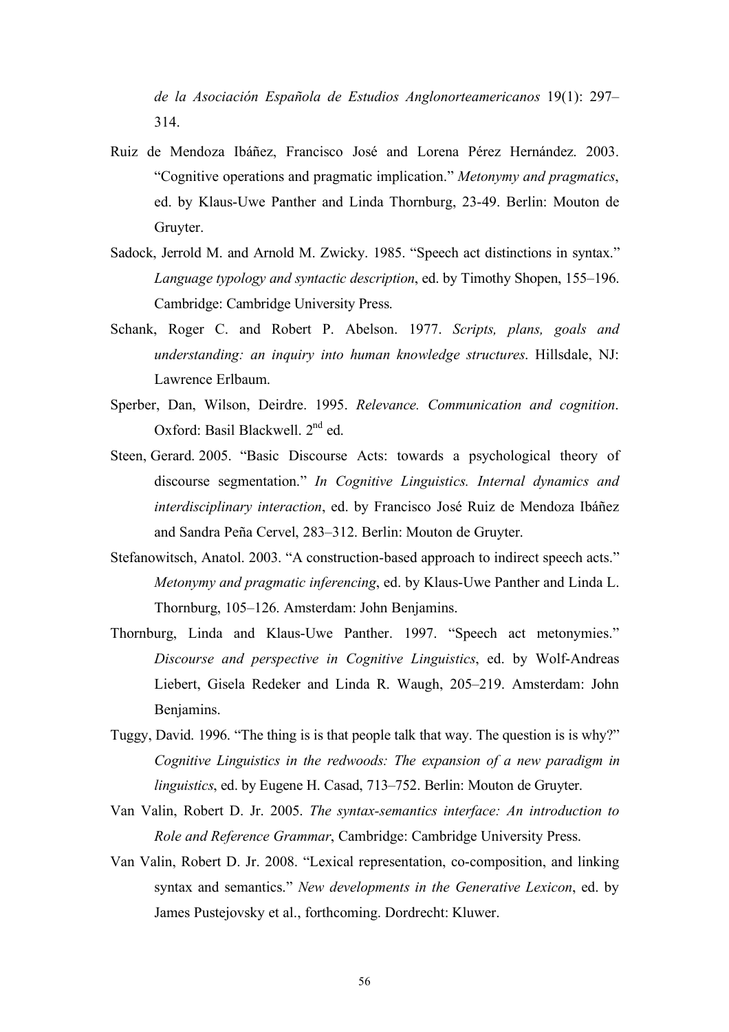*de la Asociación Española de Estudios Anglonorteamericanos* 19(1): 297–314.

Ruiz de Mendoza Ibáñez, Francisco José and Lorena Pérez Hernández. 2003. "Cognitive operations and pragmatic implication." *Metonymy and pragmatics*, ed. by Klaus-Uwe Panther and Linda Thornburg, 23-49. Berlin: Mouton de Gruyter.

Sadock, Jerrold M. and Arnold M. Zwicky. 1985. "Speech act distinctions in syntax." *Language typology and syntactic description*, ed. by Timothy Shopen, 155–196. Cambridge: Cambridge University Press.

Schank, Roger C. and Robert P. Abelson. 1977. *Scripts, plans, goals and understanding: an inquiry into human knowledge structures*. Hillsdale, NJ: Lawrence Erlbaum.

Sperber, Dan, Wilson, Deirdre. 1995. *Relevance. Communication and cognition*. Oxford: Basil Blackwell. 2nd ed.

Steen, Gerard. 2005. "Basic Discourse Acts: towards a psychological theory of discourse segmentation." *In Cognitive Linguistics. Internal dynamics and interdisciplinary interaction*, ed. by Francisco José Ruiz de Mendoza Ibáñez and Sandra Peña Cervel, 283–312. Berlin: Mouton de Gruyter.

Stefanowitsch, Anatol. 2003. "A construction-based approach to indirect speech acts." *Metonymy and pragmatic inferencing*, ed. by Klaus-Uwe Panther and Linda L. Thornburg, 105–126. Amsterdam: John Benjamins.

Thornburg, Linda and Klaus-Uwe Panther. 1997. "Speech act metonymies." *Discourse and perspective in Cognitive Linguistics*, ed. by Wolf-Andreas Liebert, Gisela Redeker and Linda R. Waugh, 205–219. Amsterdam: John Benjamins.

Tuggy, David. 1996. "The thing is is that people talk that way. The question is is why?" *Cognitive Linguistics in the redwoods: The expansion of a new paradigm in linguistics*, ed. by Eugene H. Casad, 713–752. Berlin: Mouton de Gruyter.

Van Valin, Robert D. Jr. 2005. *The syntax-semantics interface: An introduction to Role and Reference Grammar*, Cambridge: Cambridge University Press.

Van Valin, Robert D. Jr. 2008. "Lexical representation, co-composition, and linking syntax and semantics." *New developments in the Generative Lexicon*, ed. by James Pustejovsky et al., forthcoming. Dordrecht: Kluwer.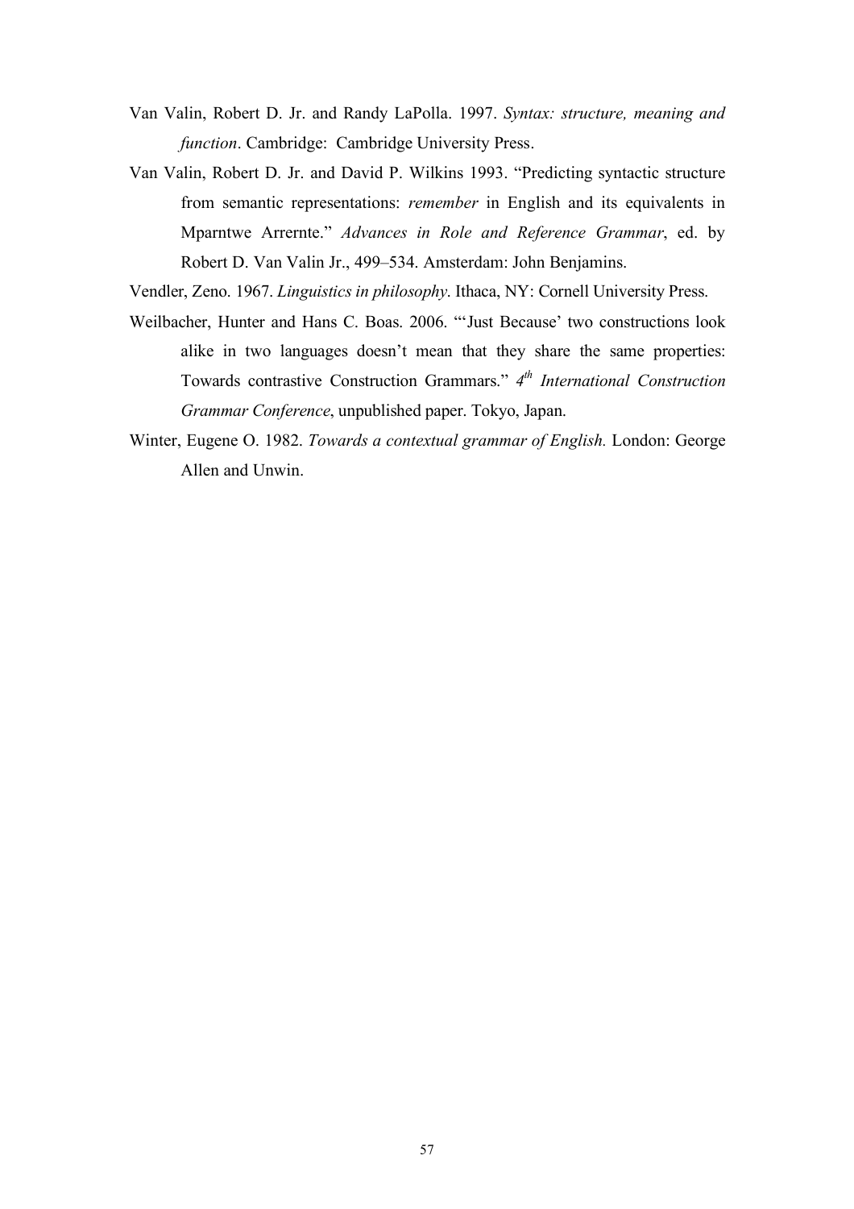Van Valin, Robert D. Jr. and Randy LaPolla. 1997. *Syntax: structure, meaning and function*. Cambridge: Cambridge University Press.

Van Valin, Robert D. Jr. and David P. Wilkins 1993. "Predicting syntactic structure from semantic representations: *remember* in English and its equivalents in Mparntwe Arrernte." *Advances in Role and Reference Grammar*, ed. by Robert D. Van Valin Jr., 499–534. Amsterdam: John Benjamins.

Vendler, Zeno. 1967. *Linguistics in philosophy*. Ithaca, NY: Cornell University Press.

Weilbacher, Hunter and Hans C. Boas. 2006. "'Just Because' two constructions look alike in two languages doesn't mean that they share the same properties: Towards contrastive Construction Grammars." *4th International Construction Grammar Conference*, unpublished paper. Tokyo, Japan.

Winter, Eugene O. 1982. *Towards a contextual grammar of English.* London: George Allen and Unwin.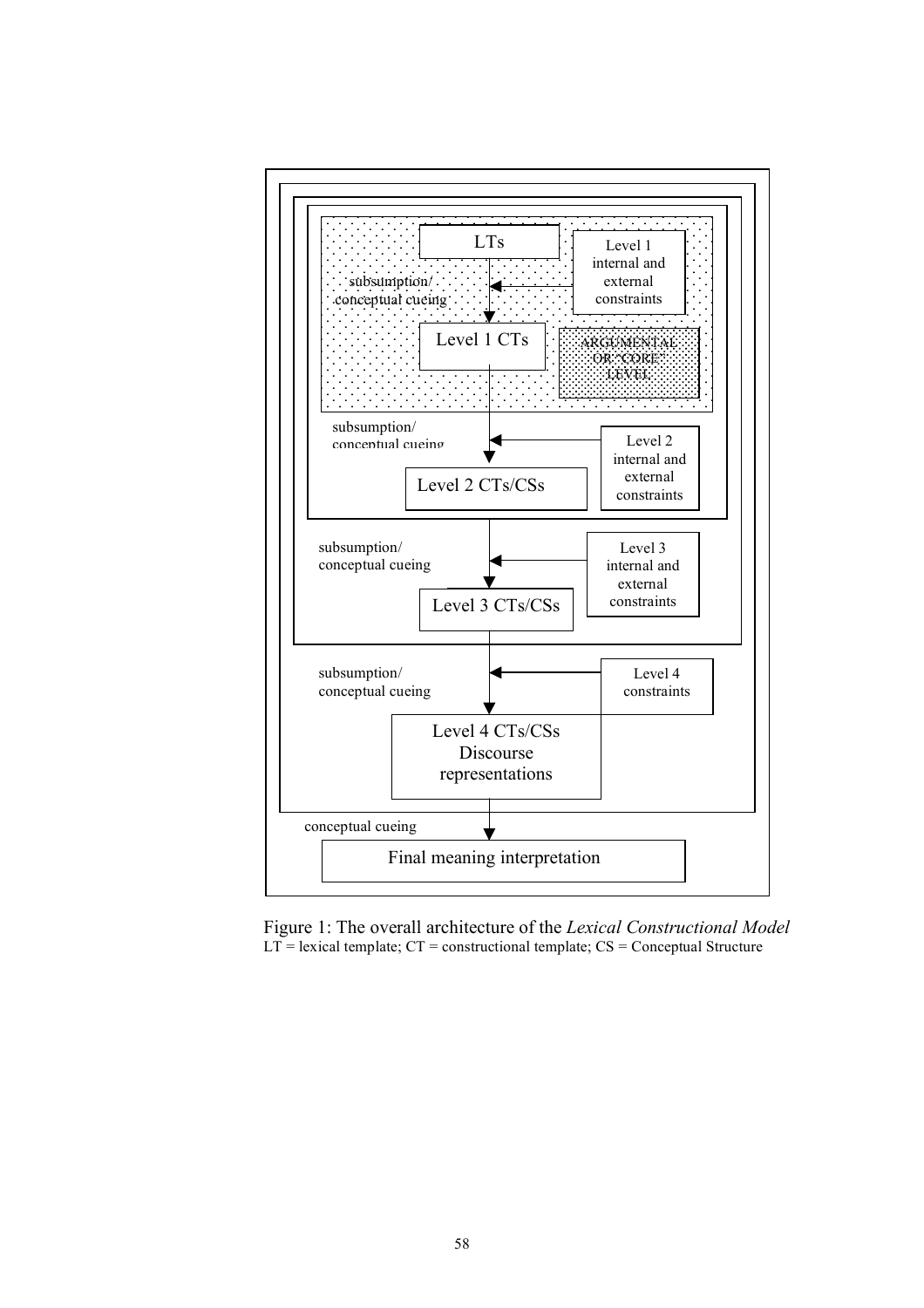LTs

Level 1 internal and external constraints

subsumption/ conceptual cueing

Level 1 CTs

ARGUMENTAL OR "CORE" LEVEL

subsumption/ conceptual cueing

Level 2 internal and external constraints

Level 2 CTs/CSs

subsumption/ conceptual cueing

Level 3 internal and external constraints

Level 3 CTs/CSs

subsumption/ conceptual cueing

Level 4 constraints

Level 4 CTs/CSs Discourse representations

conceptual cueing

Final meaning interpretation

Figure 1: The overall architecture of the *Lexical Constructional Model*
LT = lexical template; CT = constructional template; CS = Conceptual Structure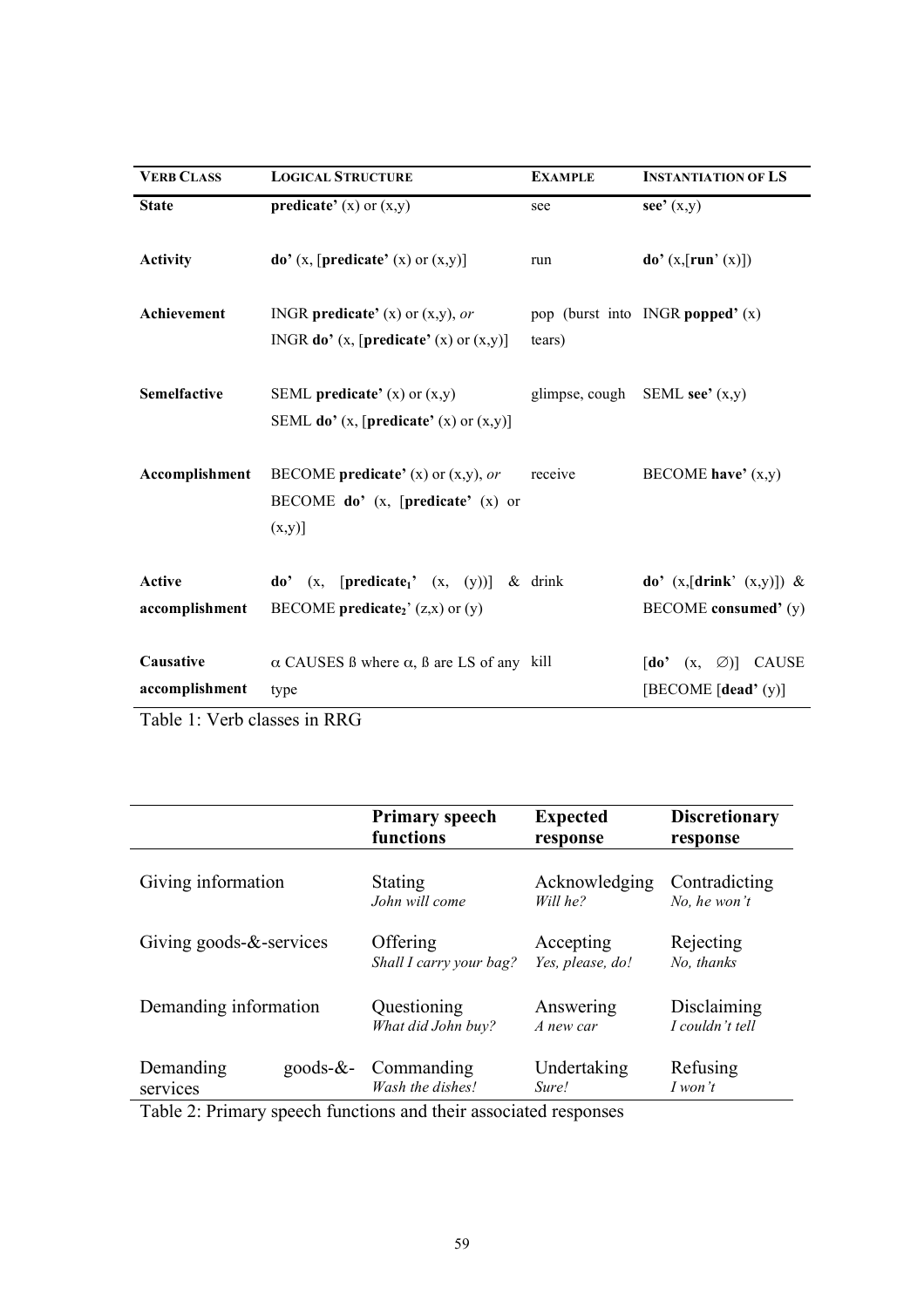| **VERB CLASS** | **LOGICAL STRUCTURE** | **EXAMPLE** | **INSTANTIATION OF LS** |
|---|---|---|---|
| **State** | **predicate'** (x) or (x,y) | see | **see'** (x,y) |
| **Activity** | **do'** (x, [**predicate'** (x) or (x,y)] | run | **do'** (x,[**run'** (x)]) |
| **Achievement** | INGR **predicate'** (x) or (x,y), *or* INGR **do'** (x, [**predicate'** (x) or (x,y)] | pop (burst into tears) | INGR **popped'** (x) |
| **Semelfactive** | SEML **predicate'** (x) or (x,y) SEML **do'** (x, [**predicate'** (x) or (x,y)] | glimpse, cough | SEML **see'** (x,y) |
| **Accomplishment** | BECOME **predicate'** (x) or (x,y), *or* BECOME **do'** (x, [**predicate'** (x) or (x,y)] | receive | BECOME **have'** (x,y) |
| **Active accomplishment** | **do'** (x, [**predicate$_1$'** (x, (y))] & BECOME **predicate$_2$'** (z,x) or (y) | drink | **do'** (x,[**drink'** (x,y)]) & BECOME **consumed'** (y) |
| **Causative accomplishment** | α CAUSES ß where α, ß are LS of any type | kill | [**do'** (x, ∅)] CAUSE [BECOME [**dead'** (y)] |

Table 1: Verb classes in RRG

| | **Primary speech functions** | **Expected response** | **Discretionary response** |
|---|---|---|---|
| Giving information | Stating *John will come* | Acknowledging *Will he?* | Contradicting *No, he won't* |
| Giving goods-&-services | Offering *Shall I carry your bag?* | Accepting *Yes, please, do!* | Rejecting *No, thanks* |
| Demanding information | Questioning *What did John buy?* | Answering *A new car* | Disclaiming *I couldn't tell* |
| Demanding goods-&-services | Commanding *Wash the dishes!* | Undertaking *Sure!* | Refusing *I won't* |

Table 2: Primary speech functions and their associated responses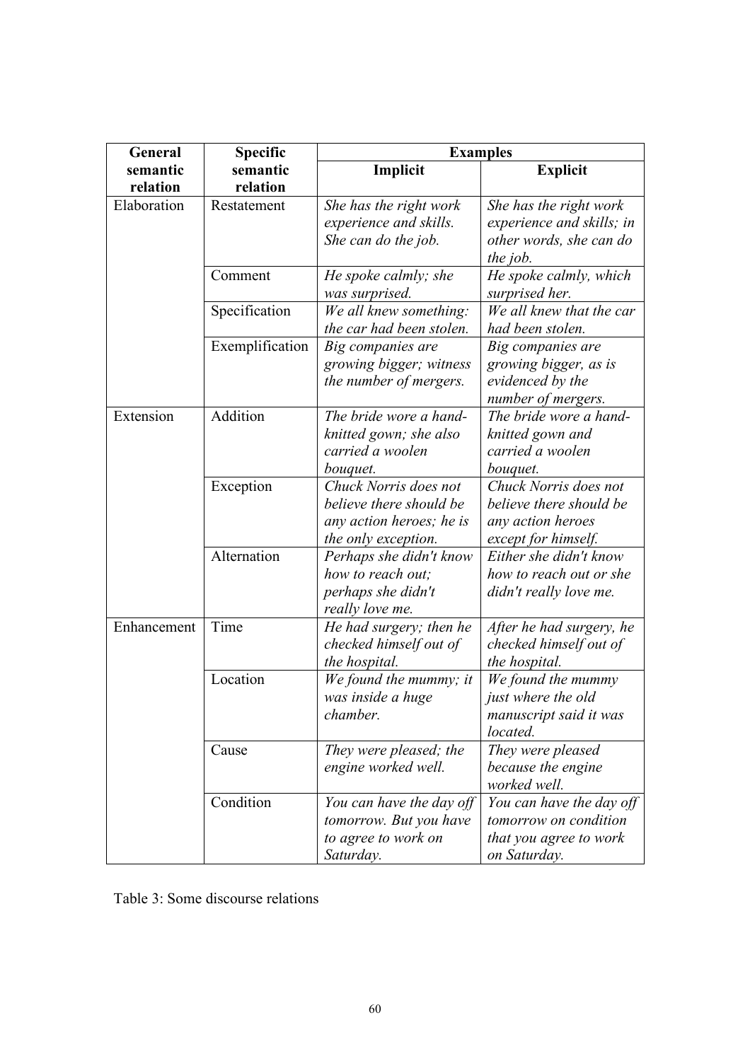| General semantic relation | Specific semantic relation | Examples | |
|---|---|---|---|
| | | **Implicit** | **Explicit** |
| Elaboration | Restatement | *She has the right work experience and skills. She can do the job.* | *She has the right work experience and skills; in other words, she can do the job.* |
| | Comment | *He spoke calmly; she was surprised.* | *He spoke calmly, which surprised her.* |
| | Specification | *We all knew something: the car had been stolen.* | *We all knew that the car had been stolen.* |
| | Exemplification | *Big companies are growing bigger; witness the number of mergers.* | *Big companies are growing bigger, as is evidenced by the number of mergers.* |
| Extension | Addition | *The bride wore a hand-knitted gown; she also carried a woolen bouquet.* | *The bride wore a hand-knitted gown and carried a woolen bouquet.* |
| | Exception | *Chuck Norris does not believe there should be any action heroes; he is the only exception.* | *Chuck Norris does not believe there should be any action heroes except for himself.* |
| | Alternation | *Perhaps she didn't know how to reach out; perhaps she didn't really love me.* | *Either she didn't know how to reach out or she didn't really love me.* |
| Enhancement | Time | *He had surgery; then he checked himself out of the hospital.* | *After he had surgery, he checked himself out of the hospital.* |
| | Location | *We found the mummy; it was inside a huge chamber.* | *We found the mummy just where the old manuscript said it was located.* |
| | Cause | *They were pleased; the engine worked well.* | *They were pleased because the engine worked well.* |
| | Condition | *You can have the day off tomorrow. But you have to agree to work on Saturday.* | *You can have the day off tomorrow on condition that you agree to work on Saturday.* |

Table 3: Some discourse relations